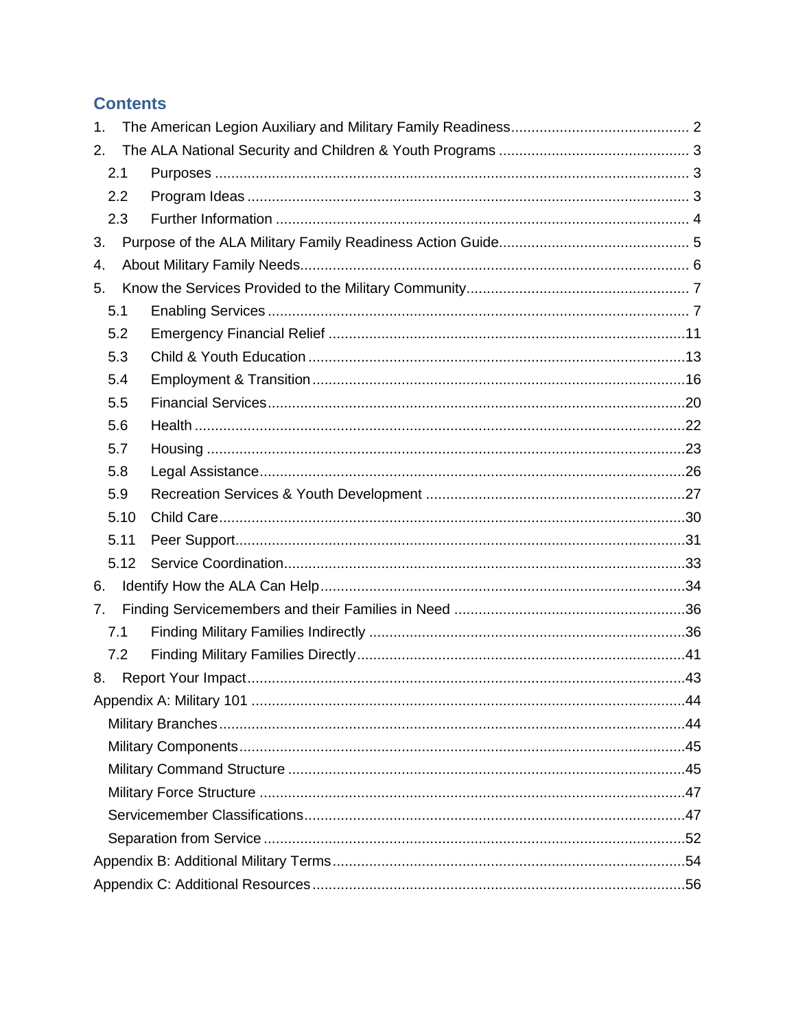## Contents

1. The American Legion Auxiliary and Military Family Readiness ........................................... 2
2. The ALA National Security and Children & Youth Programs .............................................. 3
   - 2.1 Purposes ................................................................................................... 3
   - 2.2 Program Ideas ............................................................................................ 3
   - 2.3 Further Information .................................................................................... 4
3. Purpose of the ALA Military Family Readiness Action Guide.............................................. 5
4. About Military Family Needs.............................................................................................. 6
5. Know the Services Provided to the Military Community...................................................... 7
   - 5.1 Enabling Services ...................................................................................... 7
   - 5.2 Emergency Financial Relief ......................................................................11
   - 5.3 Child & Youth Education ...........................................................................13
   - 5.4 Employment & Transition ..........................................................................16
   - 5.5 Financial Services.....................................................................................20
   - 5.6 Health .......................................................................................................22
   - 5.7 Housing ....................................................................................................23
   - 5.8 Legal Assistance......................................................................................26
   - 5.9 Recreation Services & Youth Development ...............................................27
   - 5.10 Child Care................................................................................................30
   - 5.11 Peer Support.............................................................................................31
   - 5.12 Service Coordination.................................................................................33
6. Identify How the ALA Can Help........................................................................................34
7. Finding Servicemembers and their Families in Need .........................................................36
   - 7.1 Finding Military Families Indirectly ............................................................36
   - 7.2 Finding Military Families Directly...............................................................41
8. Report Your Impact...........................................................................................................43

Appendix A: Military 101 .........................................................................................................44
- Military Branches.................................................................................................................44
- Military Components............................................................................................................45
- Military Command Structure ................................................................................................45
- Military Force Structure .......................................................................................................47
- Servicemember Classifications............................................................................................47
- Separation from Service ......................................................................................................52

Appendix B: Additional Military Terms.....................................................................................54

Appendix C: Additional Resources..........................................................................................56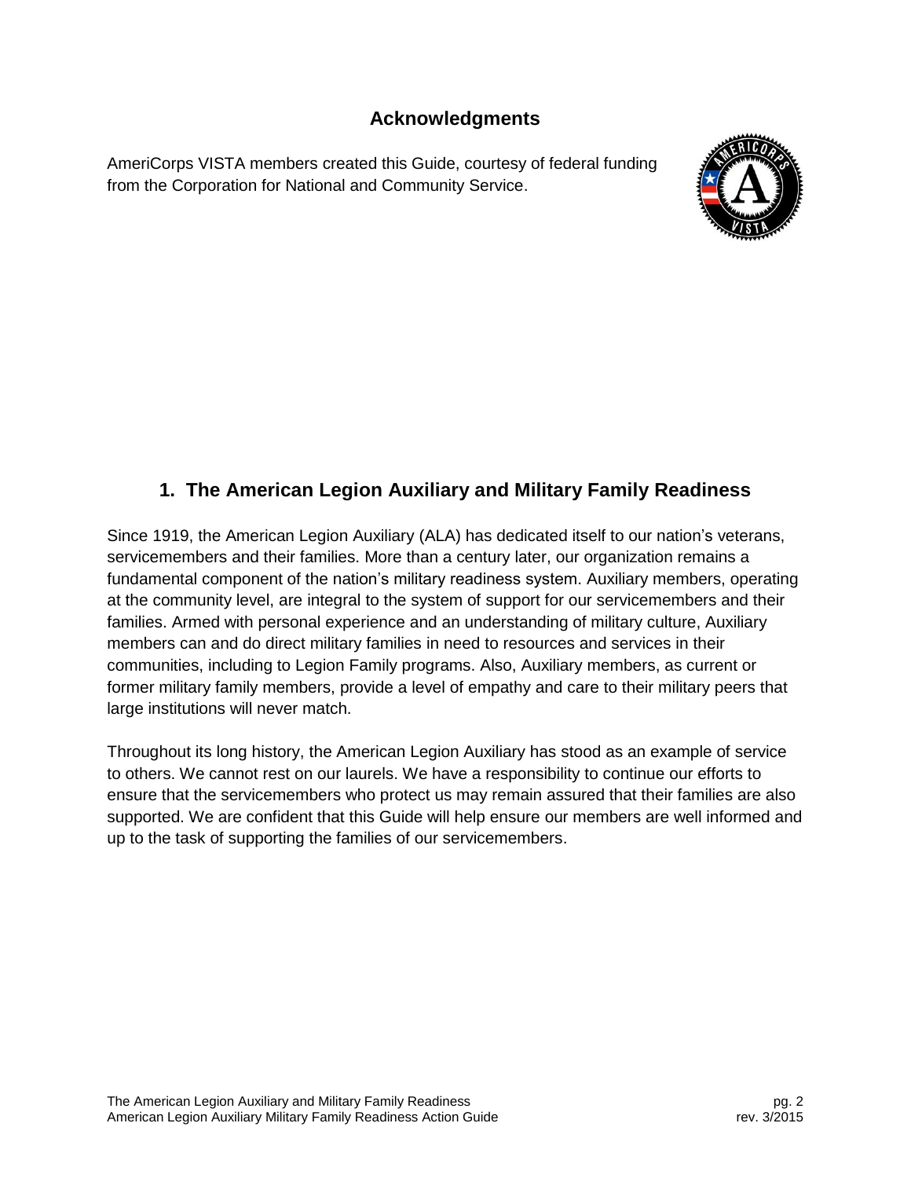## Acknowledgments

AmeriCorps VISTA members created this Guide, courtesy of federal funding from the Corporation for National and Community Service.

## 1. The American Legion Auxiliary and Military Family Readiness

Since 1919, the American Legion Auxiliary (ALA) has dedicated itself to our nation's veterans, servicemembers and their families. More than a century later, our organization remains a fundamental component of the nation's military readiness system. Auxiliary members, operating at the community level, are integral to the system of support for our servicemembers and their families. Armed with personal experience and an understanding of military culture, Auxiliary members can and do direct military families in need to resources and services in their communities, including to Legion Family programs. Also, Auxiliary members, as current or former military family members, provide a level of empathy and care to their military peers that large institutions will never match.

Throughout its long history, the American Legion Auxiliary has stood as an example of service to others. We cannot rest on our laurels. We have a responsibility to continue our efforts to ensure that the servicemembers who protect us may remain assured that their families are also supported. We are confident that this Guide will help ensure our members are well informed and up to the task of supporting the families of our servicemembers.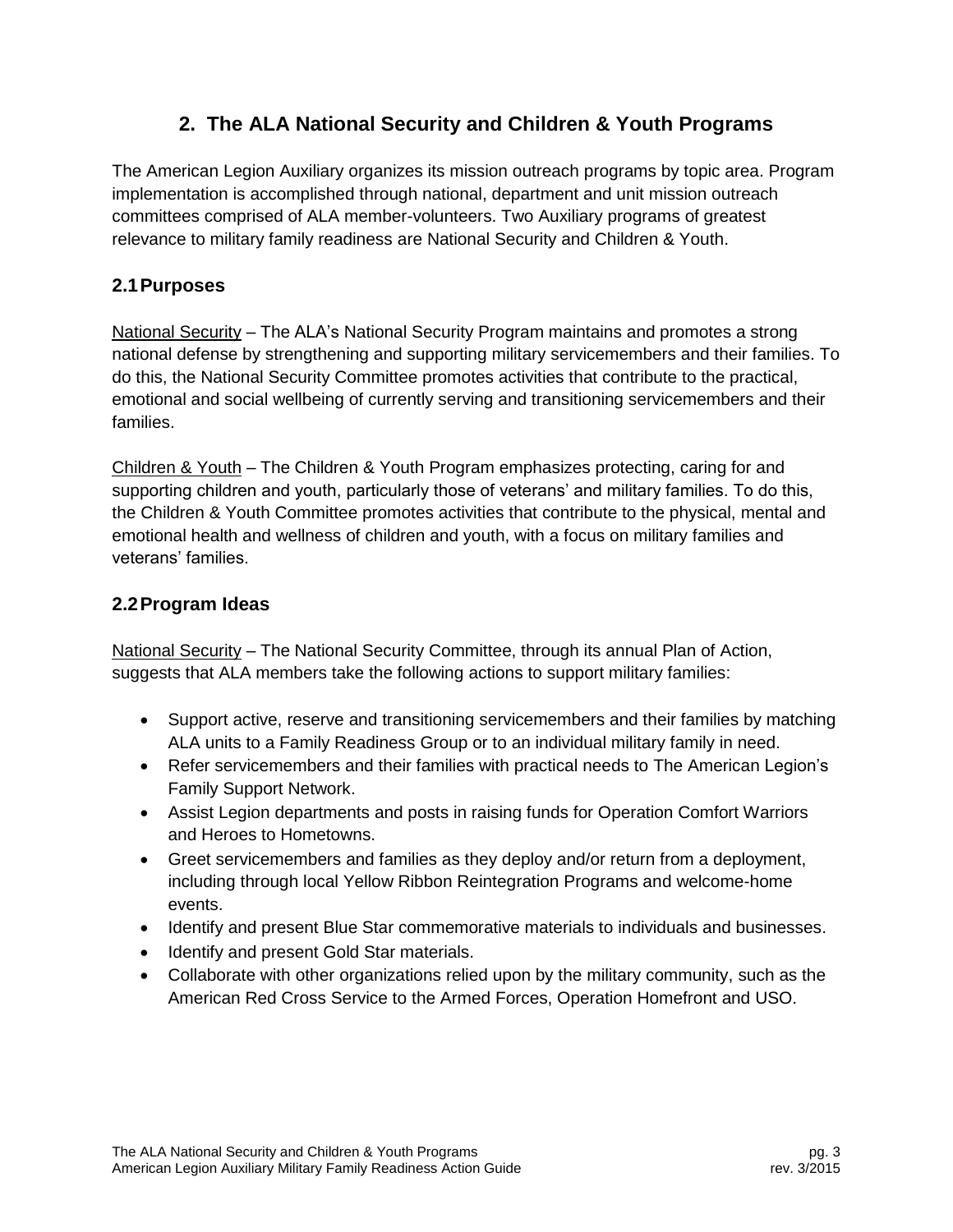## 2. The ALA National Security and Children & Youth Programs

The American Legion Auxiliary organizes its mission outreach programs by topic area. Program implementation is accomplished through national, department and unit mission outreach committees comprised of ALA member-volunteers. Two Auxiliary programs of greatest relevance to military family readiness are National Security and Children & Youth.

### 2.1 Purposes

National Security – The ALA's National Security Program maintains and promotes a strong national defense by strengthening and supporting military servicemembers and their families. To do this, the National Security Committee promotes activities that contribute to the practical, emotional and social wellbeing of currently serving and transitioning servicemembers and their families.

Children & Youth – The Children & Youth Program emphasizes protecting, caring for and supporting children and youth, particularly those of veterans' and military families. To do this, the Children & Youth Committee promotes activities that contribute to the physical, mental and emotional health and wellness of children and youth, with a focus on military families and veterans' families.

### 2.2 Program Ideas

National Security – The National Security Committee, through its annual Plan of Action, suggests that ALA members take the following actions to support military families:

- Support active, reserve and transitioning servicemembers and their families by matching ALA units to a Family Readiness Group or to an individual military family in need.
- Refer servicemembers and their families with practical needs to The American Legion's Family Support Network.
- Assist Legion departments and posts in raising funds for Operation Comfort Warriors and Heroes to Hometowns.
- Greet servicemembers and families as they deploy and/or return from a deployment, including through local Yellow Ribbon Reintegration Programs and welcome-home events.
- Identify and present Blue Star commemorative materials to individuals and businesses.
- Identify and present Gold Star materials.
- Collaborate with other organizations relied upon by the military community, such as the American Red Cross Service to the Armed Forces, Operation Homefront and USO.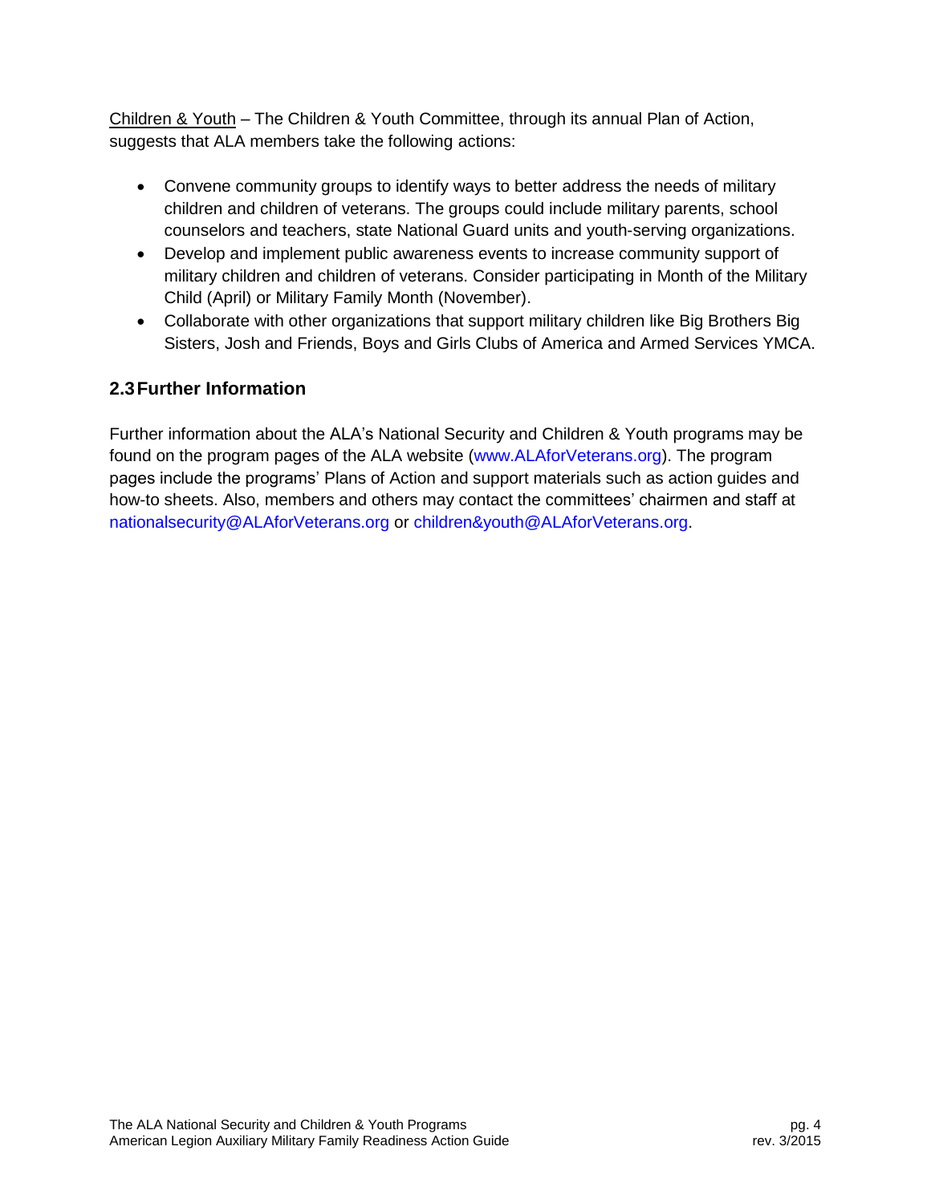Children & Youth – The Children & Youth Committee, through its annual Plan of Action, suggests that ALA members take the following actions:

- Convene community groups to identify ways to better address the needs of military children and children of veterans. The groups could include military parents, school counselors and teachers, state National Guard units and youth-serving organizations.
- Develop and implement public awareness events to increase community support of military children and children of veterans. Consider participating in Month of the Military Child (April) or Military Family Month (November).
- Collaborate with other organizations that support military children like Big Brothers Big Sisters, Josh and Friends, Boys and Girls Clubs of America and Armed Services YMCA.

## 2.3 Further Information

Further information about the ALA's National Security and Children & Youth programs may be found on the program pages of the ALA website (www.ALAforVeterans.org). The program pages include the programs' Plans of Action and support materials such as action guides and how-to sheets. Also, members and others may contact the committees' chairmen and staff at nationalsecurity@ALAforVeterans.org or children&youth@ALAforVeterans.org.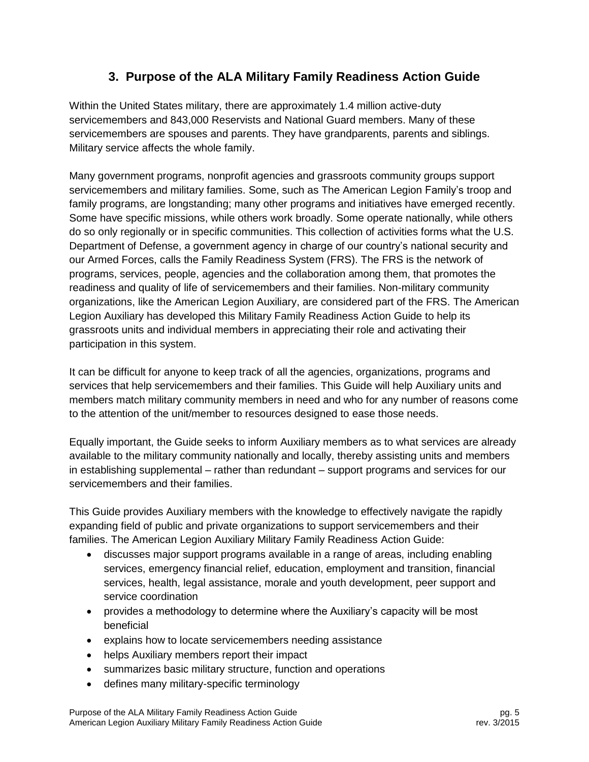## 3. Purpose of the ALA Military Family Readiness Action Guide

Within the United States military, there are approximately 1.4 million active-duty servicemembers and 843,000 Reservists and National Guard members. Many of these servicemembers are spouses and parents. They have grandparents, parents and siblings. Military service affects the whole family.

Many government programs, nonprofit agencies and grassroots community groups support servicemembers and military families. Some, such as The American Legion Family's troop and family programs, are longstanding; many other programs and initiatives have emerged recently. Some have specific missions, while others work broadly. Some operate nationally, while others do so only regionally or in specific communities. This collection of activities forms what the U.S. Department of Defense, a government agency in charge of our country's national security and our Armed Forces, calls the Family Readiness System (FRS). The FRS is the network of programs, services, people, agencies and the collaboration among them, that promotes the readiness and quality of life of servicemembers and their families. Non-military community organizations, like the American Legion Auxiliary, are considered part of the FRS. The American Legion Auxiliary has developed this Military Family Readiness Action Guide to help its grassroots units and individual members in appreciating their role and activating their participation in this system.

It can be difficult for anyone to keep track of all the agencies, organizations, programs and services that help servicemembers and their families. This Guide will help Auxiliary units and members match military community members in need and who for any number of reasons come to the attention of the unit/member to resources designed to ease those needs.

Equally important, the Guide seeks to inform Auxiliary members as to what services are already available to the military community nationally and locally, thereby assisting units and members in establishing supplemental – rather than redundant – support programs and services for our servicemembers and their families.

This Guide provides Auxiliary members with the knowledge to effectively navigate the rapidly expanding field of public and private organizations to support servicemembers and their families. The American Legion Auxiliary Military Family Readiness Action Guide:

- discusses major support programs available in a range of areas, including enabling services, emergency financial relief, education, employment and transition, financial services, health, legal assistance, morale and youth development, peer support and service coordination
- provides a methodology to determine where the Auxiliary's capacity will be most beneficial
- explains how to locate servicemembers needing assistance
- helps Auxiliary members report their impact
- summarizes basic military structure, function and operations
- defines many military-specific terminology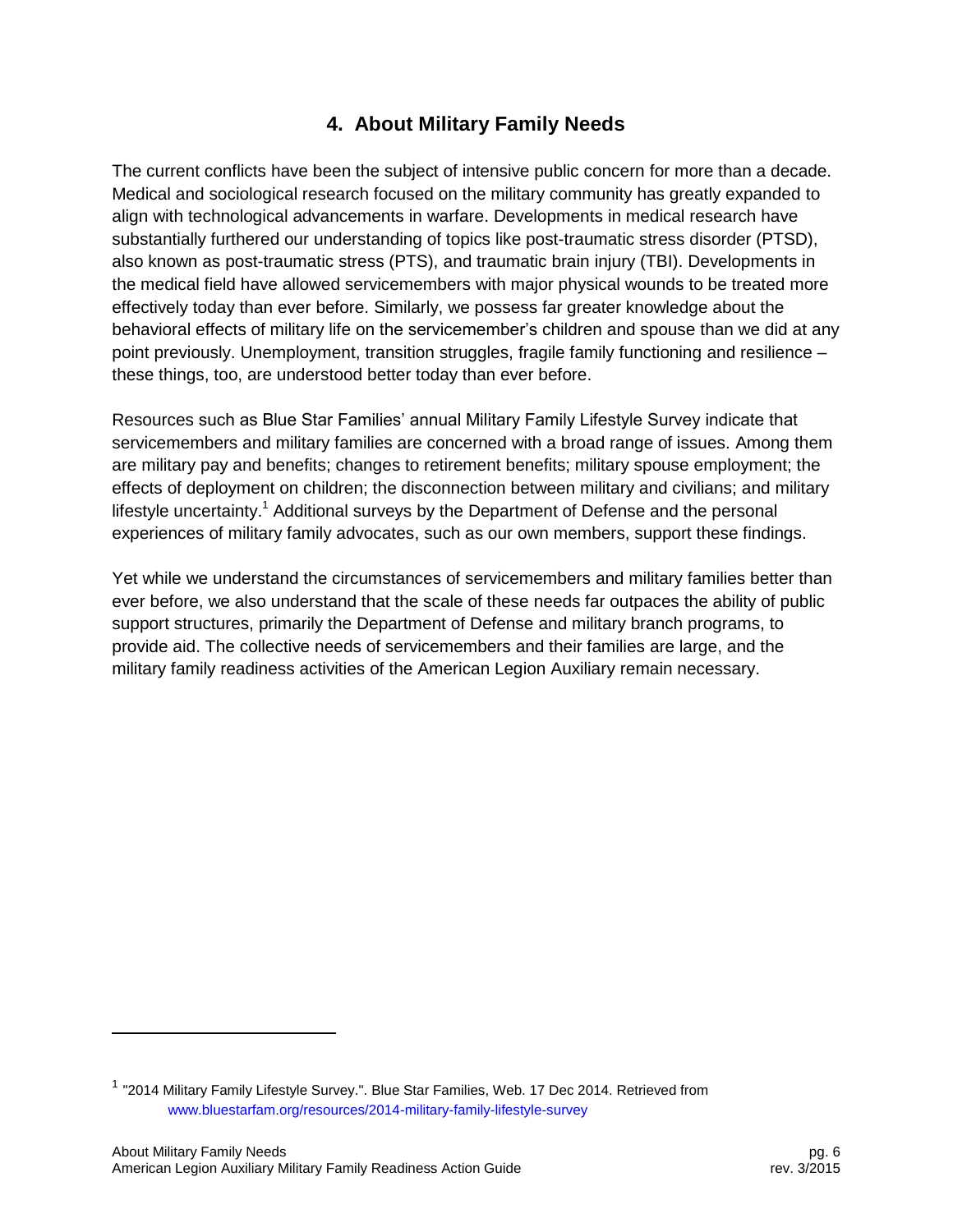## 4. About Military Family Needs

The current conflicts have been the subject of intensive public concern for more than a decade. Medical and sociological research focused on the military community has greatly expanded to align with technological advancements in warfare. Developments in medical research have substantially furthered our understanding of topics like post-traumatic stress disorder (PTSD), also known as post-traumatic stress (PTS), and traumatic brain injury (TBI). Developments in the medical field have allowed servicemembers with major physical wounds to be treated more effectively today than ever before. Similarly, we possess far greater knowledge about the behavioral effects of military life on the servicemember's children and spouse than we did at any point previously. Unemployment, transition struggles, fragile family functioning and resilience – these things, too, are understood better today than ever before.

Resources such as Blue Star Families' annual Military Family Lifestyle Survey indicate that servicemembers and military families are concerned with a broad range of issues. Among them are military pay and benefits; changes to retirement benefits; military spouse employment; the effects of deployment on children; the disconnection between military and civilians; and military lifestyle uncertainty.[1] Additional surveys by the Department of Defense and the personal experiences of military family advocates, such as our own members, support these findings.

Yet while we understand the circumstances of servicemembers and military families better than ever before, we also understand that the scale of these needs far outpaces the ability of public support structures, primarily the Department of Defense and military branch programs, to provide aid. The collective needs of servicemembers and their families are large, and the military family readiness activities of the American Legion Auxiliary remain necessary.

---

[1] "2014 Military Family Lifestyle Survey.". Blue Star Families, Web. 17 Dec 2014. Retrieved from www.bluestarfam.org/resources/2014-military-family-lifestyle-survey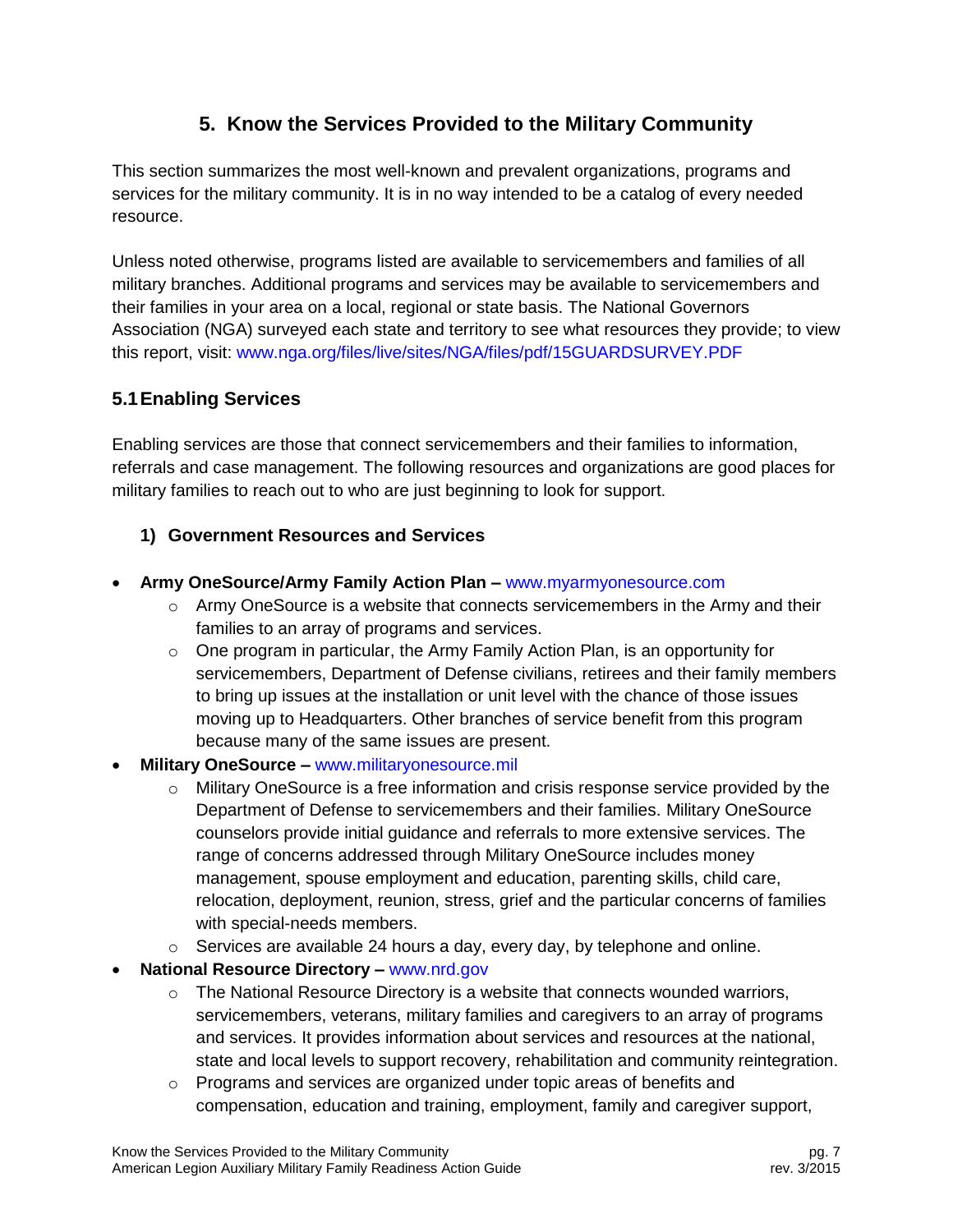## 5. Know the Services Provided to the Military Community

This section summarizes the most well-known and prevalent organizations, programs and services for the military community. It is in no way intended to be a catalog of every needed resource.

Unless noted otherwise, programs listed are available to servicemembers and families of all military branches. Additional programs and services may be available to servicemembers and their families in your area on a local, regional or state basis. The National Governors Association (NGA) surveyed each state and territory to see what resources they provide; to view this report, visit: www.nga.org/files/live/sites/NGA/files/pdf/15GUARDSURVEY.PDF

### 5.1 Enabling Services

Enabling services are those that connect servicemembers and their families to information, referrals and case management. The following resources and organizations are good places for military families to reach out to who are just beginning to look for support.

#### 1) Government Resources and Services

- **Army OneSource/Army Family Action Plan –** www.myarmyonesource.com
  - Army OneSource is a website that connects servicemembers in the Army and their families to an array of programs and services.
  - One program in particular, the Army Family Action Plan, is an opportunity for servicemembers, Department of Defense civilians, retirees and their family members to bring up issues at the installation or unit level with the chance of those issues moving up to Headquarters. Other branches of service benefit from this program because many of the same issues are present.
- **Military OneSource –** www.militaryonesource.mil
  - Military OneSource is a free information and crisis response service provided by the Department of Defense to servicemembers and their families. Military OneSource counselors provide initial guidance and referrals to more extensive services. The range of concerns addressed through Military OneSource includes money management, spouse employment and education, parenting skills, child care, relocation, deployment, reunion, stress, grief and the particular concerns of families with special-needs members.
  - Services are available 24 hours a day, every day, by telephone and online.
- **National Resource Directory –** www.nrd.gov
  - The National Resource Directory is a website that connects wounded warriors, servicemembers, veterans, military families and caregivers to an array of programs and services. It provides information about services and resources at the national, state and local levels to support recovery, rehabilitation and community reintegration.
  - Programs and services are organized under topic areas of benefits and compensation, education and training, employment, family and caregiver support,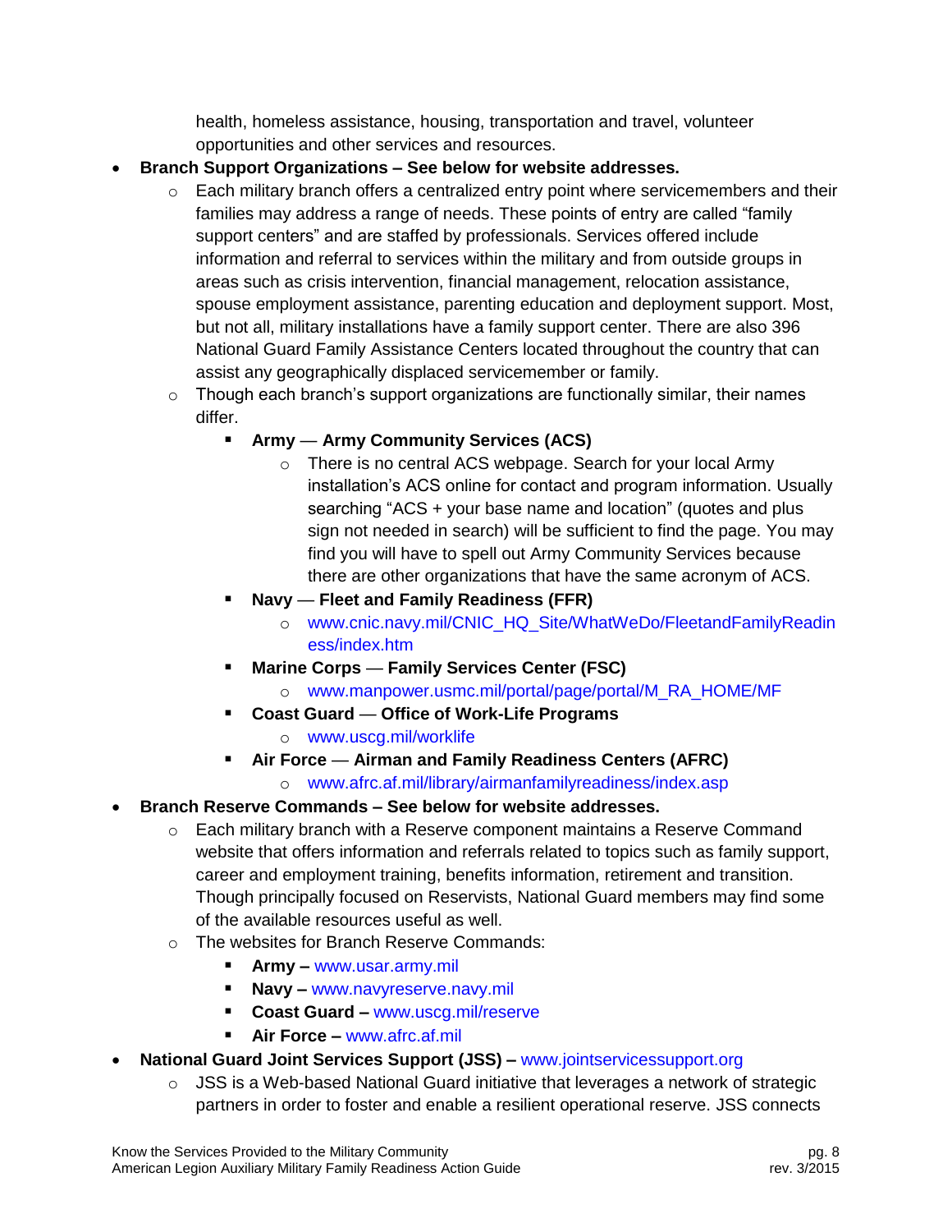health, homeless assistance, housing, transportation and travel, volunteer opportunities and other services and resources.

- **Branch Support Organizations – See below for website addresses.**
  - Each military branch offers a centralized entry point where servicemembers and their families may address a range of needs. These points of entry are called "family support centers" and are staffed by professionals. Services offered include information and referral to services within the military and from outside groups in areas such as crisis intervention, financial management, relocation assistance, spouse employment assistance, parenting education and deployment support. Most, but not all, military installations have a family support center. There are also 396 National Guard Family Assistance Centers located throughout the country that can assist any geographically displaced servicemember or family.
  - Though each branch's support organizations are functionally similar, their names differ.
    - **Army — Army Community Services (ACS)**
      - There is no central ACS webpage. Search for your local Army installation's ACS online for contact and program information. Usually searching "ACS + your base name and location" (quotes and plus sign not needed in search) will be sufficient to find the page. You may find you will have to spell out Army Community Services because there are other organizations that have the same acronym of ACS.
    - **Navy — Fleet and Family Readiness (FFR)**
      - www.cnic.navy.mil/CNIC_HQ_Site/WhatWeDo/FleetandFamilyReadiness/index.htm
    - **Marine Corps — Family Services Center (FSC)**
      - www.manpower.usmc.mil/portal/page/portal/M_RA_HOME/MF
    - **Coast Guard — Office of Work-Life Programs**
      - www.uscg.mil/worklife
    - **Air Force — Airman and Family Readiness Centers (AFRC)**
      - www.afrc.af.mil/library/airmanfamilyreadiness/index.asp
- **Branch Reserve Commands – See below for website addresses.**
  - Each military branch with a Reserve component maintains a Reserve Command website that offers information and referrals related to topics such as family support, career and employment training, benefits information, retirement and transition. Though principally focused on Reservists, National Guard members may find some of the available resources useful as well.
  - The websites for Branch Reserve Commands:
    - **Army –** www.usar.army.mil
    - **Navy –** www.navyreserve.navy.mil
    - **Coast Guard –** www.uscg.mil/reserve
    - **Air Force –** www.afrc.af.mil
- **National Guard Joint Services Support (JSS) –** www.jointservicessupport.org
  - JSS is a Web-based National Guard initiative that leverages a network of strategic partners in order to foster and enable a resilient operational reserve. JSS connects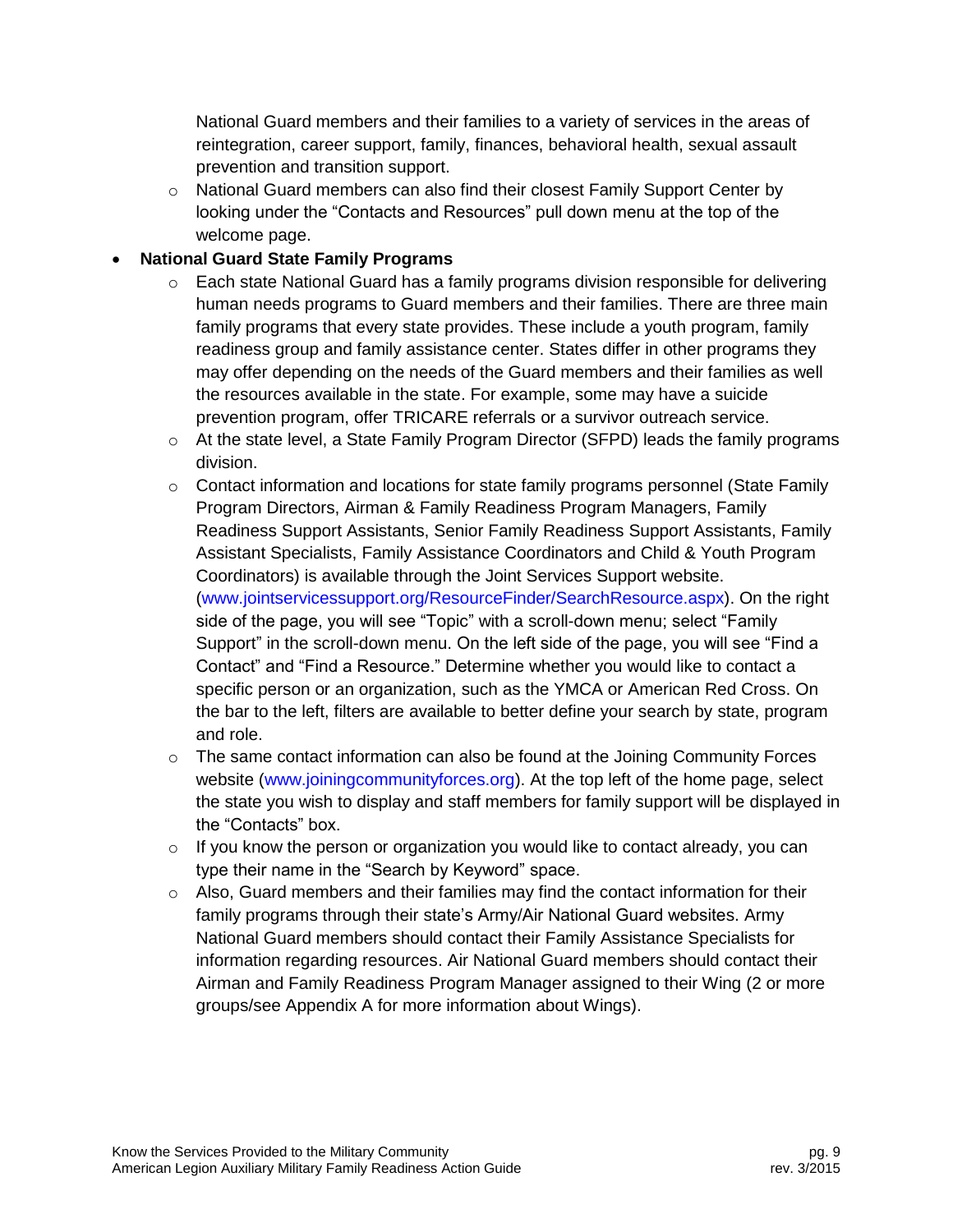National Guard members and their families to a variety of services in the areas of reintegration, career support, family, finances, behavioral health, sexual assault prevention and transition support.

  - National Guard members can also find their closest Family Support Center by looking under the "Contacts and Resources" pull down menu at the top of the welcome page.

- **National Guard State Family Programs**
  - Each state National Guard has a family programs division responsible for delivering human needs programs to Guard members and their families. There are three main family programs that every state provides. These include a youth program, family readiness group and family assistance center. States differ in other programs they may offer depending on the needs of the Guard members and their families as well the resources available in the state. For example, some may have a suicide prevention program, offer TRICARE referrals or a survivor outreach service.
  - At the state level, a State Family Program Director (SFPD) leads the family programs division.
  - Contact information and locations for state family programs personnel (State Family Program Directors, Airman & Family Readiness Program Managers, Family Readiness Support Assistants, Senior Family Readiness Support Assistants, Family Assistant Specialists, Family Assistance Coordinators and Child & Youth Program Coordinators) is available through the Joint Services Support website. (www.jointservicessupport.org/ResourceFinder/SearchResource.aspx). On the right side of the page, you will see "Topic" with a scroll-down menu; select "Family Support" in the scroll-down menu. On the left side of the page, you will see "Find a Contact" and "Find a Resource." Determine whether you would like to contact a specific person or an organization, such as the YMCA or American Red Cross. On the bar to the left, filters are available to better define your search by state, program and role.
  - The same contact information can also be found at the Joining Community Forces website (www.joiningcommunityforces.org). At the top left of the home page, select the state you wish to display and staff members for family support will be displayed in the "Contacts" box.
  - If you know the person or organization you would like to contact already, you can type their name in the "Search by Keyword" space.
  - Also, Guard members and their families may find the contact information for their family programs through their state's Army/Air National Guard websites. Army National Guard members should contact their Family Assistance Specialists for information regarding resources. Air National Guard members should contact their Airman and Family Readiness Program Manager assigned to their Wing (2 or more groups/see Appendix A for more information about Wings).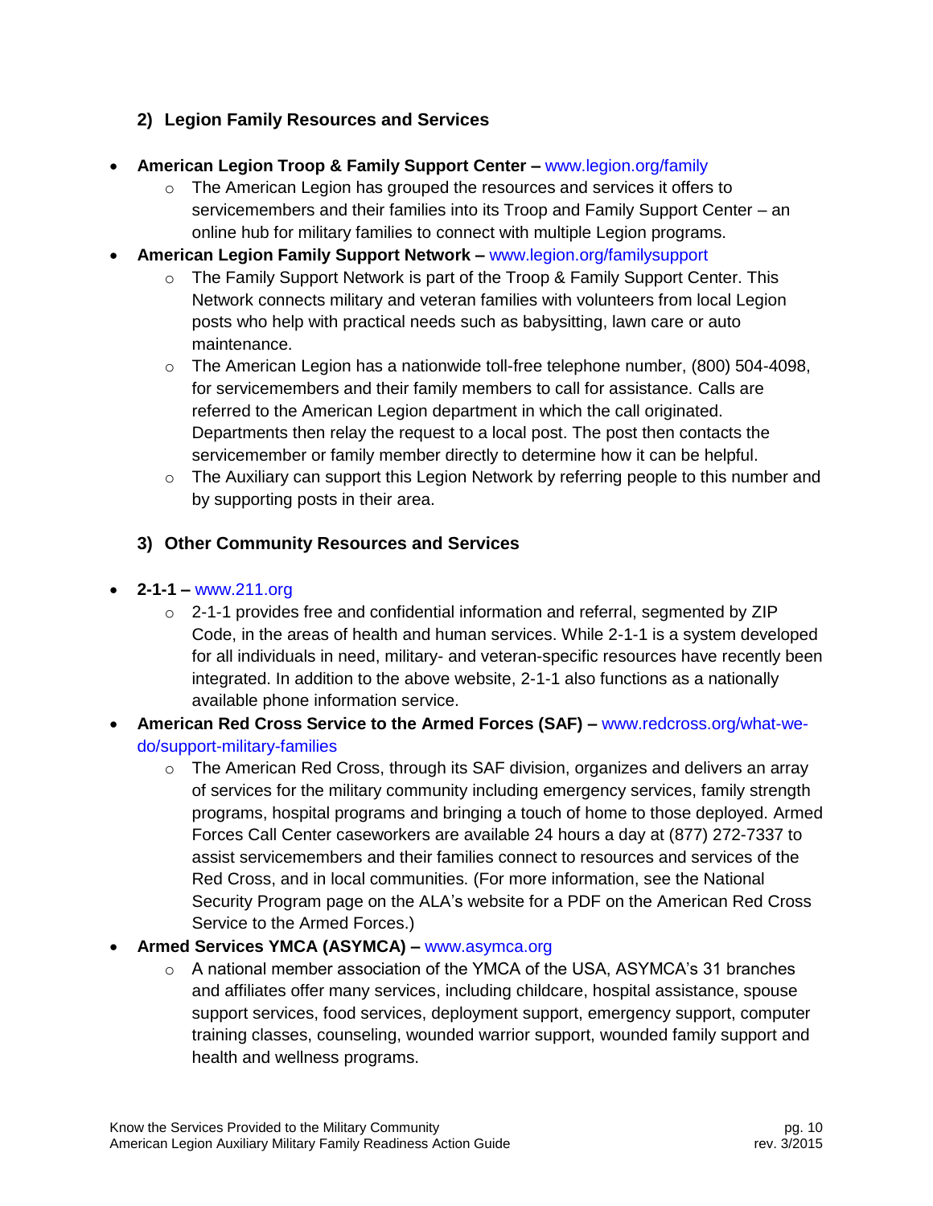### 2) Legion Family Resources and Services

- **American Legion Troop & Family Support Center –** www.legion.org/family
  - The American Legion has grouped the resources and services it offers to servicemembers and their families into its Troop and Family Support Center – an online hub for military families to connect with multiple Legion programs.
- **American Legion Family Support Network –** www.legion.org/familysupport
  - The Family Support Network is part of the Troop & Family Support Center. This Network connects military and veteran families with volunteers from local Legion posts who help with practical needs such as babysitting, lawn care or auto maintenance.
  - The American Legion has a nationwide toll-free telephone number, (800) 504-4098, for servicemembers and their family members to call for assistance. Calls are referred to the American Legion department in which the call originated. Departments then relay the request to a local post. The post then contacts the servicemember or family member directly to determine how it can be helpful.
  - The Auxiliary can support this Legion Network by referring people to this number and by supporting posts in their area.

### 3) Other Community Resources and Services

- **2-1-1 –** www.211.org
  - 2-1-1 provides free and confidential information and referral, segmented by ZIP Code, in the areas of health and human services. While 2-1-1 is a system developed for all individuals in need, military- and veteran-specific resources have recently been integrated. In addition to the above website, 2-1-1 also functions as a nationally available phone information service.
- **American Red Cross Service to the Armed Forces (SAF) –** www.redcross.org/what-we-do/support-military-families
  - The American Red Cross, through its SAF division, organizes and delivers an array of services for the military community including emergency services, family strength programs, hospital programs and bringing a touch of home to those deployed. Armed Forces Call Center caseworkers are available 24 hours a day at (877) 272-7337 to assist servicemembers and their families connect to resources and services of the Red Cross, and in local communities. (For more information, see the National Security Program page on the ALA's website for a PDF on the American Red Cross Service to the Armed Forces.)
- **Armed Services YMCA (ASYMCA) –** www.asymca.org
  - A national member association of the YMCA of the USA, ASYMCA's 31 branches and affiliates offer many services, including childcare, hospital assistance, spouse support services, food services, deployment support, emergency support, computer training classes, counseling, wounded warrior support, wounded family support and health and wellness programs.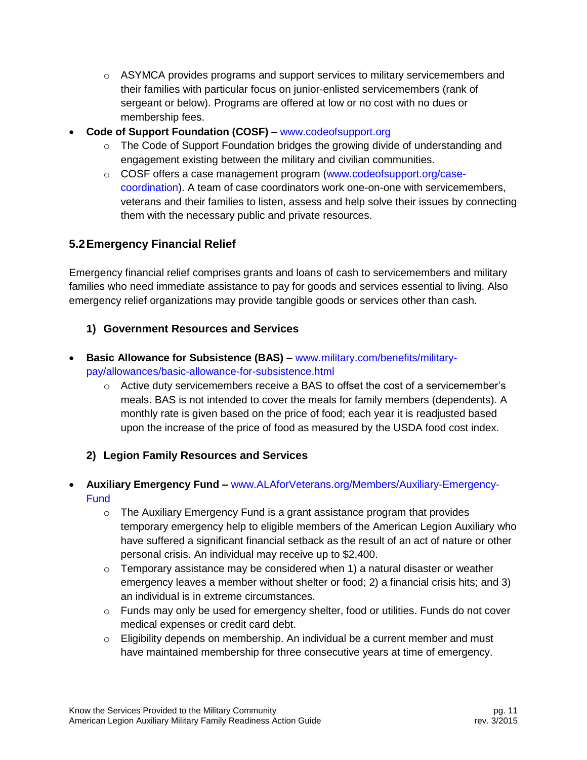- ASYMCA provides programs and support services to military servicemembers and their families with particular focus on junior-enlisted servicemembers (rank of sergeant or below). Programs are offered at low or no cost with no dues or membership fees.

- **Code of Support Foundation (COSF) –** www.codeofsupport.org
  - The Code of Support Foundation bridges the growing divide of understanding and engagement existing between the military and civilian communities.
  - COSF offers a case management program (www.codeofsupport.org/case-coordination). A team of case coordinators work one-on-one with servicemembers, veterans and their families to listen, assess and help solve their issues by connecting them with the necessary public and private resources.

## 5.2 Emergency Financial Relief

Emergency financial relief comprises grants and loans of cash to servicemembers and military families who need immediate assistance to pay for goods and services essential to living. Also emergency relief organizations may provide tangible goods or services other than cash.

### 1) Government Resources and Services

- **Basic Allowance for Subsistence (BAS) –** www.military.com/benefits/military-pay/allowances/basic-allowance-for-subsistence.html
  - Active duty servicemembers receive a BAS to offset the cost of a servicemember's meals. BAS is not intended to cover the meals for family members (dependents). A monthly rate is given based on the price of food; each year it is readjusted based upon the increase of the price of food as measured by the USDA food cost index.

### 2) Legion Family Resources and Services

- **Auxiliary Emergency Fund –** www.ALAforVeterans.org/Members/Auxiliary-Emergency-Fund
  - The Auxiliary Emergency Fund is a grant assistance program that provides temporary emergency help to eligible members of the American Legion Auxiliary who have suffered a significant financial setback as the result of an act of nature or other personal crisis. An individual may receive up to $2,400.
  - Temporary assistance may be considered when 1) a natural disaster or weather emergency leaves a member without shelter or food; 2) a financial crisis hits; and 3) an individual is in extreme circumstances.
  - Funds may only be used for emergency shelter, food or utilities. Funds do not cover medical expenses or credit card debt.
  - Eligibility depends on membership. An individual be a current member and must have maintained membership for three consecutive years at time of emergency.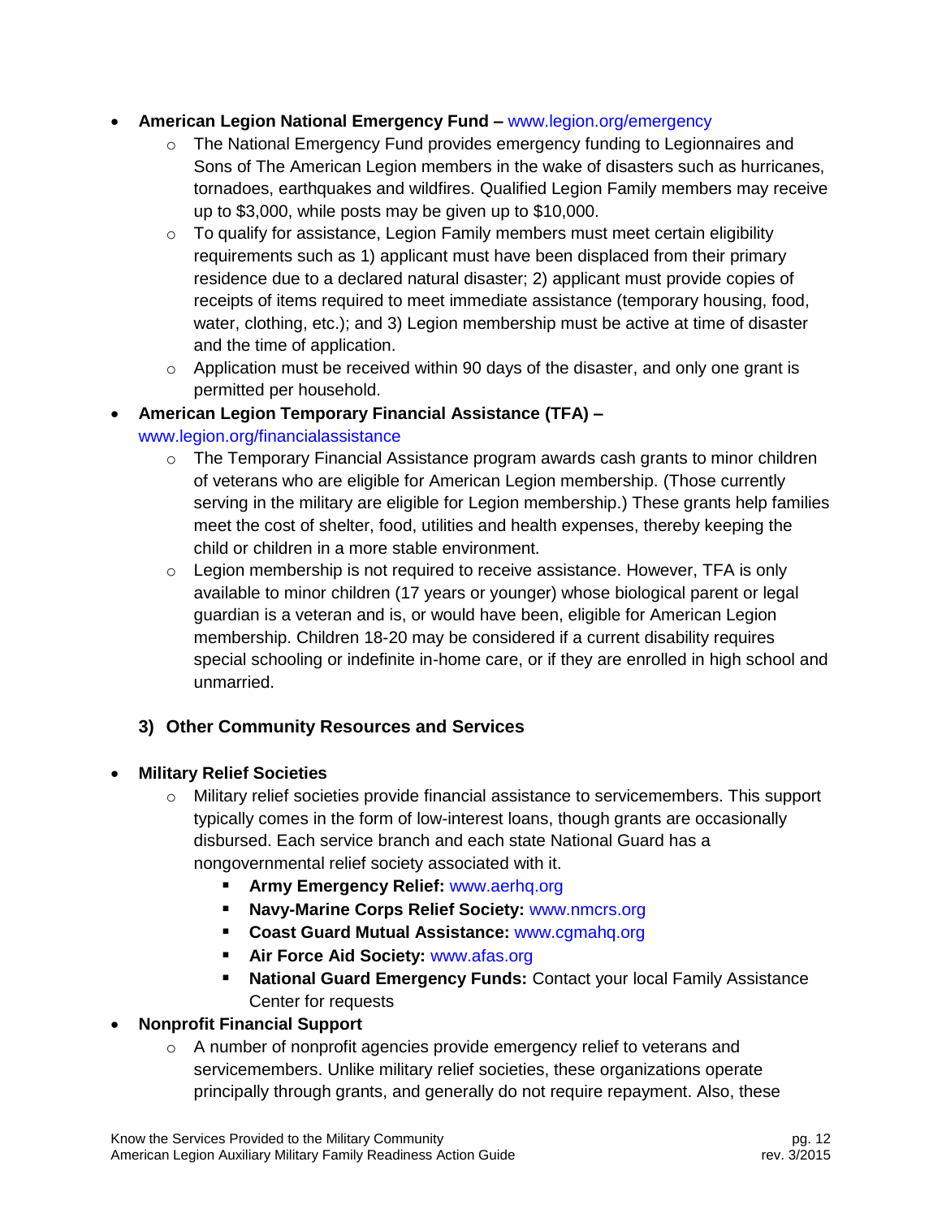- **American Legion National Emergency Fund –** www.legion.org/emergency
  - The National Emergency Fund provides emergency funding to Legionnaires and Sons of The American Legion members in the wake of disasters such as hurricanes, tornadoes, earthquakes and wildfires. Qualified Legion Family members may receive up to $3,000, while posts may be given up to $10,000.
  - To qualify for assistance, Legion Family members must meet certain eligibility requirements such as 1) applicant must have been displaced from their primary residence due to a declared natural disaster; 2) applicant must provide copies of receipts of items required to meet immediate assistance (temporary housing, food, water, clothing, etc.); and 3) Legion membership must be active at time of disaster and the time of application.
  - Application must be received within 90 days of the disaster, and only one grant is permitted per household.
- **American Legion Temporary Financial Assistance (TFA) –** www.legion.org/financialassistance
  - The Temporary Financial Assistance program awards cash grants to minor children of veterans who are eligible for American Legion membership. (Those currently serving in the military are eligible for Legion membership.) These grants help families meet the cost of shelter, food, utilities and health expenses, thereby keeping the child or children in a more stable environment.
  - Legion membership is not required to receive assistance. However, TFA is only available to minor children (17 years or younger) whose biological parent or legal guardian is a veteran and is, or would have been, eligible for American Legion membership. Children 18-20 may be considered if a current disability requires special schooling or indefinite in-home care, or if they are enrolled in high school and unmarried.

### 3) Other Community Resources and Services

- **Military Relief Societies**
  - Military relief societies provide financial assistance to servicemembers. This support typically comes in the form of low-interest loans, though grants are occasionally disbursed. Each service branch and each state National Guard has a nongovernmental relief society associated with it.
    - **Army Emergency Relief:** www.aerhq.org
    - **Navy-Marine Corps Relief Society:** www.nmcrs.org
    - **Coast Guard Mutual Assistance:** www.cgmahq.org
    - **Air Force Aid Society:** www.afas.org
    - **National Guard Emergency Funds:** Contact your local Family Assistance Center for requests
- **Nonprofit Financial Support**
  - A number of nonprofit agencies provide emergency relief to veterans and servicemembers. Unlike military relief societies, these organizations operate principally through grants, and generally do not require repayment. Also, these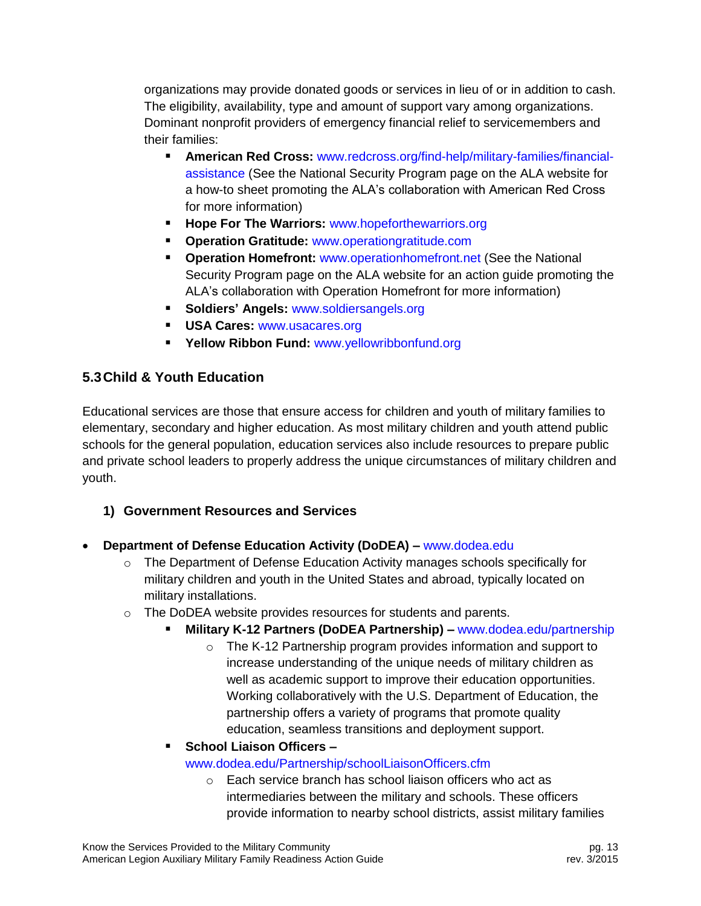organizations may provide donated goods or services in lieu of or in addition to cash. The eligibility, availability, type and amount of support vary among organizations. Dominant nonprofit providers of emergency financial relief to servicemembers and their families:

- **American Red Cross:** www.redcross.org/find-help/military-families/financial-assistance (See the National Security Program page on the ALA website for a how-to sheet promoting the ALA's collaboration with American Red Cross for more information)
- **Hope For The Warriors:** www.hopeforthewarriors.org
- **Operation Gratitude:** www.operationgratitude.com
- **Operation Homefront:** www.operationhomefront.net (See the National Security Program page on the ALA website for an action guide promoting the ALA's collaboration with Operation Homefront for more information)
- **Soldiers' Angels:** www.soldiersangels.org
- **USA Cares:** www.usacares.org
- **Yellow Ribbon Fund:** www.yellowribbonfund.org

## 5.3 Child & Youth Education

Educational services are those that ensure access for children and youth of military families to elementary, secondary and higher education. As most military children and youth attend public schools for the general population, education services also include resources to prepare public and private school leaders to properly address the unique circumstances of military children and youth.

### 1) Government Resources and Services

- **Department of Defense Education Activity (DoDEA) –** www.dodea.edu
  - The Department of Defense Education Activity manages schools specifically for military children and youth in the United States and abroad, typically located on military installations.
  - The DoDEA website provides resources for students and parents.
    - **Military K-12 Partners (DoDEA Partnership) –** www.dodea.edu/partnership
      - The K-12 Partnership program provides information and support to increase understanding of the unique needs of military children as well as academic support to improve their education opportunities. Working collaboratively with the U.S. Department of Education, the partnership offers a variety of programs that promote quality education, seamless transitions and deployment support.
    - **School Liaison Officers –** www.dodea.edu/Partnership/schoolLiaisonOfficers.cfm
      - Each service branch has school liaison officers who act as intermediaries between the military and schools. These officers provide information to nearby school districts, assist military families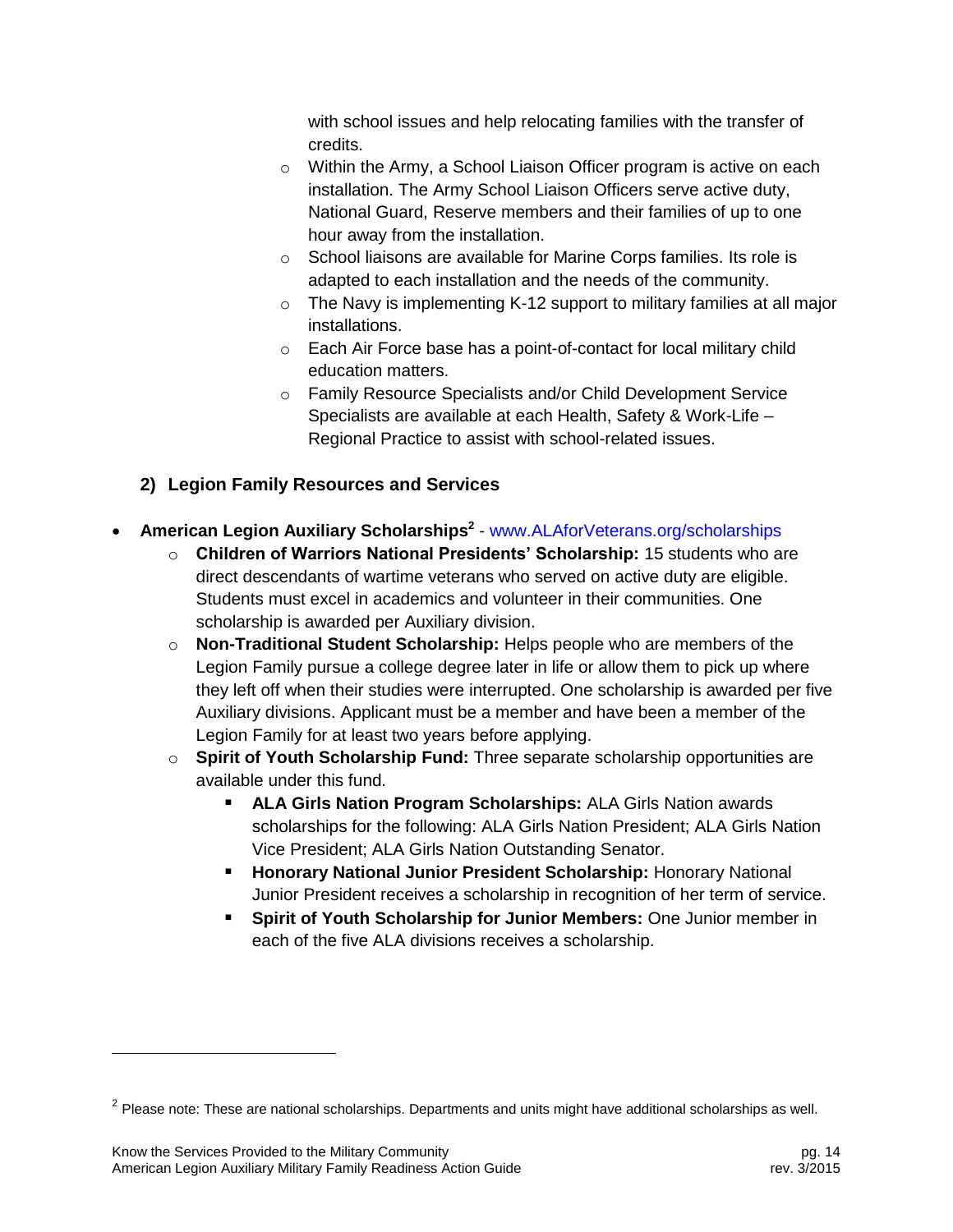with school issues and help relocating families with the transfer of credits.

   - Within the Army, a School Liaison Officer program is active on each installation. The Army School Liaison Officers serve active duty, National Guard, Reserve members and their families of up to one hour away from the installation.
   - School liaisons are available for Marine Corps families. Its role is adapted to each installation and the needs of the community.
   - The Navy is implementing K-12 support to military families at all major installations.
   - Each Air Force base has a point-of-contact for local military child education matters.
   - Family Resource Specialists and/or Child Development Service Specialists are available at each Health, Safety & Work-Life – Regional Practice to assist with school-related issues.

### 2) Legion Family Resources and Services

- **American Legion Auxiliary Scholarships**[2] - www.ALAforVeterans.org/scholarships
  - **Children of Warriors National Presidents' Scholarship:** 15 students who are direct descendants of wartime veterans who served on active duty are eligible. Students must excel in academics and volunteer in their communities. One scholarship is awarded per Auxiliary division.
  - **Non-Traditional Student Scholarship:** Helps people who are members of the Legion Family pursue a college degree later in life or allow them to pick up where they left off when their studies were interrupted. One scholarship is awarded per five Auxiliary divisions. Applicant must be a member and have been a member of the Legion Family for at least two years before applying.
  - **Spirit of Youth Scholarship Fund:** Three separate scholarship opportunities are available under this fund.
    - **ALA Girls Nation Program Scholarships:** ALA Girls Nation awards scholarships for the following: ALA Girls Nation President; ALA Girls Nation Vice President; ALA Girls Nation Outstanding Senator.
    - **Honorary National Junior President Scholarship:** Honorary National Junior President receives a scholarship in recognition of her term of service.
    - **Spirit of Youth Scholarship for Junior Members:** One Junior member in each of the five ALA divisions receives a scholarship.

[2] Please note: These are national scholarships. Departments and units might have additional scholarships as well.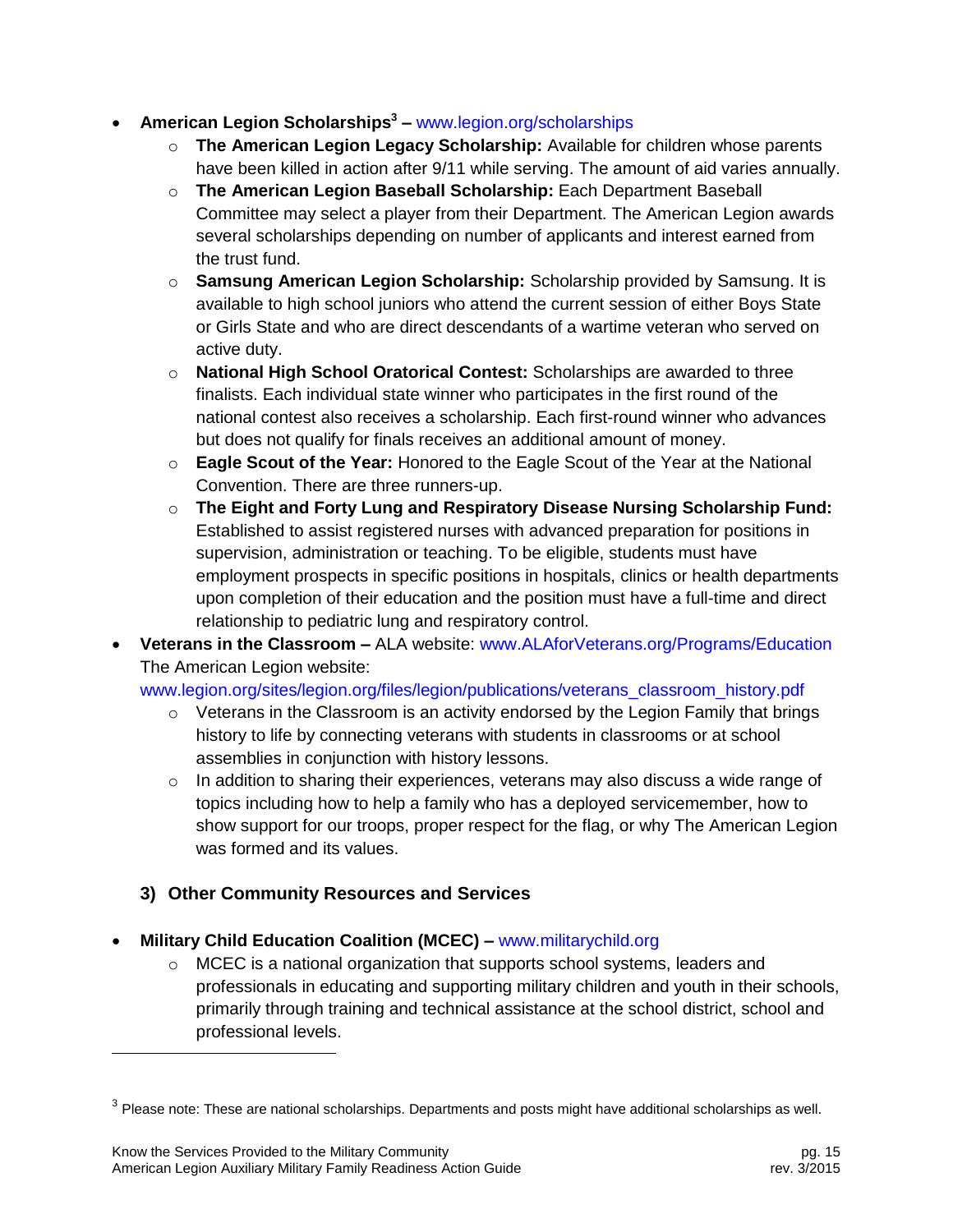- **American Legion Scholarships[3] –** www.legion.org/scholarships
  - **The American Legion Legacy Scholarship:** Available for children whose parents have been killed in action after 9/11 while serving. The amount of aid varies annually.
  - **The American Legion Baseball Scholarship:** Each Department Baseball Committee may select a player from their Department. The American Legion awards several scholarships depending on number of applicants and interest earned from the trust fund.
  - **Samsung American Legion Scholarship:** Scholarship provided by Samsung. It is available to high school juniors who attend the current session of either Boys State or Girls State and who are direct descendants of a wartime veteran who served on active duty.
  - **National High School Oratorical Contest:** Scholarships are awarded to three finalists. Each individual state winner who participates in the first round of the national contest also receives a scholarship. Each first-round winner who advances but does not qualify for finals receives an additional amount of money.
  - **Eagle Scout of the Year:** Honored to the Eagle Scout of the Year at the National Convention. There are three runners-up.
  - **The Eight and Forty Lung and Respiratory Disease Nursing Scholarship Fund:** Established to assist registered nurses with advanced preparation for positions in supervision, administration or teaching. To be eligible, students must have employment prospects in specific positions in hospitals, clinics or health departments upon completion of their education and the position must have a full-time and direct relationship to pediatric lung and respiratory control.
- **Veterans in the Classroom –** ALA website: www.ALAforVeterans.org/Programs/Education
  The American Legion website:
  www.legion.org/sites/legion.org/files/legion/publications/veterans_classroom_history.pdf
  - Veterans in the Classroom is an activity endorsed by the Legion Family that brings history to life by connecting veterans with students in classrooms or at school assemblies in conjunction with history lessons.
  - In addition to sharing their experiences, veterans may also discuss a wide range of topics including how to help a family who has a deployed servicemember, how to show support for our troops, proper respect for the flag, or why The American Legion was formed and its values.

### 3) Other Community Resources and Services

- **Military Child Education Coalition (MCEC) –** www.militarychild.org
  - MCEC is a national organization that supports school systems, leaders and professionals in educating and supporting military children and youth in their schools, primarily through training and technical assistance at the school district, school and professional levels.

---

[3] Please note: These are national scholarships. Departments and posts might have additional scholarships as well.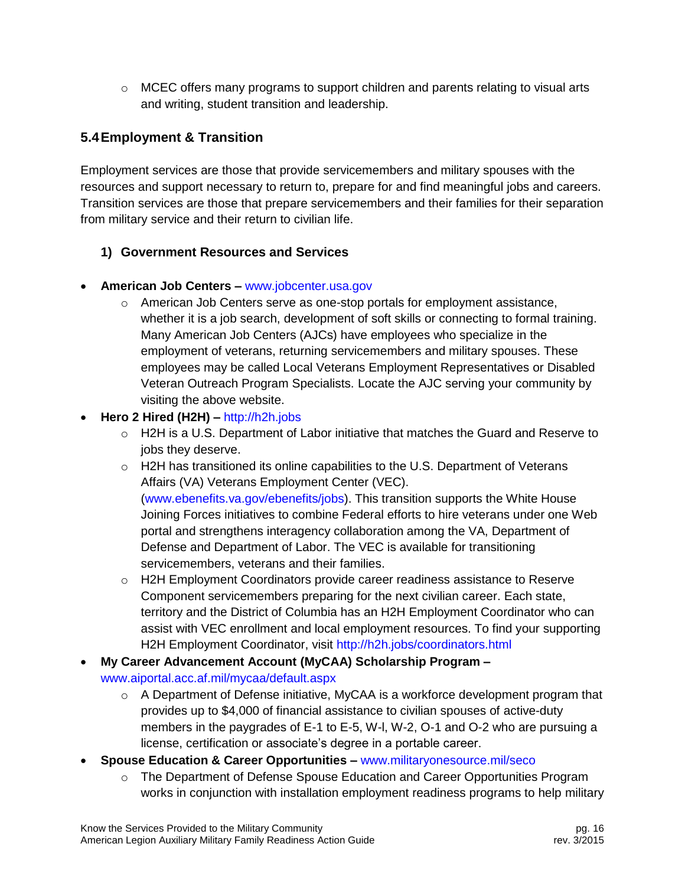- MCEC offers many programs to support children and parents relating to visual arts and writing, student transition and leadership.

## 5.4 Employment & Transition

Employment services are those that provide servicemembers and military spouses with the resources and support necessary to return to, prepare for and find meaningful jobs and careers. Transition services are those that prepare servicemembers and their families for their separation from military service and their return to civilian life.

### 1) Government Resources and Services

- **American Job Centers –** www.jobcenter.usa.gov
  - American Job Centers serve as one-stop portals for employment assistance, whether it is a job search, development of soft skills or connecting to formal training. Many American Job Centers (AJCs) have employees who specialize in the employment of veterans, returning servicemembers and military spouses. These employees may be called Local Veterans Employment Representatives or Disabled Veteran Outreach Program Specialists. Locate the AJC serving your community by visiting the above website.
- **Hero 2 Hired (H2H) –** http://h2h.jobs
  - H2H is a U.S. Department of Labor initiative that matches the Guard and Reserve to jobs they deserve.
  - H2H has transitioned its online capabilities to the U.S. Department of Veterans Affairs (VA) Veterans Employment Center (VEC). (www.ebenefits.va.gov/ebenefits/jobs). This transition supports the White House Joining Forces initiatives to combine Federal efforts to hire veterans under one Web portal and strengthens interagency collaboration among the VA, Department of Defense and Department of Labor. The VEC is available for transitioning servicemembers, veterans and their families.
  - H2H Employment Coordinators provide career readiness assistance to Reserve Component servicemembers preparing for the next civilian career. Each state, territory and the District of Columbia has an H2H Employment Coordinator who can assist with VEC enrollment and local employment resources. To find your supporting H2H Employment Coordinator, visit http://h2h.jobs/coordinators.html
- **My Career Advancement Account (MyCAA) Scholarship Program –** www.aiportal.acc.af.mil/mycaa/default.aspx
  - A Department of Defense initiative, MyCAA is a workforce development program that provides up to $4,000 of financial assistance to civilian spouses of active-duty members in the paygrades of E-1 to E-5, W-l, W-2, O-1 and O-2 who are pursuing a license, certification or associate's degree in a portable career.
- **Spouse Education & Career Opportunities –** www.militaryonesource.mil/seco
  - The Department of Defense Spouse Education and Career Opportunities Program works in conjunction with installation employment readiness programs to help military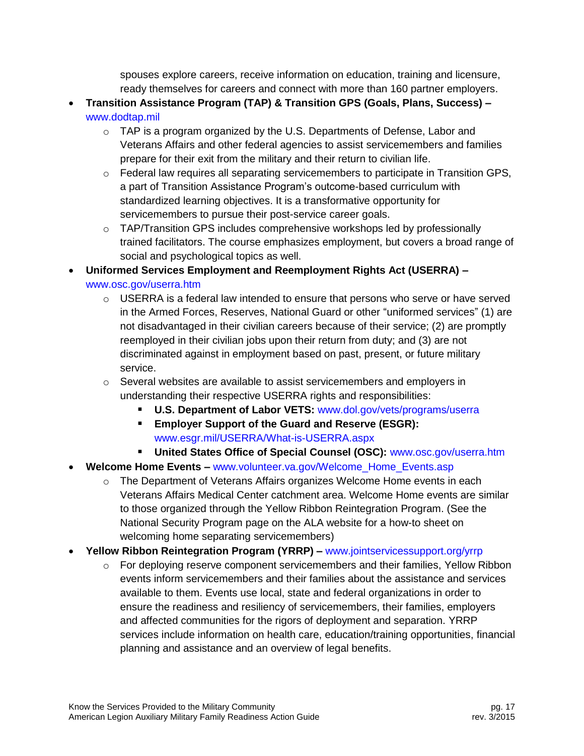spouses explore careers, receive information on education, training and licensure, ready themselves for careers and connect with more than 160 partner employers.

- **Transition Assistance Program (TAP) & Transition GPS (Goals, Plans, Success) –** www.dodtap.mil
    - TAP is a program organized by the U.S. Departments of Defense, Labor and Veterans Affairs and other federal agencies to assist servicemembers and families prepare for their exit from the military and their return to civilian life.
    - Federal law requires all separating servicemembers to participate in Transition GPS, a part of Transition Assistance Program's outcome-based curriculum with standardized learning objectives. It is a transformative opportunity for servicemembers to pursue their post-service career goals.
    - TAP/Transition GPS includes comprehensive workshops led by professionally trained facilitators. The course emphasizes employment, but covers a broad range of social and psychological topics as well.
- **Uniformed Services Employment and Reemployment Rights Act (USERRA) –** www.osc.gov/userra.htm
    - USERRA is a federal law intended to ensure that persons who serve or have served in the Armed Forces, Reserves, National Guard or other "uniformed services" (1) are not disadvantaged in their civilian careers because of their service; (2) are promptly reemployed in their civilian jobs upon their return from duty; and (3) are not discriminated against in employment based on past, present, or future military service.
    - Several websites are available to assist servicemembers and employers in understanding their respective USERRA rights and responsibilities:
        - **U.S. Department of Labor VETS:** www.dol.gov/vets/programs/userra
        - **Employer Support of the Guard and Reserve (ESGR):** www.esgr.mil/USERRA/What-is-USERRA.aspx
        - **United States Office of Special Counsel (OSC):** www.osc.gov/userra.htm
- **Welcome Home Events –** www.volunteer.va.gov/Welcome_Home_Events.asp
    - The Department of Veterans Affairs organizes Welcome Home events in each Veterans Affairs Medical Center catchment area. Welcome Home events are similar to those organized through the Yellow Ribbon Reintegration Program. (See the National Security Program page on the ALA website for a how-to sheet on welcoming home separating servicemembers)
- **Yellow Ribbon Reintegration Program (YRRP) –** www.jointservicessupport.org/yrrp
    - For deploying reserve component servicemembers and their families, Yellow Ribbon events inform servicemembers and their families about the assistance and services available to them. Events use local, state and federal organizations in order to ensure the readiness and resiliency of servicemembers, their families, employers and affected communities for the rigors of deployment and separation. YRRP services include information on health care, education/training opportunities, financial planning and assistance and an overview of legal benefits.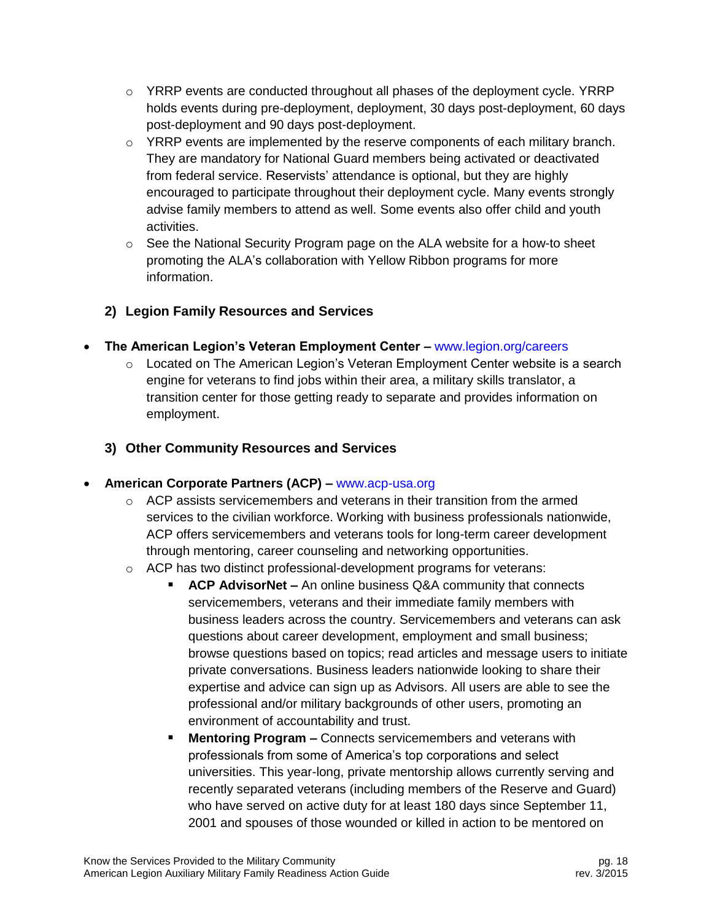- YRRP events are conducted throughout all phases of the deployment cycle. YRRP holds events during pre-deployment, deployment, 30 days post-deployment, 60 days post-deployment and 90 days post-deployment.
  - YRRP events are implemented by the reserve components of each military branch. They are mandatory for National Guard members being activated or deactivated from federal service. Reservists' attendance is optional, but they are highly encouraged to participate throughout their deployment cycle. Many events strongly advise family members to attend as well. Some events also offer child and youth activities.
  - See the National Security Program page on the ALA website for a how-to sheet promoting the ALA's collaboration with Yellow Ribbon programs for more information.

### 2) Legion Family Resources and Services

- **The American Legion's Veteran Employment Center –** www.legion.org/careers
  - Located on The American Legion's Veteran Employment Center website is a search engine for veterans to find jobs within their area, a military skills translator, a transition center for those getting ready to separate and provides information on employment.

### 3) Other Community Resources and Services

- **American Corporate Partners (ACP) –** www.acp-usa.org
  - ACP assists servicemembers and veterans in their transition from the armed services to the civilian workforce. Working with business professionals nationwide, ACP offers servicemembers and veterans tools for long-term career development through mentoring, career counseling and networking opportunities.
  - ACP has two distinct professional-development programs for veterans:
    - **ACP AdvisorNet –** An online business Q&A community that connects servicemembers, veterans and their immediate family members with business leaders across the country. Servicemembers and veterans can ask questions about career development, employment and small business; browse questions based on topics; read articles and message users to initiate private conversations. Business leaders nationwide looking to share their expertise and advice can sign up as Advisors. All users are able to see the professional and/or military backgrounds of other users, promoting an environment of accountability and trust.
    - **Mentoring Program –** Connects servicemembers and veterans with professionals from some of America's top corporations and select universities. This year-long, private mentorship allows currently serving and recently separated veterans (including members of the Reserve and Guard) who have served on active duty for at least 180 days since September 11, 2001 and spouses of those wounded or killed in action to be mentored on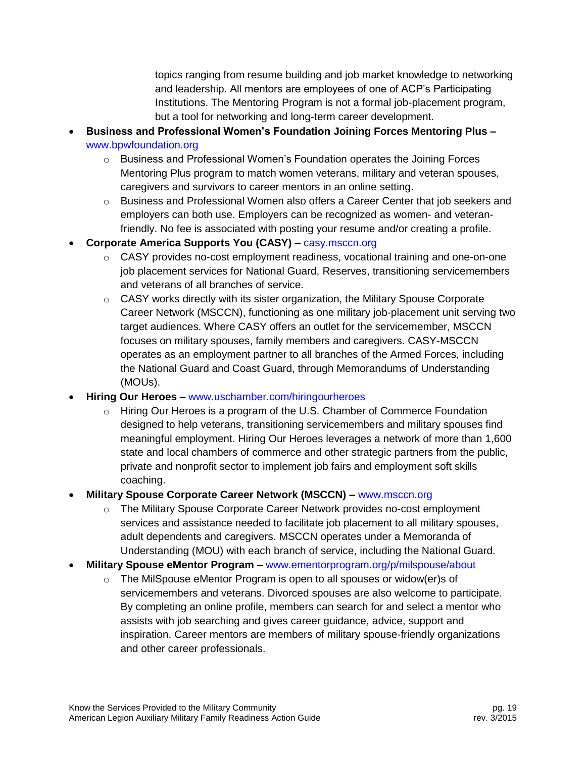topics ranging from resume building and job market knowledge to networking and leadership. All mentors are employees of one of ACP's Participating Institutions. The Mentoring Program is not a formal job-placement program, but a tool for networking and long-term career development.

- **Business and Professional Women's Foundation Joining Forces Mentoring Plus –** www.bpwfoundation.org
    - Business and Professional Women's Foundation operates the Joining Forces Mentoring Plus program to match women veterans, military and veteran spouses, caregivers and survivors to career mentors in an online setting.
    - Business and Professional Women also offers a Career Center that job seekers and employers can both use. Employers can be recognized as women- and veteran-friendly. No fee is associated with posting your resume and/or creating a profile.
- **Corporate America Supports You (CASY) –** casy.msccn.org
    - CASY provides no-cost employment readiness, vocational training and one-on-one job placement services for National Guard, Reserves, transitioning servicemembers and veterans of all branches of service.
    - CASY works directly with its sister organization, the Military Spouse Corporate Career Network (MSCCN), functioning as one military job-placement unit serving two target audiences. Where CASY offers an outlet for the servicemember, MSCCN focuses on military spouses, family members and caregivers. CASY-MSCCN operates as an employment partner to all branches of the Armed Forces, including the National Guard and Coast Guard, through Memorandums of Understanding (MOUs).
- **Hiring Our Heroes –** www.uschamber.com/hiringourheroes
    - Hiring Our Heroes is a program of the U.S. Chamber of Commerce Foundation designed to help veterans, transitioning servicemembers and military spouses find meaningful employment. Hiring Our Heroes leverages a network of more than 1,600 state and local chambers of commerce and other strategic partners from the public, private and nonprofit sector to implement job fairs and employment soft skills coaching.
- **Military Spouse Corporate Career Network (MSCCN) –** www.msccn.org
    - The Military Spouse Corporate Career Network provides no-cost employment services and assistance needed to facilitate job placement to all military spouses, adult dependents and caregivers. MSCCN operates under a Memoranda of Understanding (MOU) with each branch of service, including the National Guard.
- **Military Spouse eMentor Program –** www.ementorprogram.org/p/milspouse/about
    - The MilSpouse eMentor Program is open to all spouses or widow(er)s of servicemembers and veterans. Divorced spouses are also welcome to participate. By completing an online profile, members can search for and select a mentor who assists with job searching and gives career guidance, advice, support and inspiration. Career mentors are members of military spouse-friendly organizations and other career professionals.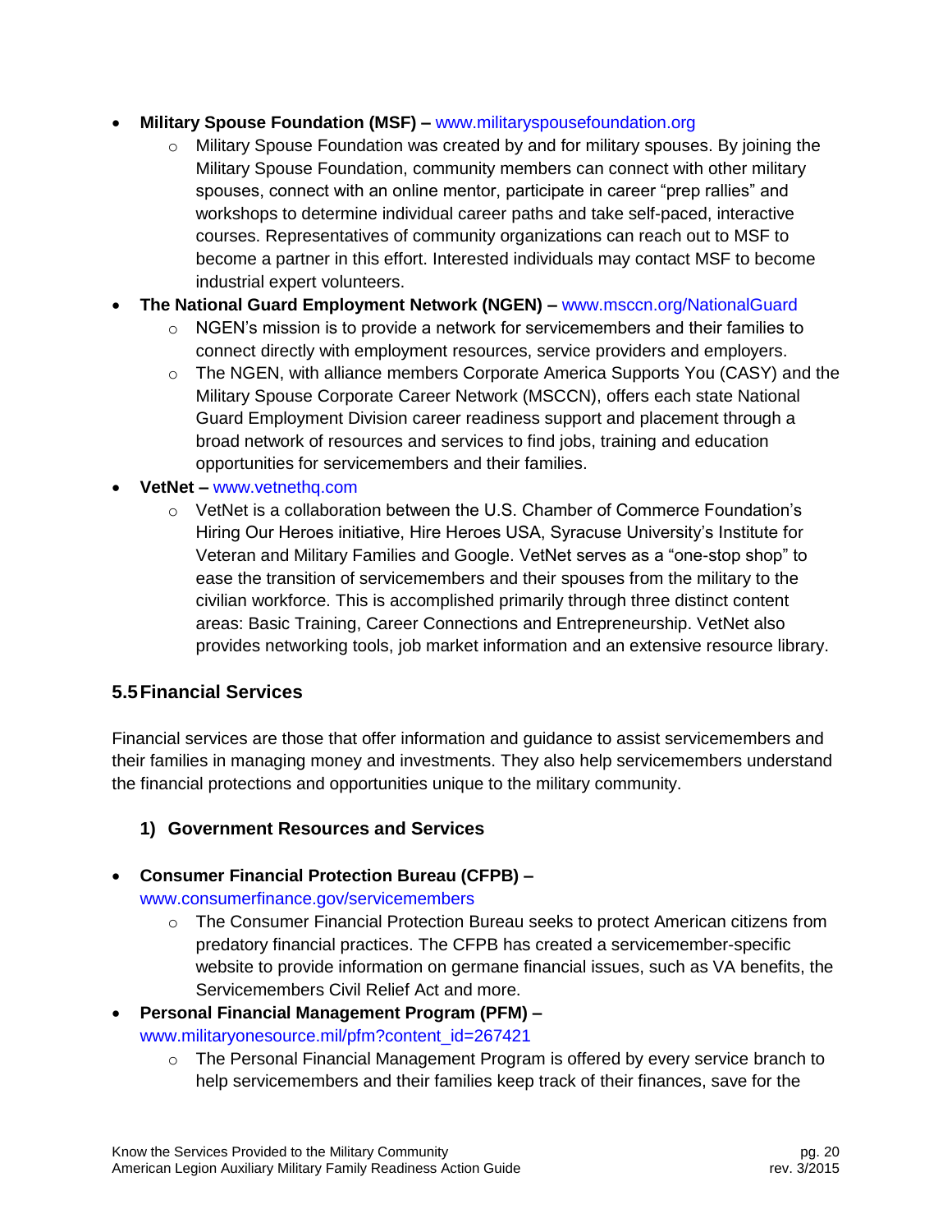- **Military Spouse Foundation (MSF) –** www.militaryspousefoundation.org
  - Military Spouse Foundation was created by and for military spouses. By joining the Military Spouse Foundation, community members can connect with other military spouses, connect with an online mentor, participate in career "prep rallies" and workshops to determine individual career paths and take self-paced, interactive courses. Representatives of community organizations can reach out to MSF to become a partner in this effort. Interested individuals may contact MSF to become industrial expert volunteers.
- **The National Guard Employment Network (NGEN) –** www.msccn.org/NationalGuard
  - NGEN's mission is to provide a network for servicemembers and their families to connect directly with employment resources, service providers and employers.
  - The NGEN, with alliance members Corporate America Supports You (CASY) and the Military Spouse Corporate Career Network (MSCCN), offers each state National Guard Employment Division career readiness support and placement through a broad network of resources and services to find jobs, training and education opportunities for servicemembers and their families.
- **VetNet –** www.vetnethq.com
  - VetNet is a collaboration between the U.S. Chamber of Commerce Foundation's Hiring Our Heroes initiative, Hire Heroes USA, Syracuse University's Institute for Veteran and Military Families and Google. VetNet serves as a "one-stop shop" to ease the transition of servicemembers and their spouses from the military to the civilian workforce. This is accomplished primarily through three distinct content areas: Basic Training, Career Connections and Entrepreneurship. VetNet also provides networking tools, job market information and an extensive resource library.

## 5.5 Financial Services

Financial services are those that offer information and guidance to assist servicemembers and their families in managing money and investments. They also help servicemembers understand the financial protections and opportunities unique to the military community.

### 1) Government Resources and Services

- **Consumer Financial Protection Bureau (CFPB) –** www.consumerfinance.gov/servicemembers
  - The Consumer Financial Protection Bureau seeks to protect American citizens from predatory financial practices. The CFPB has created a servicemember-specific website to provide information on germane financial issues, such as VA benefits, the Servicemembers Civil Relief Act and more.
- **Personal Financial Management Program (PFM) –** www.militaryonesource.mil/pfm?content_id=267421
  - The Personal Financial Management Program is offered by every service branch to help servicemembers and their families keep track of their finances, save for the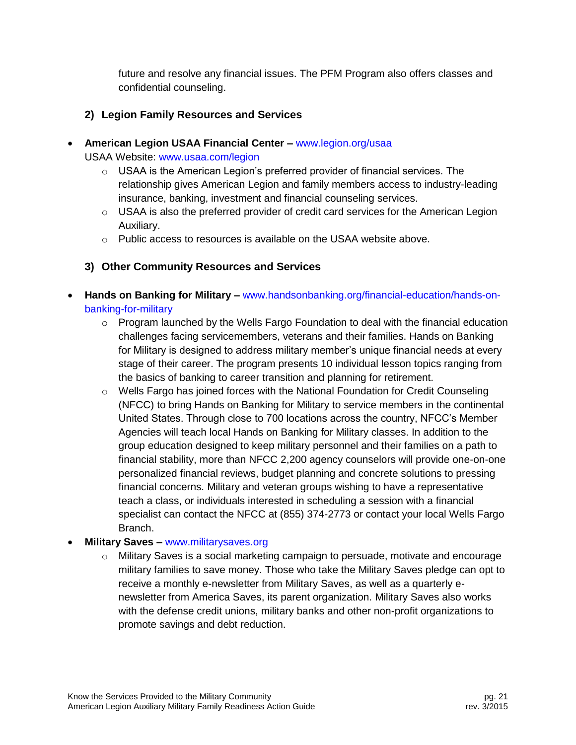future and resolve any financial issues. The PFM Program also offers classes and confidential counseling.

### 2) Legion Family Resources and Services

- **American Legion USAA Financial Center –** www.legion.org/usaa
  USAA Website: www.usaa.com/legion
  - USAA is the American Legion's preferred provider of financial services. The relationship gives American Legion and family members access to industry-leading insurance, banking, investment and financial counseling services.
  - USAA is also the preferred provider of credit card services for the American Legion Auxiliary.
  - Public access to resources is available on the USAA website above.

### 3) Other Community Resources and Services

- **Hands on Banking for Military –** www.handsonbanking.org/financial-education/hands-on-banking-for-military
  - Program launched by the Wells Fargo Foundation to deal with the financial education challenges facing servicemembers, veterans and their families. Hands on Banking for Military is designed to address military member's unique financial needs at every stage of their career. The program presents 10 individual lesson topics ranging from the basics of banking to career transition and planning for retirement.
  - Wells Fargo has joined forces with the National Foundation for Credit Counseling (NFCC) to bring Hands on Banking for Military to service members in the continental United States. Through close to 700 locations across the country, NFCC's Member Agencies will teach local Hands on Banking for Military classes. In addition to the group education designed to keep military personnel and their families on a path to financial stability, more than NFCC 2,200 agency counselors will provide one-on-one personalized financial reviews, budget planning and concrete solutions to pressing financial concerns. Military and veteran groups wishing to have a representative teach a class, or individuals interested in scheduling a session with a financial specialist can contact the NFCC at (855) 374-2773 or contact your local Wells Fargo Branch.
- **Military Saves –** www.militarysaves.org
  - Military Saves is a social marketing campaign to persuade, motivate and encourage military families to save money. Those who take the Military Saves pledge can opt to receive a monthly e-newsletter from Military Saves, as well as a quarterly e-newsletter from America Saves, its parent organization. Military Saves also works with the defense credit unions, military banks and other non-profit organizations to promote savings and debt reduction.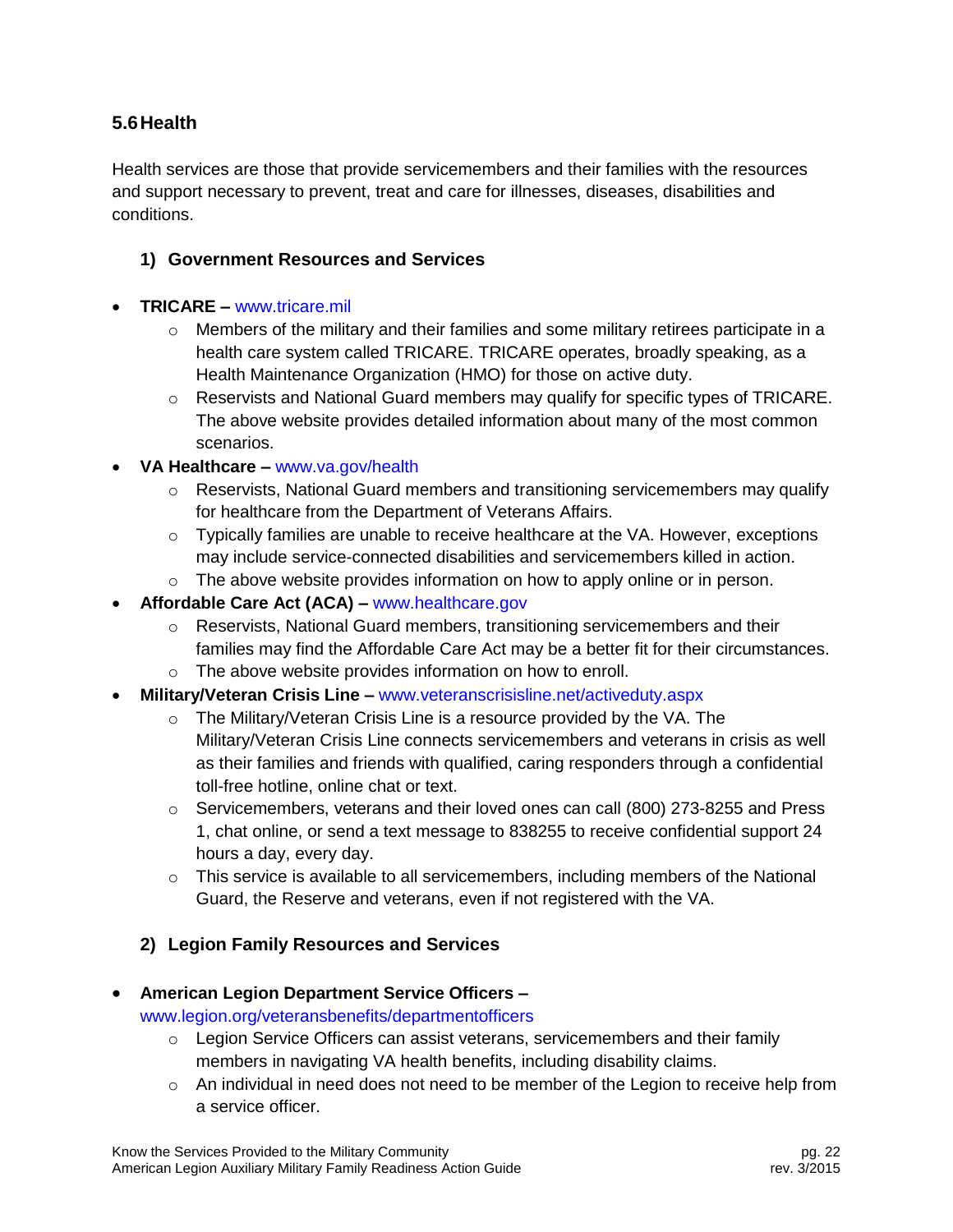## 5.6 Health

Health services are those that provide servicemembers and their families with the resources and support necessary to prevent, treat and care for illnesses, diseases, disabilities and conditions.

### 1) Government Resources and Services

- **TRICARE –** www.tricare.mil
  - Members of the military and their families and some military retirees participate in a health care system called TRICARE. TRICARE operates, broadly speaking, as a Health Maintenance Organization (HMO) for those on active duty.
  - Reservists and National Guard members may qualify for specific types of TRICARE. The above website provides detailed information about many of the most common scenarios.
- **VA Healthcare –** www.va.gov/health
  - Reservists, National Guard members and transitioning servicemembers may qualify for healthcare from the Department of Veterans Affairs.
  - Typically families are unable to receive healthcare at the VA. However, exceptions may include service-connected disabilities and servicemembers killed in action.
  - The above website provides information on how to apply online or in person.
- **Affordable Care Act (ACA) –** www.healthcare.gov
  - Reservists, National Guard members, transitioning servicemembers and their families may find the Affordable Care Act may be a better fit for their circumstances.
  - The above website provides information on how to enroll.
- **Military/Veteran Crisis Line –** www.veteranscrisisline.net/activeduty.aspx
  - The Military/Veteran Crisis Line is a resource provided by the VA. The Military/Veteran Crisis Line connects servicemembers and veterans in crisis as well as their families and friends with qualified, caring responders through a confidential toll-free hotline, online chat or text.
  - Servicemembers, veterans and their loved ones can call (800) 273-8255 and Press 1, chat online, or send a text message to 838255 to receive confidential support 24 hours a day, every day.
  - This service is available to all servicemembers, including members of the National Guard, the Reserve and veterans, even if not registered with the VA.

### 2) Legion Family Resources and Services

- **American Legion Department Service Officers –** www.legion.org/veteransbenefits/departmentofficers
  - Legion Service Officers can assist veterans, servicemembers and their family members in navigating VA health benefits, including disability claims.
  - An individual in need does not need to be member of the Legion to receive help from a service officer.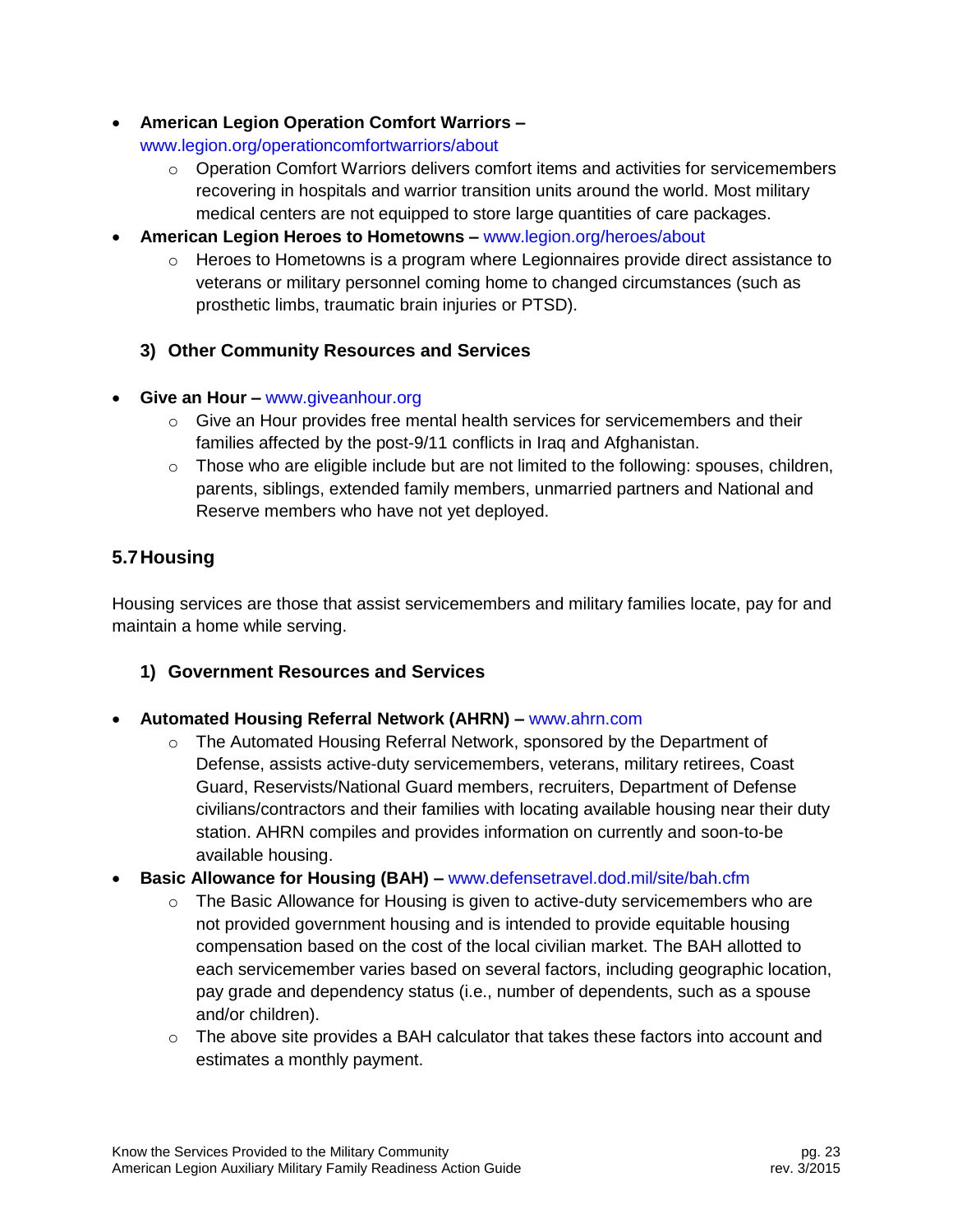- **American Legion Operation Comfort Warriors –** www.legion.org/operationcomfortwarriors/about
  - Operation Comfort Warriors delivers comfort items and activities for servicemembers recovering in hospitals and warrior transition units around the world. Most military medical centers are not equipped to store large quantities of care packages.
- **American Legion Heroes to Hometowns –** www.legion.org/heroes/about
  - Heroes to Hometowns is a program where Legionnaires provide direct assistance to veterans or military personnel coming home to changed circumstances (such as prosthetic limbs, traumatic brain injuries or PTSD).

### 3) Other Community Resources and Services

- **Give an Hour –** www.giveanhour.org
  - Give an Hour provides free mental health services for servicemembers and their families affected by the post-9/11 conflicts in Iraq and Afghanistan.
  - Those who are eligible include but are not limited to the following: spouses, children, parents, siblings, extended family members, unmarried partners and National and Reserve members who have not yet deployed.

## 5.7 Housing

Housing services are those that assist servicemembers and military families locate, pay for and maintain a home while serving.

### 1) Government Resources and Services

- **Automated Housing Referral Network (AHRN) –** www.ahrn.com
  - The Automated Housing Referral Network, sponsored by the Department of Defense, assists active-duty servicemembers, veterans, military retirees, Coast Guard, Reservists/National Guard members, recruiters, Department of Defense civilians/contractors and their families with locating available housing near their duty station. AHRN compiles and provides information on currently and soon-to-be available housing.
- **Basic Allowance for Housing (BAH) –** www.defensetravel.dod.mil/site/bah.cfm
  - The Basic Allowance for Housing is given to active-duty servicemembers who are not provided government housing and is intended to provide equitable housing compensation based on the cost of the local civilian market. The BAH allotted to each servicemember varies based on several factors, including geographic location, pay grade and dependency status (i.e., number of dependents, such as a spouse and/or children).
  - The above site provides a BAH calculator that takes these factors into account and estimates a monthly payment.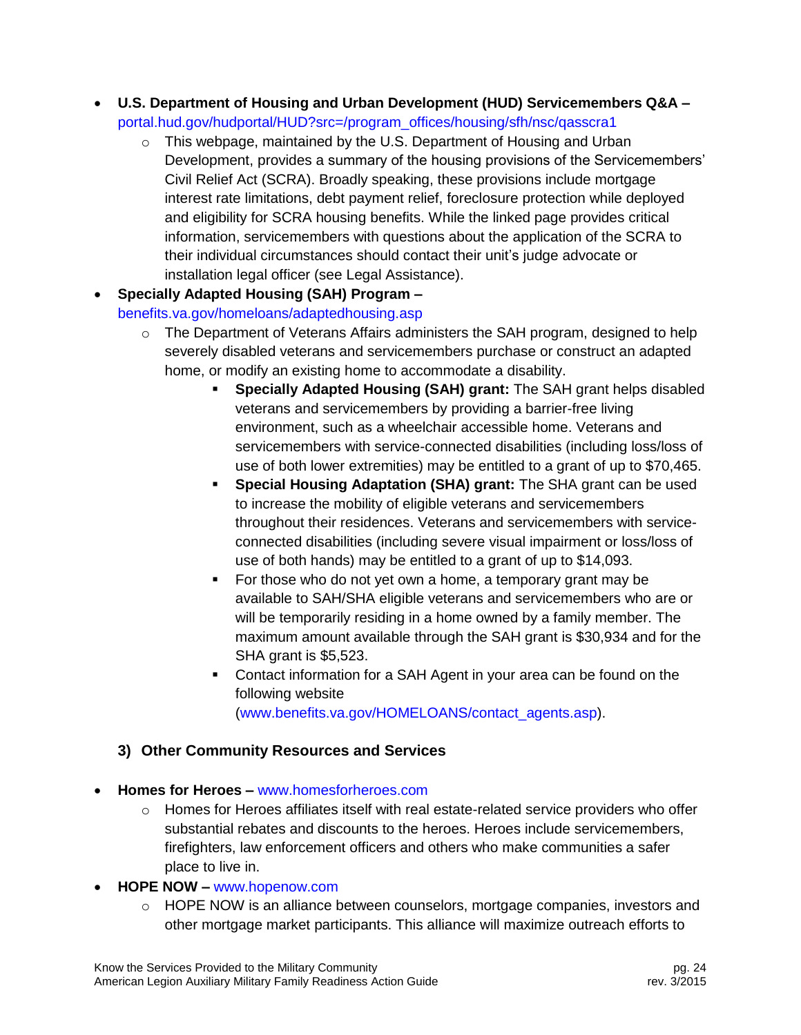- **U.S. Department of Housing and Urban Development (HUD) Servicemembers Q&A –** portal.hud.gov/hudportal/HUD?src=/program_offices/housing/sfh/nsc/qasscra1
  - This webpage, maintained by the U.S. Department of Housing and Urban Development, provides a summary of the housing provisions of the Servicemembers' Civil Relief Act (SCRA). Broadly speaking, these provisions include mortgage interest rate limitations, debt payment relief, foreclosure protection while deployed and eligibility for SCRA housing benefits. While the linked page provides critical information, servicemembers with questions about the application of the SCRA to their individual circumstances should contact their unit's judge advocate or installation legal officer (see Legal Assistance).
- **Specially Adapted Housing (SAH) Program –** benefits.va.gov/homeloans/adaptedhousing.asp
  - The Department of Veterans Affairs administers the SAH program, designed to help severely disabled veterans and servicemembers purchase or construct an adapted home, or modify an existing home to accommodate a disability.
    - **Specially Adapted Housing (SAH) grant:** The SAH grant helps disabled veterans and servicemembers by providing a barrier-free living environment, such as a wheelchair accessible home. Veterans and servicemembers with service-connected disabilities (including loss/loss of use of both lower extremities) may be entitled to a grant of up to $70,465.
    - **Special Housing Adaptation (SHA) grant:** The SHA grant can be used to increase the mobility of eligible veterans and servicemembers throughout their residences. Veterans and servicemembers with service-connected disabilities (including severe visual impairment or loss/loss of use of both hands) may be entitled to a grant of up to $14,093.
    - For those who do not yet own a home, a temporary grant may be available to SAH/SHA eligible veterans and servicemembers who are or will be temporarily residing in a home owned by a family member. The maximum amount available through the SAH grant is $30,934 and for the SHA grant is $5,523.
    - Contact information for a SAH Agent in your area can be found on the following website (www.benefits.va.gov/HOMELOANS/contact_agents.asp).

### 3) Other Community Resources and Services

- **Homes for Heroes –** www.homesforheroes.com
  - Homes for Heroes affiliates itself with real estate-related service providers who offer substantial rebates and discounts to the heroes. Heroes include servicemembers, firefighters, law enforcement officers and others who make communities a safer place to live in.
- **HOPE NOW –** www.hopenow.com
  - HOPE NOW is an alliance between counselors, mortgage companies, investors and other mortgage market participants. This alliance will maximize outreach efforts to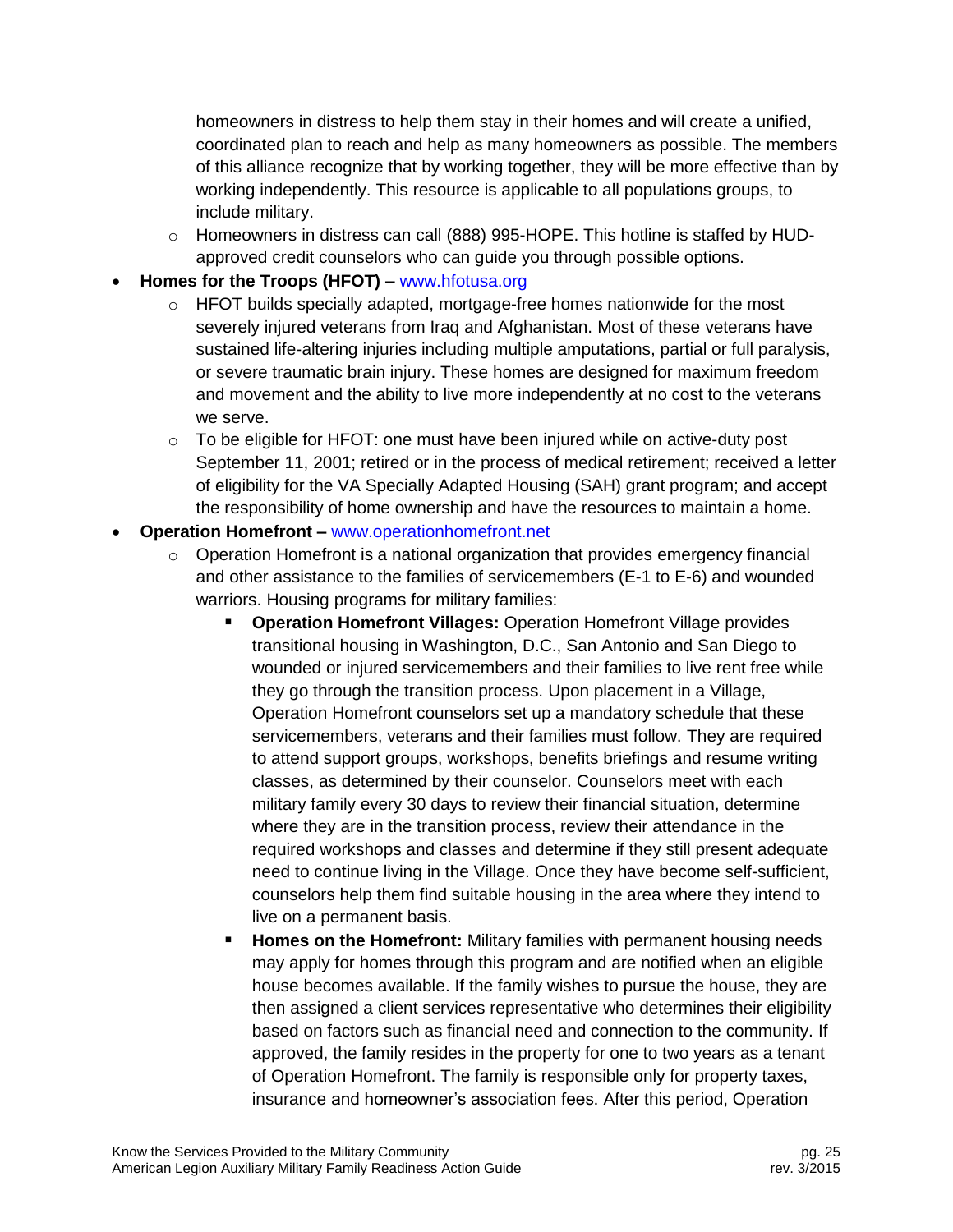homeowners in distress to help them stay in their homes and will create a unified, coordinated plan to reach and help as many homeowners as possible. The members of this alliance recognize that by working together, they will be more effective than by working independently. This resource is applicable to all populations groups, to include military.
  - Homeowners in distress can call (888) 995-HOPE. This hotline is staffed by HUD-approved credit counselors who can guide you through possible options.
- **Homes for the Troops (HFOT) –** www.hfotusa.org
  - HFOT builds specially adapted, mortgage-free homes nationwide for the most severely injured veterans from Iraq and Afghanistan. Most of these veterans have sustained life-altering injuries including multiple amputations, partial or full paralysis, or severe traumatic brain injury. These homes are designed for maximum freedom and movement and the ability to live more independently at no cost to the veterans we serve.
  - To be eligible for HFOT: one must have been injured while on active-duty post September 11, 2001; retired or in the process of medical retirement; received a letter of eligibility for the VA Specially Adapted Housing (SAH) grant program; and accept the responsibility of home ownership and have the resources to maintain a home.
- **Operation Homefront –** www.operationhomefront.net
  - Operation Homefront is a national organization that provides emergency financial and other assistance to the families of servicemembers (E-1 to E-6) and wounded warriors. Housing programs for military families:
    - **Operation Homefront Villages:** Operation Homefront Village provides transitional housing in Washington, D.C., San Antonio and San Diego to wounded or injured servicemembers and their families to live rent free while they go through the transition process. Upon placement in a Village, Operation Homefront counselors set up a mandatory schedule that these servicemembers, veterans and their families must follow. They are required to attend support groups, workshops, benefits briefings and resume writing classes, as determined by their counselor. Counselors meet with each military family every 30 days to review their financial situation, determine where they are in the transition process, review their attendance in the required workshops and classes and determine if they still present adequate need to continue living in the Village. Once they have become self-sufficient, counselors help them find suitable housing in the area where they intend to live on a permanent basis.
    - **Homes on the Homefront:** Military families with permanent housing needs may apply for homes through this program and are notified when an eligible house becomes available. If the family wishes to pursue the house, they are then assigned a client services representative who determines their eligibility based on factors such as financial need and connection to the community. If approved, the family resides in the property for one to two years as a tenant of Operation Homefront. The family is responsible only for property taxes, insurance and homeowner's association fees. After this period, Operation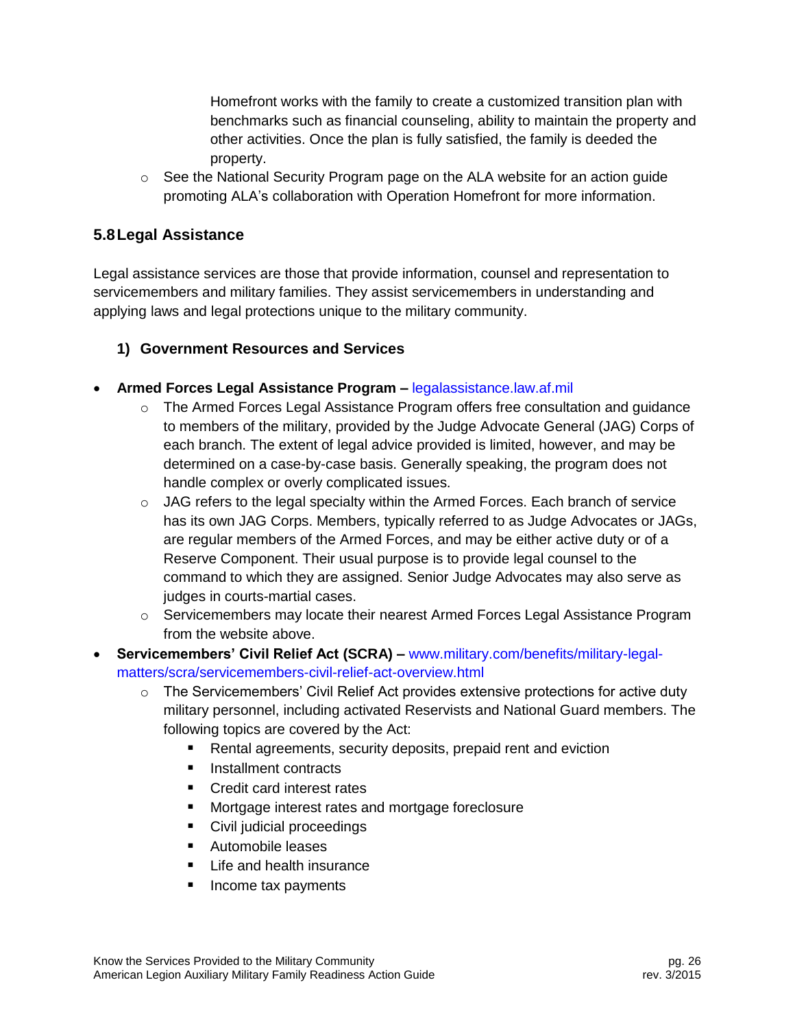Homefront works with the family to create a customized transition plan with benchmarks such as financial counseling, ability to maintain the property and other activities. Once the plan is fully satisfied, the family is deeded the property.

- See the National Security Program page on the ALA website for an action guide promoting ALA's collaboration with Operation Homefront for more information.

## 5.8 Legal Assistance

Legal assistance services are those that provide information, counsel and representation to servicemembers and military families. They assist servicemembers in understanding and applying laws and legal protections unique to the military community.

### 1) Government Resources and Services

- **Armed Forces Legal Assistance Program –** legalassistance.law.af.mil
  - The Armed Forces Legal Assistance Program offers free consultation and guidance to members of the military, provided by the Judge Advocate General (JAG) Corps of each branch. The extent of legal advice provided is limited, however, and may be determined on a case-by-case basis. Generally speaking, the program does not handle complex or overly complicated issues.
  - JAG refers to the legal specialty within the Armed Forces. Each branch of service has its own JAG Corps. Members, typically referred to as Judge Advocates or JAGs, are regular members of the Armed Forces, and may be either active duty or of a Reserve Component. Their usual purpose is to provide legal counsel to the command to which they are assigned. Senior Judge Advocates may also serve as judges in courts-martial cases.
  - Servicemembers may locate their nearest Armed Forces Legal Assistance Program from the website above.
- **Servicemembers' Civil Relief Act (SCRA) –** www.military.com/benefits/military-legal-matters/scra/servicemembers-civil-relief-act-overview.html
  - The Servicemembers' Civil Relief Act provides extensive protections for active duty military personnel, including activated Reservists and National Guard members. The following topics are covered by the Act:
    - Rental agreements, security deposits, prepaid rent and eviction
    - Installment contracts
    - Credit card interest rates
    - Mortgage interest rates and mortgage foreclosure
    - Civil judicial proceedings
    - Automobile leases
    - Life and health insurance
    - Income tax payments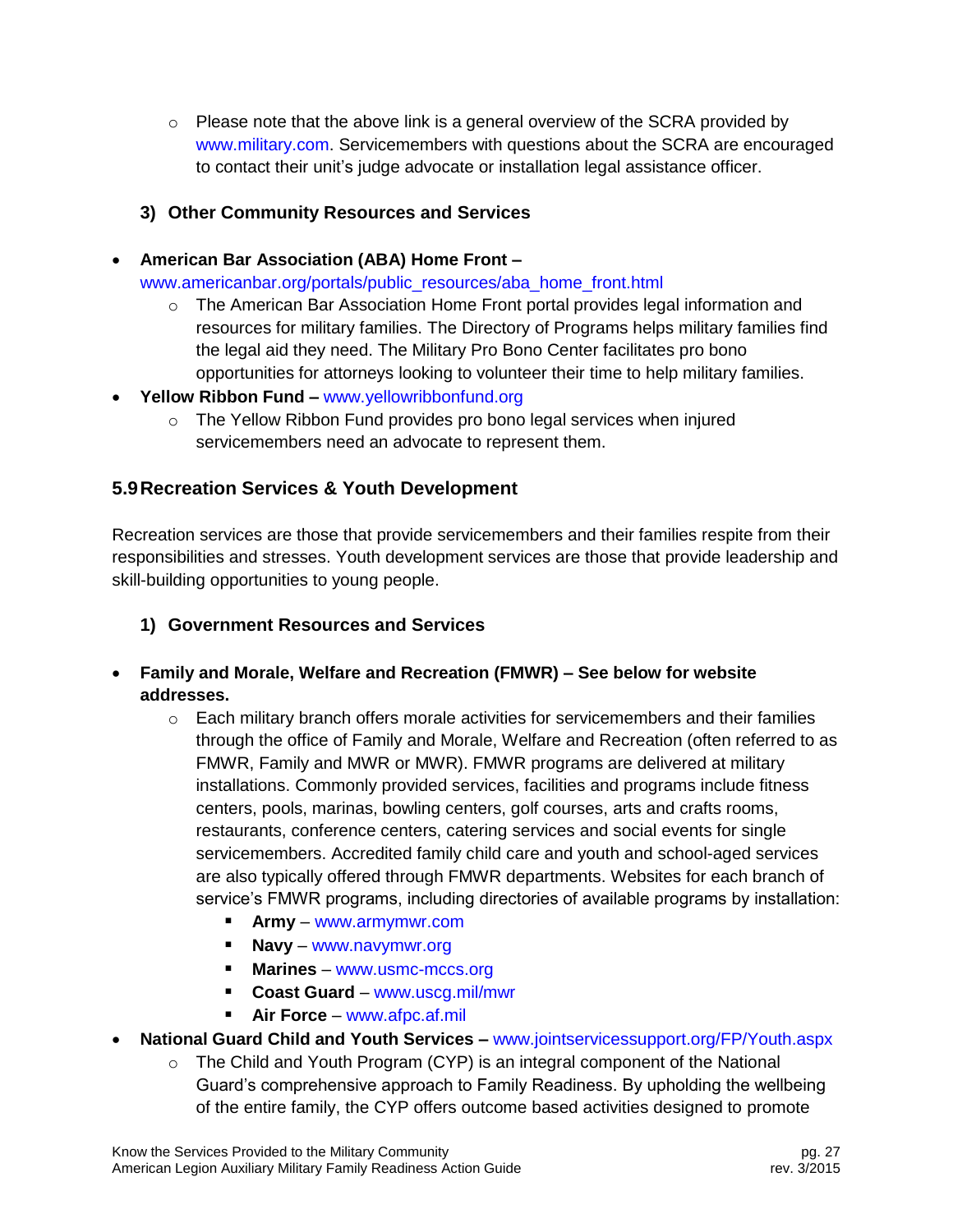- Please note that the above link is a general overview of the SCRA provided by www.military.com. Servicemembers with questions about the SCRA are encouraged to contact their unit's judge advocate or installation legal assistance officer.

### 3) Other Community Resources and Services

- **American Bar Association (ABA) Home Front –** www.americanbar.org/portals/public_resources/aba_home_front.html
  - The American Bar Association Home Front portal provides legal information and resources for military families. The Directory of Programs helps military families find the legal aid they need. The Military Pro Bono Center facilitates pro bono opportunities for attorneys looking to volunteer their time to help military families.
- **Yellow Ribbon Fund –** www.yellowribbonfund.org
  - The Yellow Ribbon Fund provides pro bono legal services when injured servicemembers need an advocate to represent them.

## 5.9 Recreation Services & Youth Development

Recreation services are those that provide servicemembers and their families respite from their responsibilities and stresses. Youth development services are those that provide leadership and skill-building opportunities to young people.

### 1) Government Resources and Services

- **Family and Morale, Welfare and Recreation (FMWR) – See below for website addresses.**
  - Each military branch offers morale activities for servicemembers and their families through the office of Family and Morale, Welfare and Recreation (often referred to as FMWR, Family and MWR or MWR). FMWR programs are delivered at military installations. Commonly provided services, facilities and programs include fitness centers, pools, marinas, bowling centers, golf courses, arts and crafts rooms, restaurants, conference centers, catering services and social events for single servicemembers. Accredited family child care and youth and school-aged services are also typically offered through FMWR departments. Websites for each branch of service's FMWR programs, including directories of available programs by installation:
    - **Army** – www.armymwr.com
    - **Navy** – www.navymwr.org
    - **Marines** – www.usmc-mccs.org
    - **Coast Guard** – www.uscg.mil/mwr
    - **Air Force** – www.afpc.af.mil
- **National Guard Child and Youth Services –** www.jointservicessupport.org/FP/Youth.aspx
  - The Child and Youth Program (CYP) is an integral component of the National Guard's comprehensive approach to Family Readiness. By upholding the wellbeing of the entire family, the CYP offers outcome based activities designed to promote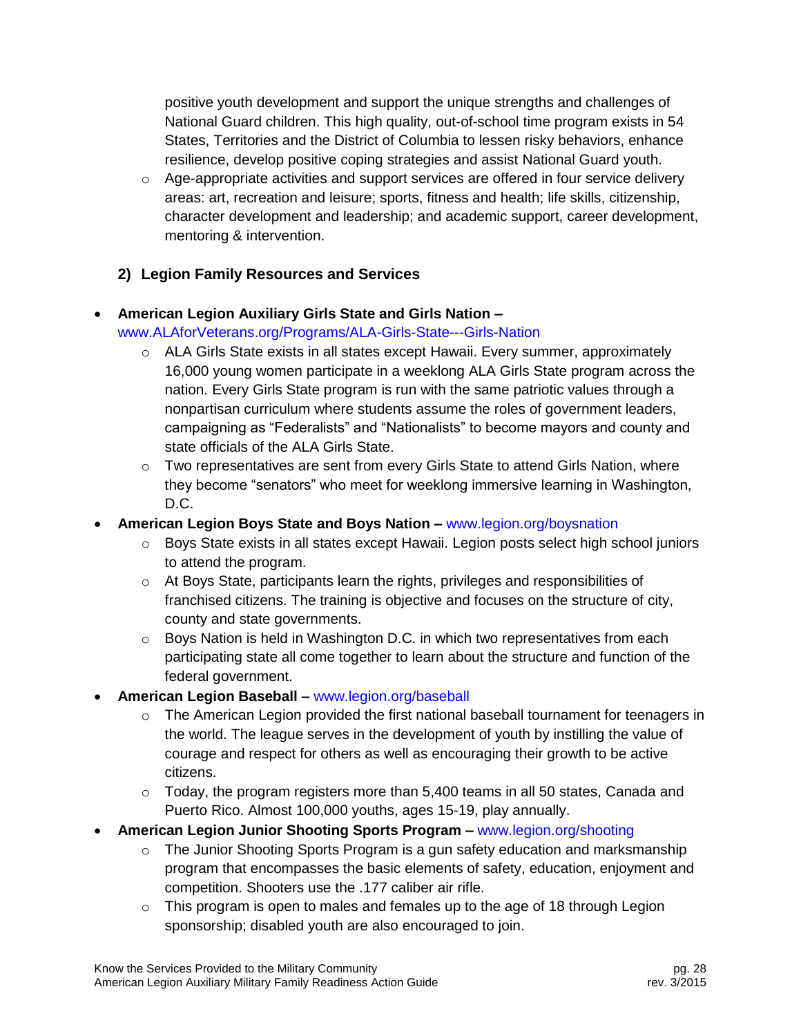positive youth development and support the unique strengths and challenges of National Guard children. This high quality, out-of-school time program exists in 54 States, Territories and the District of Columbia to lessen risky behaviors, enhance resilience, develop positive coping strategies and assist National Guard youth.
  - Age-appropriate activities and support services are offered in four service delivery areas: art, recreation and leisure; sports, fitness and health; life skills, citizenship, character development and leadership; and academic support, career development, mentoring & intervention.

### 2) Legion Family Resources and Services

- **American Legion Auxiliary Girls State and Girls Nation –** www.ALAforVeterans.org/Programs/ALA-Girls-State---Girls-Nation
  - ALA Girls State exists in all states except Hawaii. Every summer, approximately 16,000 young women participate in a weeklong ALA Girls State program across the nation. Every Girls State program is run with the same patriotic values through a nonpartisan curriculum where students assume the roles of government leaders, campaigning as "Federalists" and "Nationalists" to become mayors and county and state officials of the ALA Girls State.
  - Two representatives are sent from every Girls State to attend Girls Nation, where they become "senators" who meet for weeklong immersive learning in Washington, D.C.
- **American Legion Boys State and Boys Nation –** www.legion.org/boysnation
  - Boys State exists in all states except Hawaii. Legion posts select high school juniors to attend the program.
  - At Boys State, participants learn the rights, privileges and responsibilities of franchised citizens. The training is objective and focuses on the structure of city, county and state governments.
  - Boys Nation is held in Washington D.C. in which two representatives from each participating state all come together to learn about the structure and function of the federal government.
- **American Legion Baseball –** www.legion.org/baseball
  - The American Legion provided the first national baseball tournament for teenagers in the world. The league serves in the development of youth by instilling the value of courage and respect for others as well as encouraging their growth to be active citizens.
  - Today, the program registers more than 5,400 teams in all 50 states, Canada and Puerto Rico. Almost 100,000 youths, ages 15-19, play annually.
- **American Legion Junior Shooting Sports Program –** www.legion.org/shooting
  - The Junior Shooting Sports Program is a gun safety education and marksmanship program that encompasses the basic elements of safety, education, enjoyment and competition. Shooters use the .177 caliber air rifle.
  - This program is open to males and females up to the age of 18 through Legion sponsorship; disabled youth are also encouraged to join.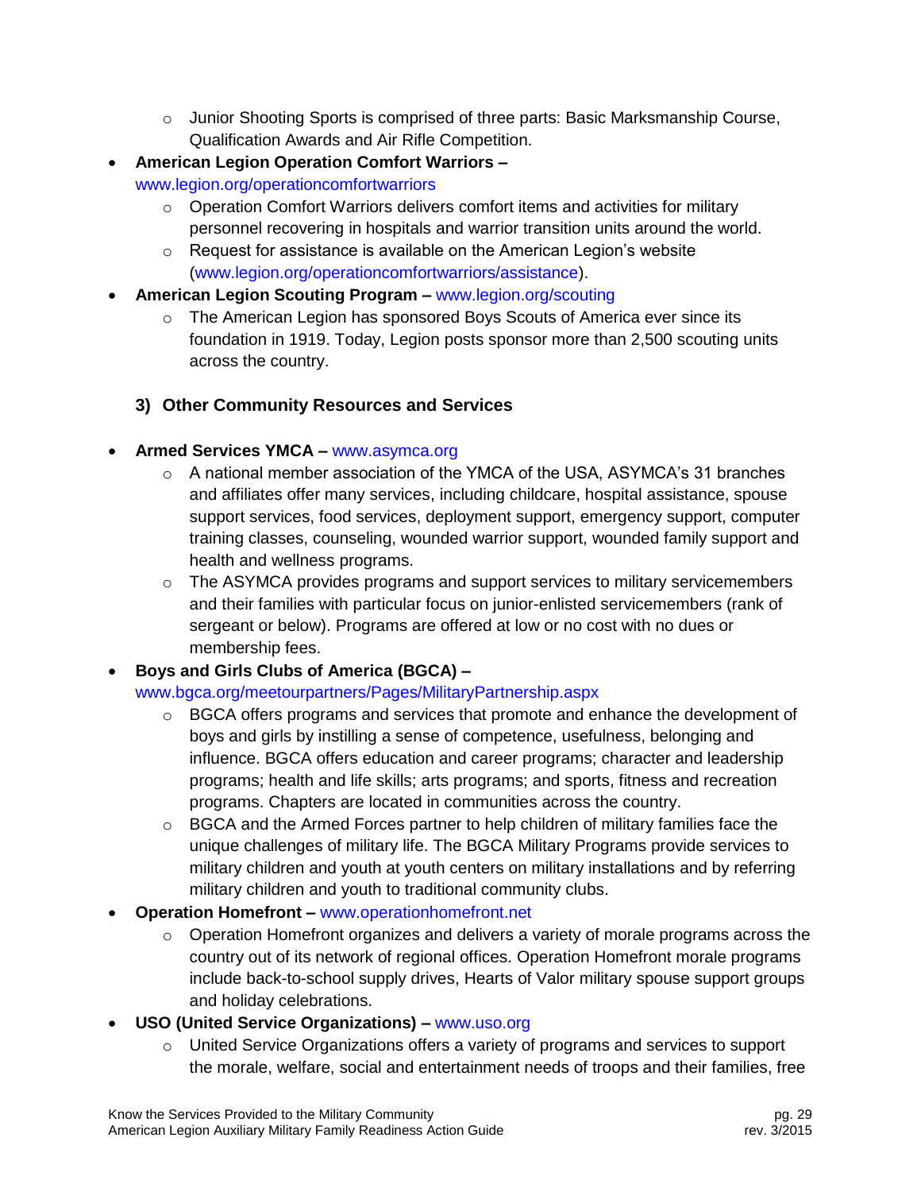- Junior Shooting Sports is comprised of three parts: Basic Marksmanship Course, Qualification Awards and Air Rifle Competition.
- **American Legion Operation Comfort Warriors –** www.legion.org/operationcomfortwarriors
    - Operation Comfort Warriors delivers comfort items and activities for military personnel recovering in hospitals and warrior transition units around the world.
    - Request for assistance is available on the American Legion's website (www.legion.org/operationcomfortwarriors/assistance).
- **American Legion Scouting Program –** www.legion.org/scouting
    - The American Legion has sponsored Boys Scouts of America ever since its foundation in 1919. Today, Legion posts sponsor more than 2,500 scouting units across the country.

### 3) Other Community Resources and Services

- **Armed Services YMCA –** www.asymca.org
    - A national member association of the YMCA of the USA, ASYMCA's 31 branches and affiliates offer many services, including childcare, hospital assistance, spouse support services, food services, deployment support, emergency support, computer training classes, counseling, wounded warrior support, wounded family support and health and wellness programs.
    - The ASYMCA provides programs and support services to military servicemembers and their families with particular focus on junior-enlisted servicemembers (rank of sergeant or below). Programs are offered at low or no cost with no dues or membership fees.
- **Boys and Girls Clubs of America (BGCA) –** www.bgca.org/meetourpartners/Pages/MilitaryPartnership.aspx
    - BGCA offers programs and services that promote and enhance the development of boys and girls by instilling a sense of competence, usefulness, belonging and influence. BGCA offers education and career programs; character and leadership programs; health and life skills; arts programs; and sports, fitness and recreation programs. Chapters are located in communities across the country.
    - BGCA and the Armed Forces partner to help children of military families face the unique challenges of military life. The BGCA Military Programs provide services to military children and youth at youth centers on military installations and by referring military children and youth to traditional community clubs.
- **Operation Homefront –** www.operationhomefront.net
    - Operation Homefront organizes and delivers a variety of morale programs across the country out of its network of regional offices. Operation Homefront morale programs include back-to-school supply drives, Hearts of Valor military spouse support groups and holiday celebrations.
- **USO (United Service Organizations) –** www.uso.org
    - United Service Organizations offers a variety of programs and services to support the morale, welfare, social and entertainment needs of troops and their families, free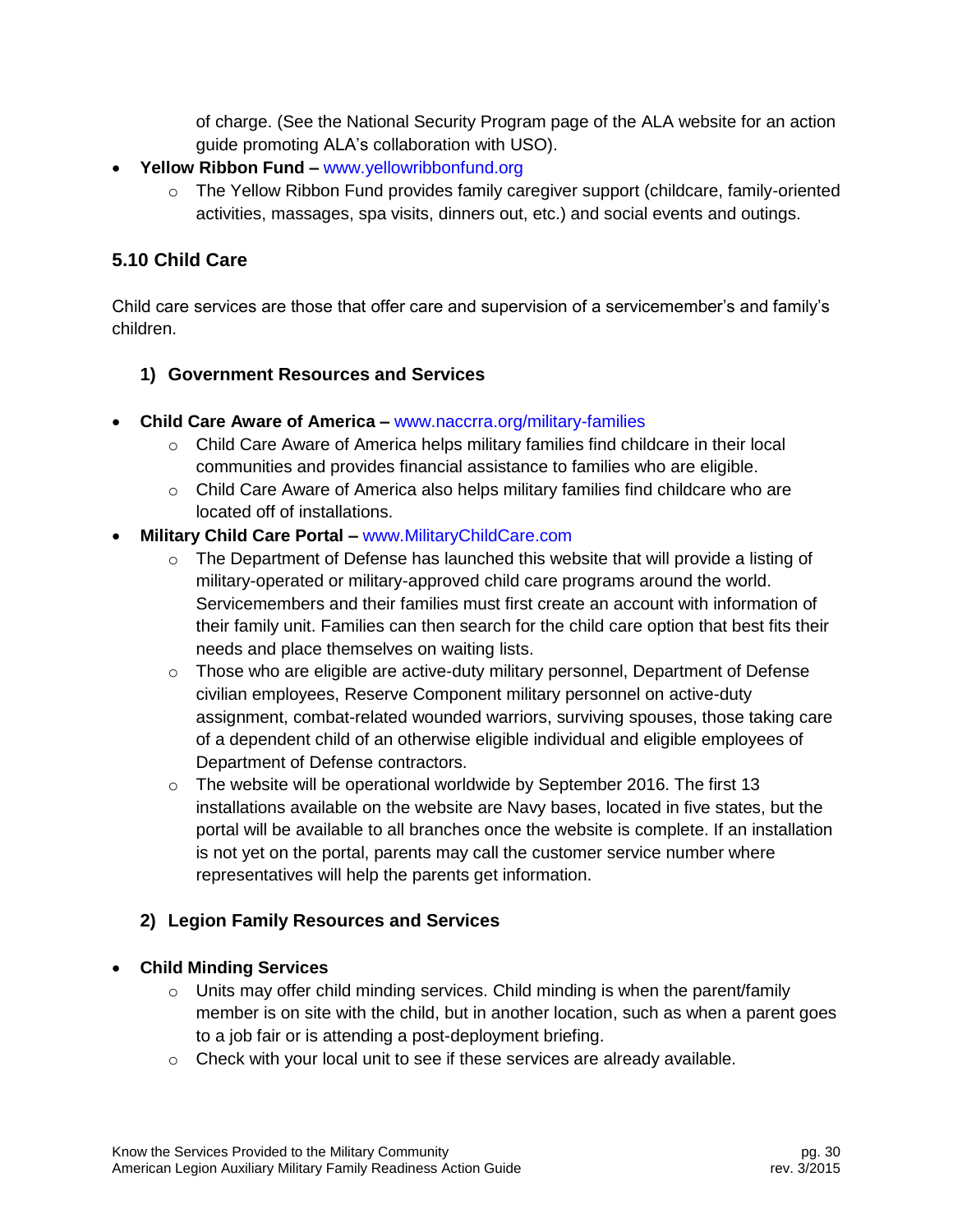of charge. (See the National Security Program page of the ALA website for an action guide promoting ALA's collaboration with USO).

- **Yellow Ribbon Fund –** www.yellowribbonfund.org
  - The Yellow Ribbon Fund provides family caregiver support (childcare, family-oriented activities, massages, spa visits, dinners out, etc.) and social events and outings.

### 5.10 Child Care

Child care services are those that offer care and supervision of a servicemember's and family's children.

#### 1) Government Resources and Services

- **Child Care Aware of America –** www.naccrra.org/military-families
  - Child Care Aware of America helps military families find childcare in their local communities and provides financial assistance to families who are eligible.
  - Child Care Aware of America also helps military families find childcare who are located off of installations.
- **Military Child Care Portal –** www.MilitaryChildCare.com
  - The Department of Defense has launched this website that will provide a listing of military-operated or military-approved child care programs around the world. Servicemembers and their families must first create an account with information of their family unit. Families can then search for the child care option that best fits their needs and place themselves on waiting lists.
  - Those who are eligible are active-duty military personnel, Department of Defense civilian employees, Reserve Component military personnel on active-duty assignment, combat-related wounded warriors, surviving spouses, those taking care of a dependent child of an otherwise eligible individual and eligible employees of Department of Defense contractors.
  - The website will be operational worldwide by September 2016. The first 13 installations available on the website are Navy bases, located in five states, but the portal will be available to all branches once the website is complete. If an installation is not yet on the portal, parents may call the customer service number where representatives will help the parents get information.

#### 2) Legion Family Resources and Services

- **Child Minding Services**
  - Units may offer child minding services. Child minding is when the parent/family member is on site with the child, but in another location, such as when a parent goes to a job fair or is attending a post-deployment briefing.
  - Check with your local unit to see if these services are already available.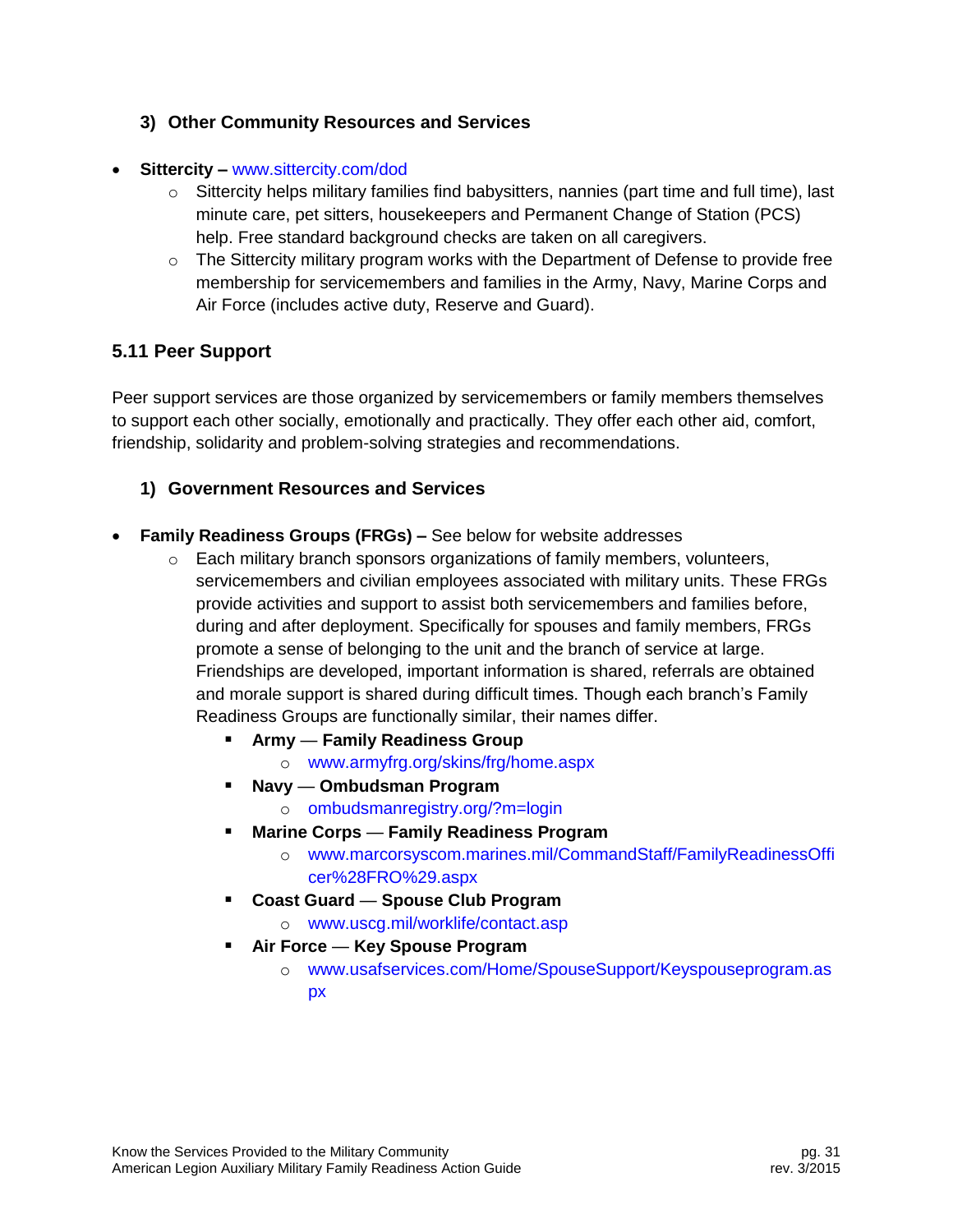### 3) Other Community Resources and Services

- **Sittercity –** www.sittercity.com/dod
    - Sittercity helps military families find babysitters, nannies (part time and full time), last minute care, pet sitters, housekeepers and Permanent Change of Station (PCS) help. Free standard background checks are taken on all caregivers.
    - The Sittercity military program works with the Department of Defense to provide free membership for servicemembers and families in the Army, Navy, Marine Corps and Air Force (includes active duty, Reserve and Guard).

## 5.11 Peer Support

Peer support services are those organized by servicemembers or family members themselves to support each other socially, emotionally and practically. They offer each other aid, comfort, friendship, solidarity and problem-solving strategies and recommendations.

### 1) Government Resources and Services

- **Family Readiness Groups (FRGs) –** See below for website addresses
    - Each military branch sponsors organizations of family members, volunteers, servicemembers and civilian employees associated with military units. These FRGs provide activities and support to assist both servicemembers and families before, during and after deployment. Specifically for spouses and family members, FRGs promote a sense of belonging to the unit and the branch of service at large. Friendships are developed, important information is shared, referrals are obtained and morale support is shared during difficult times. Though each branch's Family Readiness Groups are functionally similar, their names differ.
        - **Army — Family Readiness Group**
            - www.armyfrg.org/skins/frg/home.aspx
        - **Navy — Ombudsman Program**
            - ombudsmanregistry.org/?m=login
        - **Marine Corps — Family Readiness Program**
            - www.marcorsyscom.marines.mil/CommandStaff/FamilyReadinessOfficer%28FRO%29.aspx
        - **Coast Guard — Spouse Club Program**
            - www.uscg.mil/worklife/contact.asp
        - **Air Force — Key Spouse Program**
            - www.usafservices.com/Home/SpouseSupport/Keyspouseprogram.aspx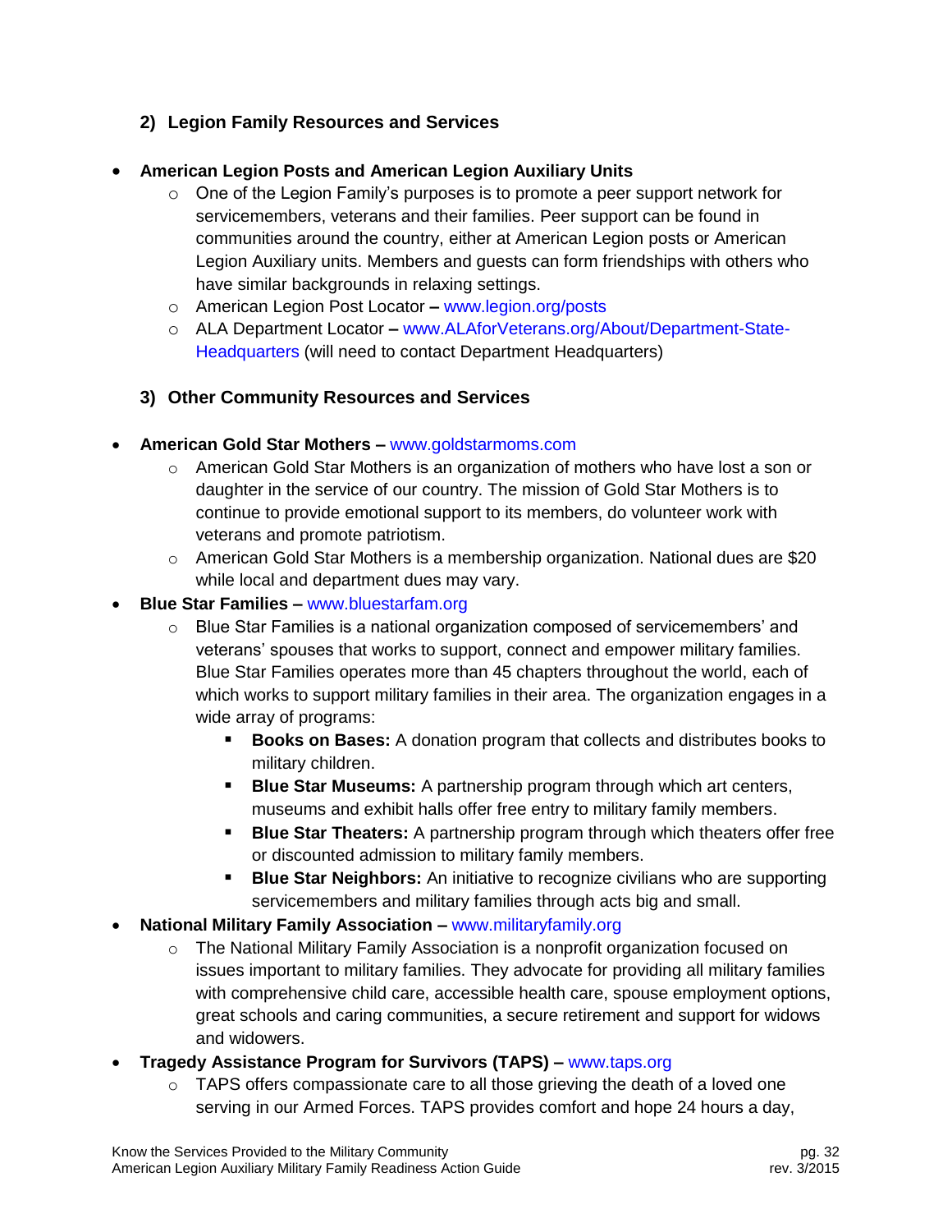### 2) Legion Family Resources and Services

- **American Legion Posts and American Legion Auxiliary Units**
  - One of the Legion Family's purposes is to promote a peer support network for servicemembers, veterans and their families. Peer support can be found in communities around the country, either at American Legion posts or American Legion Auxiliary units. Members and guests can form friendships with others who have similar backgrounds in relaxing settings.
  - American Legion Post Locator **–** www.legion.org/posts
  - ALA Department Locator **–** www.ALAforVeterans.org/About/Department-State-Headquarters (will need to contact Department Headquarters)

### 3) Other Community Resources and Services

- **American Gold Star Mothers –** www.goldstarmoms.com
  - American Gold Star Mothers is an organization of mothers who have lost a son or daughter in the service of our country. The mission of Gold Star Mothers is to continue to provide emotional support to its members, do volunteer work with veterans and promote patriotism.
  - American Gold Star Mothers is a membership organization. National dues are $20 while local and department dues may vary.
- **Blue Star Families –** www.bluestarfam.org
  - Blue Star Families is a national organization composed of servicemembers' and veterans' spouses that works to support, connect and empower military families. Blue Star Families operates more than 45 chapters throughout the world, each of which works to support military families in their area. The organization engages in a wide array of programs:
    - **Books on Bases:** A donation program that collects and distributes books to military children.
    - **Blue Star Museums:** A partnership program through which art centers, museums and exhibit halls offer free entry to military family members.
    - **Blue Star Theaters:** A partnership program through which theaters offer free or discounted admission to military family members.
    - **Blue Star Neighbors:** An initiative to recognize civilians who are supporting servicemembers and military families through acts big and small.
- **National Military Family Association –** www.militaryfamily.org
  - The National Military Family Association is a nonprofit organization focused on issues important to military families. They advocate for providing all military families with comprehensive child care, accessible health care, spouse employment options, great schools and caring communities, a secure retirement and support for widows and widowers.
- **Tragedy Assistance Program for Survivors (TAPS) –** www.taps.org
  - TAPS offers compassionate care to all those grieving the death of a loved one serving in our Armed Forces. TAPS provides comfort and hope 24 hours a day,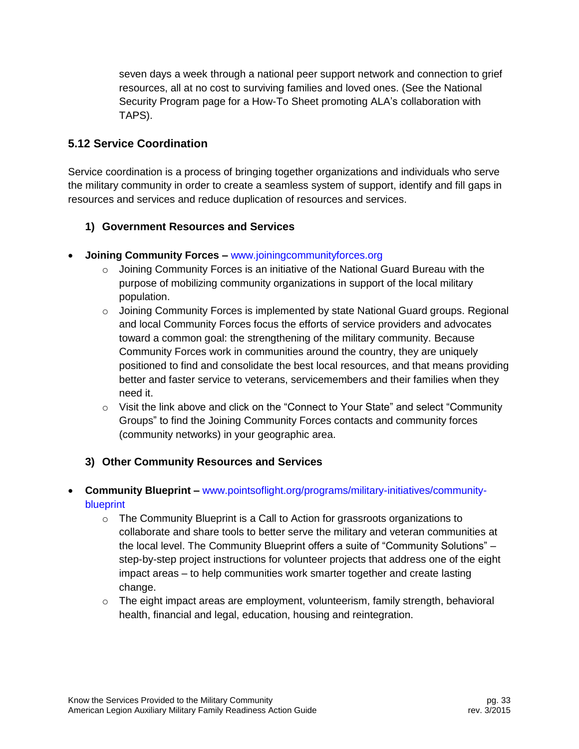seven days a week through a national peer support network and connection to grief resources, all at no cost to surviving families and loved ones. (See the National Security Program page for a How-To Sheet promoting ALA's collaboration with TAPS).

### 5.12 Service Coordination

Service coordination is a process of bringing together organizations and individuals who serve the military community in order to create a seamless system of support, identify and fill gaps in resources and services and reduce duplication of resources and services.

#### 1) Government Resources and Services

- **Joining Community Forces –** www.joiningcommunityforces.org
  - Joining Community Forces is an initiative of the National Guard Bureau with the purpose of mobilizing community organizations in support of the local military population.
  - Joining Community Forces is implemented by state National Guard groups. Regional and local Community Forces focus the efforts of service providers and advocates toward a common goal: the strengthening of the military community. Because Community Forces work in communities around the country, they are uniquely positioned to find and consolidate the best local resources, and that means providing better and faster service to veterans, servicemembers and their families when they need it.
  - Visit the link above and click on the "Connect to Your State" and select "Community Groups" to find the Joining Community Forces contacts and community forces (community networks) in your geographic area.

#### 3) Other Community Resources and Services

- **Community Blueprint –** www.pointsoflight.org/programs/military-initiatives/community-blueprint
  - The Community Blueprint is a Call to Action for grassroots organizations to collaborate and share tools to better serve the military and veteran communities at the local level. The Community Blueprint offers a suite of "Community Solutions" – step-by-step project instructions for volunteer projects that address one of the eight impact areas – to help communities work smarter together and create lasting change.
  - The eight impact areas are employment, volunteerism, family strength, behavioral health, financial and legal, education, housing and reintegration.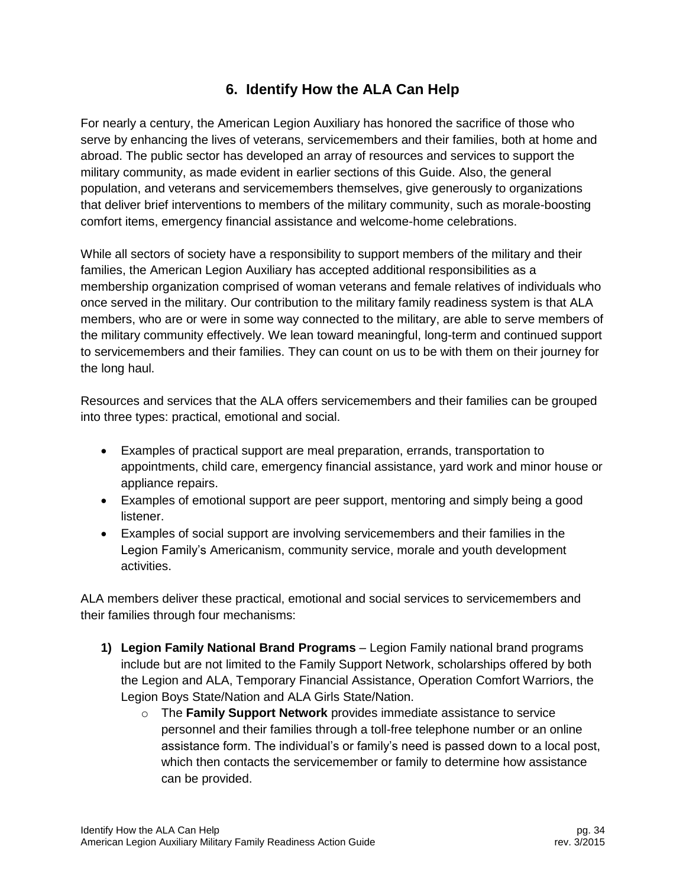## 6. Identify How the ALA Can Help

For nearly a century, the American Legion Auxiliary has honored the sacrifice of those who serve by enhancing the lives of veterans, servicemembers and their families, both at home and abroad. The public sector has developed an array of resources and services to support the military community, as made evident in earlier sections of this Guide. Also, the general population, and veterans and servicemembers themselves, give generously to organizations that deliver brief interventions to members of the military community, such as morale-boosting comfort items, emergency financial assistance and welcome-home celebrations.

While all sectors of society have a responsibility to support members of the military and their families, the American Legion Auxiliary has accepted additional responsibilities as a membership organization comprised of woman veterans and female relatives of individuals who once served in the military. Our contribution to the military family readiness system is that ALA members, who are or were in some way connected to the military, are able to serve members of the military community effectively. We lean toward meaningful, long-term and continued support to servicemembers and their families. They can count on us to be with them on their journey for the long haul.

Resources and services that the ALA offers servicemembers and their families can be grouped into three types: practical, emotional and social.

- Examples of practical support are meal preparation, errands, transportation to appointments, child care, emergency financial assistance, yard work and minor house or appliance repairs.
- Examples of emotional support are peer support, mentoring and simply being a good listener.
- Examples of social support are involving servicemembers and their families in the Legion Family's Americanism, community service, morale and youth development activities.

ALA members deliver these practical, emotional and social services to servicemembers and their families through four mechanisms:

1) **Legion Family National Brand Programs** – Legion Family national brand programs include but are not limited to the Family Support Network, scholarships offered by both the Legion and ALA, Temporary Financial Assistance, Operation Comfort Warriors, the Legion Boys State/Nation and ALA Girls State/Nation.
    - The **Family Support Network** provides immediate assistance to service personnel and their families through a toll-free telephone number or an online assistance form. The individual's or family's need is passed down to a local post, which then contacts the servicemember or family to determine how assistance can be provided.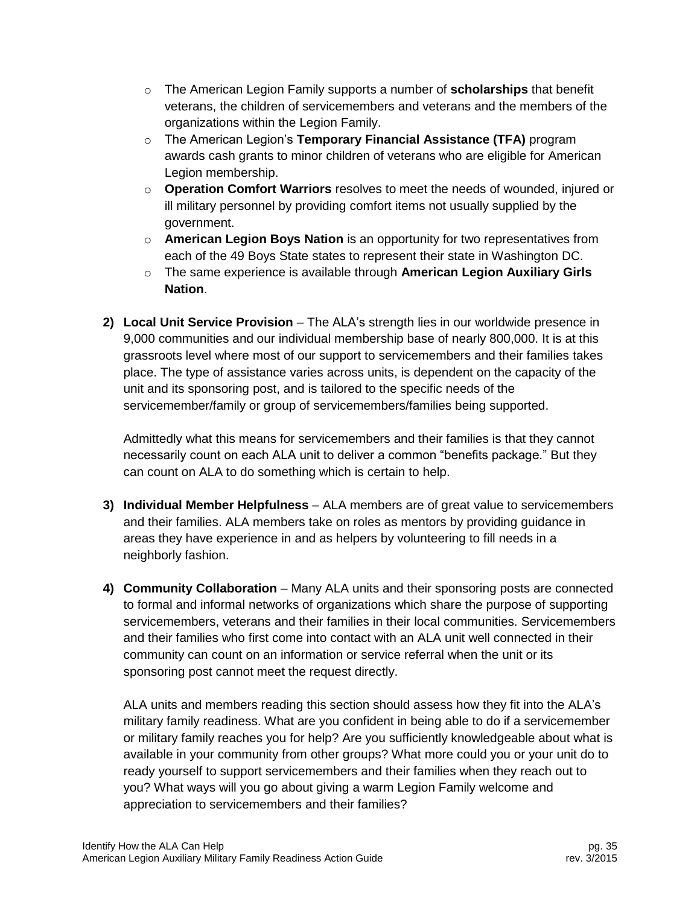- The American Legion Family supports a number of **scholarships** that benefit veterans, the children of servicemembers and veterans and the members of the organizations within the Legion Family.
- The American Legion's **Temporary Financial Assistance (TFA)** program awards cash grants to minor children of veterans who are eligible for American Legion membership.
- **Operation Comfort Warriors** resolves to meet the needs of wounded, injured or ill military personnel by providing comfort items not usually supplied by the government.
- **American Legion Boys Nation** is an opportunity for two representatives from each of the 49 Boys State states to represent their state in Washington DC.
- The same experience is available through **American Legion Auxiliary Girls Nation**.

**2) Local Unit Service Provision** – The ALA's strength lies in our worldwide presence in 9,000 communities and our individual membership base of nearly 800,000. It is at this grassroots level where most of our support to servicemembers and their families takes place. The type of assistance varies across units, is dependent on the capacity of the unit and its sponsoring post, and is tailored to the specific needs of the servicemember/family or group of servicemembers/families being supported.

Admittedly what this means for servicemembers and their families is that they cannot necessarily count on each ALA unit to deliver a common "benefits package." But they can count on ALA to do something which is certain to help.

**3) Individual Member Helpfulness** – ALA members are of great value to servicemembers and their families. ALA members take on roles as mentors by providing guidance in areas they have experience in and as helpers by volunteering to fill needs in a neighborly fashion.

**4) Community Collaboration** – Many ALA units and their sponsoring posts are connected to formal and informal networks of organizations which share the purpose of supporting servicemembers, veterans and their families in their local communities. Servicemembers and their families who first come into contact with an ALA unit well connected in their community can count on an information or service referral when the unit or its sponsoring post cannot meet the request directly.

ALA units and members reading this section should assess how they fit into the ALA's military family readiness. What are you confident in being able to do if a servicemember or military family reaches you for help? Are you sufficiently knowledgeable about what is available in your community from other groups? What more could you or your unit do to ready yourself to support servicemembers and their families when they reach out to you? What ways will you go about giving a warm Legion Family welcome and appreciation to servicemembers and their families?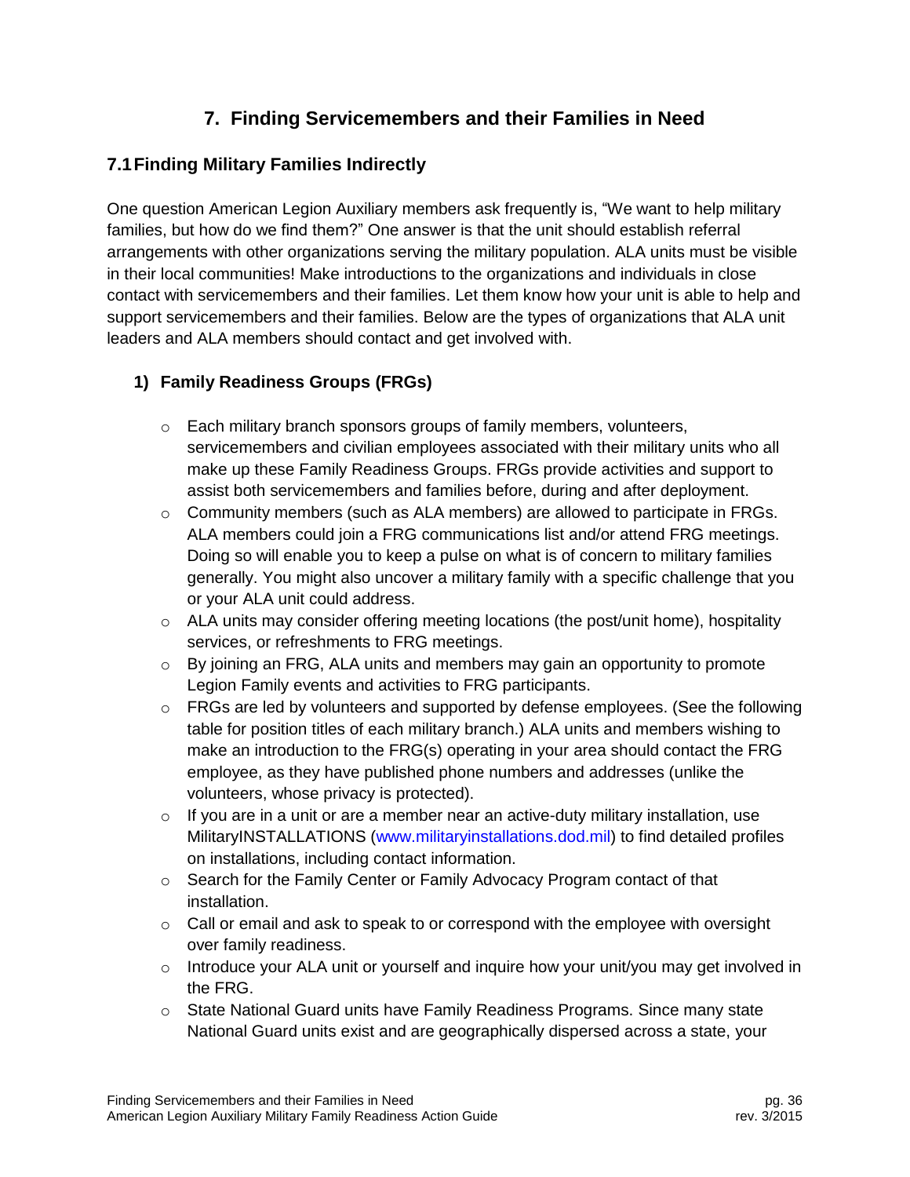# 7. Finding Servicemembers and their Families in Need

## 7.1 Finding Military Families Indirectly

One question American Legion Auxiliary members ask frequently is, "We want to help military families, but how do we find them?" One answer is that the unit should establish referral arrangements with other organizations serving the military population. ALA units must be visible in their local communities! Make introductions to the organizations and individuals in close contact with servicemembers and their families. Let them know how your unit is able to help and support servicemembers and their families. Below are the types of organizations that ALA unit leaders and ALA members should contact and get involved with.

### 1) Family Readiness Groups (FRGs)

- Each military branch sponsors groups of family members, volunteers, servicemembers and civilian employees associated with their military units who all make up these Family Readiness Groups. FRGs provide activities and support to assist both servicemembers and families before, during and after deployment.
- Community members (such as ALA members) are allowed to participate in FRGs. ALA members could join a FRG communications list and/or attend FRG meetings. Doing so will enable you to keep a pulse on what is of concern to military families generally. You might also uncover a military family with a specific challenge that you or your ALA unit could address.
- ALA units may consider offering meeting locations (the post/unit home), hospitality services, or refreshments to FRG meetings.
- By joining an FRG, ALA units and members may gain an opportunity to promote Legion Family events and activities to FRG participants.
- FRGs are led by volunteers and supported by defense employees. (See the following table for position titles of each military branch.) ALA units and members wishing to make an introduction to the FRG(s) operating in your area should contact the FRG employee, as they have published phone numbers and addresses (unlike the volunteers, whose privacy is protected).
- If you are in a unit or are a member near an active-duty military installation, use MilitaryINSTALLATIONS (www.militaryinstallations.dod.mil) to find detailed profiles on installations, including contact information.
- Search for the Family Center or Family Advocacy Program contact of that installation.
- Call or email and ask to speak to or correspond with the employee with oversight over family readiness.
- Introduce your ALA unit or yourself and inquire how your unit/you may get involved in the FRG.
- State National Guard units have Family Readiness Programs. Since many state National Guard units exist and are geographically dispersed across a state, your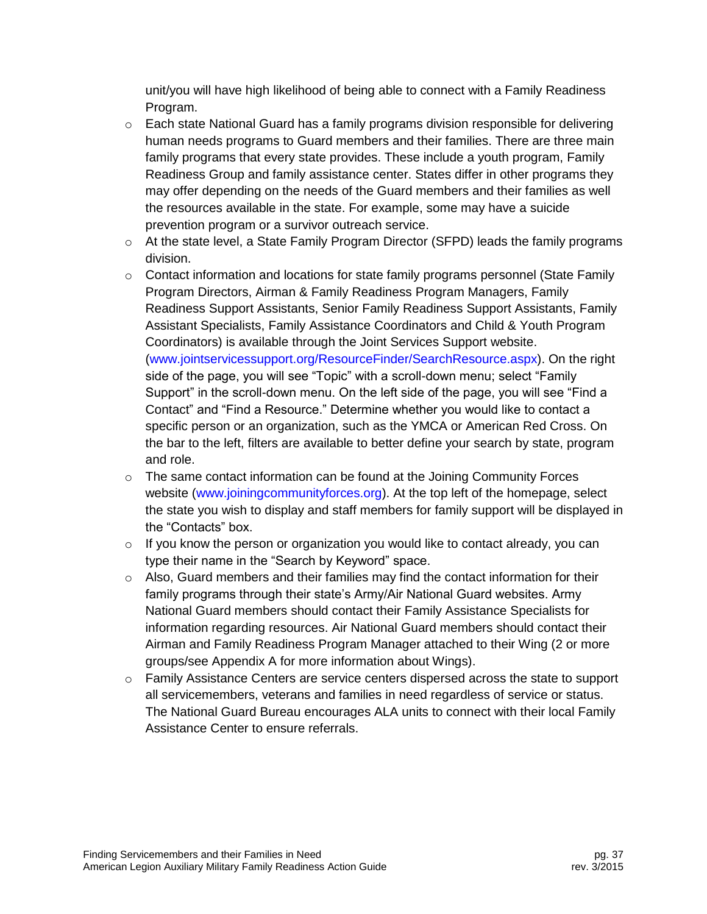unit/you will have high likelihood of being able to connect with a Family Readiness Program.

- Each state National Guard has a family programs division responsible for delivering human needs programs to Guard members and their families. There are three main family programs that every state provides. These include a youth program, Family Readiness Group and family assistance center. States differ in other programs they may offer depending on the needs of the Guard members and their families as well the resources available in the state. For example, some may have a suicide prevention program or a survivor outreach service.
- At the state level, a State Family Program Director (SFPD) leads the family programs division.
- Contact information and locations for state family programs personnel (State Family Program Directors, Airman & Family Readiness Program Managers, Family Readiness Support Assistants, Senior Family Readiness Support Assistants, Family Assistant Specialists, Family Assistance Coordinators and Child & Youth Program Coordinators) is available through the Joint Services Support website. (www.jointservicessupport.org/ResourceFinder/SearchResource.aspx). On the right side of the page, you will see "Topic" with a scroll-down menu; select "Family Support" in the scroll-down menu. On the left side of the page, you will see "Find a Contact" and "Find a Resource." Determine whether you would like to contact a specific person or an organization, such as the YMCA or American Red Cross. On the bar to the left, filters are available to better define your search by state, program and role.
- The same contact information can be found at the Joining Community Forces website (www.joiningcommunityforces.org). At the top left of the homepage, select the state you wish to display and staff members for family support will be displayed in the "Contacts" box.
- If you know the person or organization you would like to contact already, you can type their name in the "Search by Keyword" space.
- Also, Guard members and their families may find the contact information for their family programs through their state's Army/Air National Guard websites. Army National Guard members should contact their Family Assistance Specialists for information regarding resources. Air National Guard members should contact their Airman and Family Readiness Program Manager attached to their Wing (2 or more groups/see Appendix A for more information about Wings).
- Family Assistance Centers are service centers dispersed across the state to support all servicemembers, veterans and families in need regardless of service or status. The National Guard Bureau encourages ALA units to connect with their local Family Assistance Center to ensure referrals.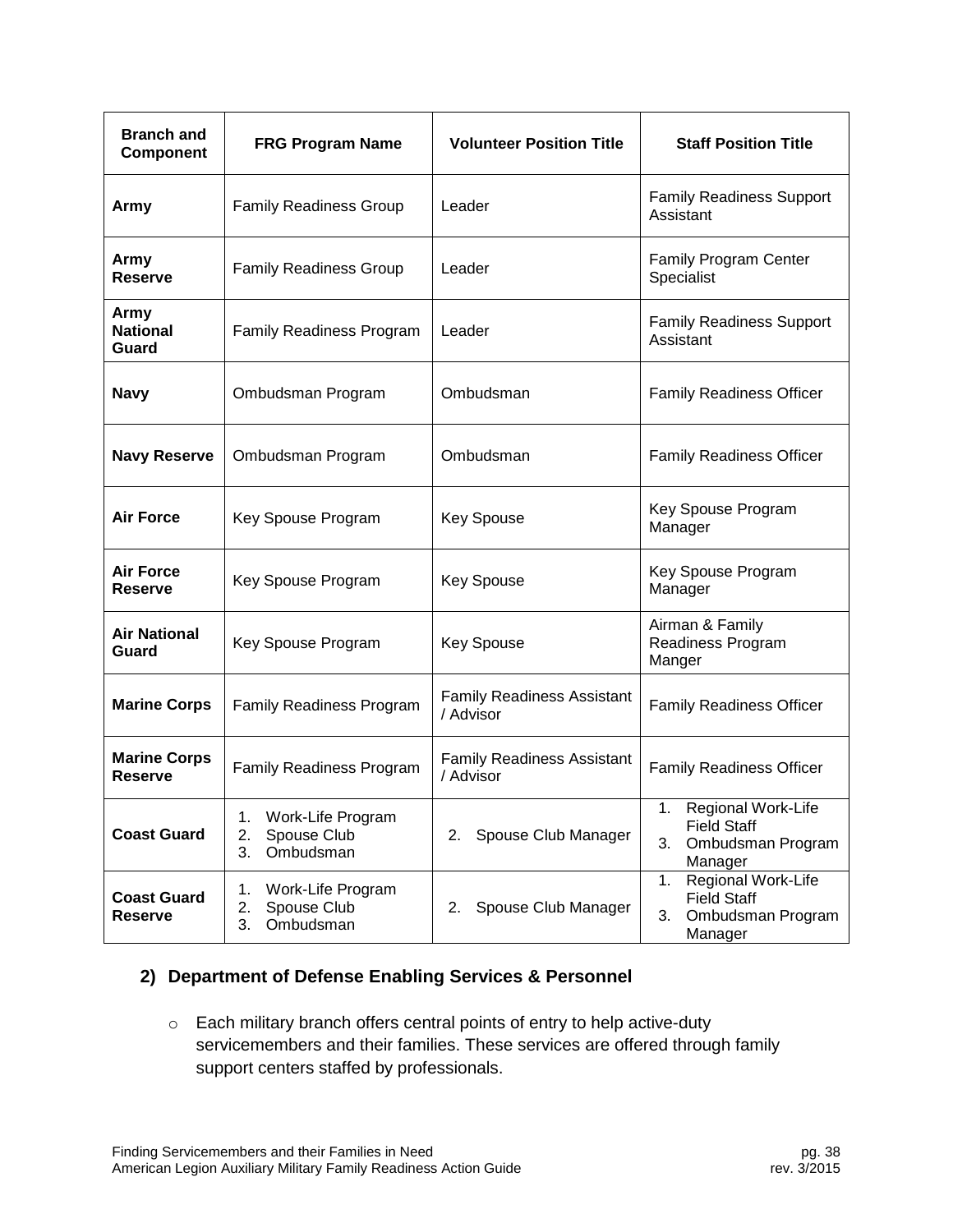| Branch and Component | FRG Program Name | Volunteer Position Title | Staff Position Title |
|---|---|---|---|
| **Army** | Family Readiness Group | Leader | Family Readiness Support Assistant |
| **Army Reserve** | Family Readiness Group | Leader | Family Program Center Specialist |
| **Army National Guard** | Family Readiness Program | Leader | Family Readiness Support Assistant |
| **Navy** | Ombudsman Program | Ombudsman | Family Readiness Officer |
| **Navy Reserve** | Ombudsman Program | Ombudsman | Family Readiness Officer |
| **Air Force** | Key Spouse Program | Key Spouse | Key Spouse Program Manager |
| **Air Force Reserve** | Key Spouse Program | Key Spouse | Key Spouse Program Manager |
| **Air National Guard** | Key Spouse Program | Key Spouse | Airman & Family Readiness Program Manger |
| **Marine Corps** | Family Readiness Program | Family Readiness Assistant / Advisor | Family Readiness Officer |
| **Marine Corps Reserve** | Family Readiness Program | Family Readiness Assistant / Advisor | Family Readiness Officer |
| **Coast Guard** | 1. Work-Life Program<br>2. Spouse Club<br>3. Ombudsman | 2. Spouse Club Manager | 1. Regional Work-Life Field Staff<br>3. Ombudsman Program Manager |
| **Coast Guard Reserve** | 1. Work-Life Program<br>2. Spouse Club<br>3. Ombudsman | 2. Spouse Club Manager | 1. Regional Work-Life Field Staff<br>3. Ombudsman Program Manager |

### 2) Department of Defense Enabling Services & Personnel

- Each military branch offers central points of entry to help active-duty servicemembers and their families. These services are offered through family support centers staffed by professionals.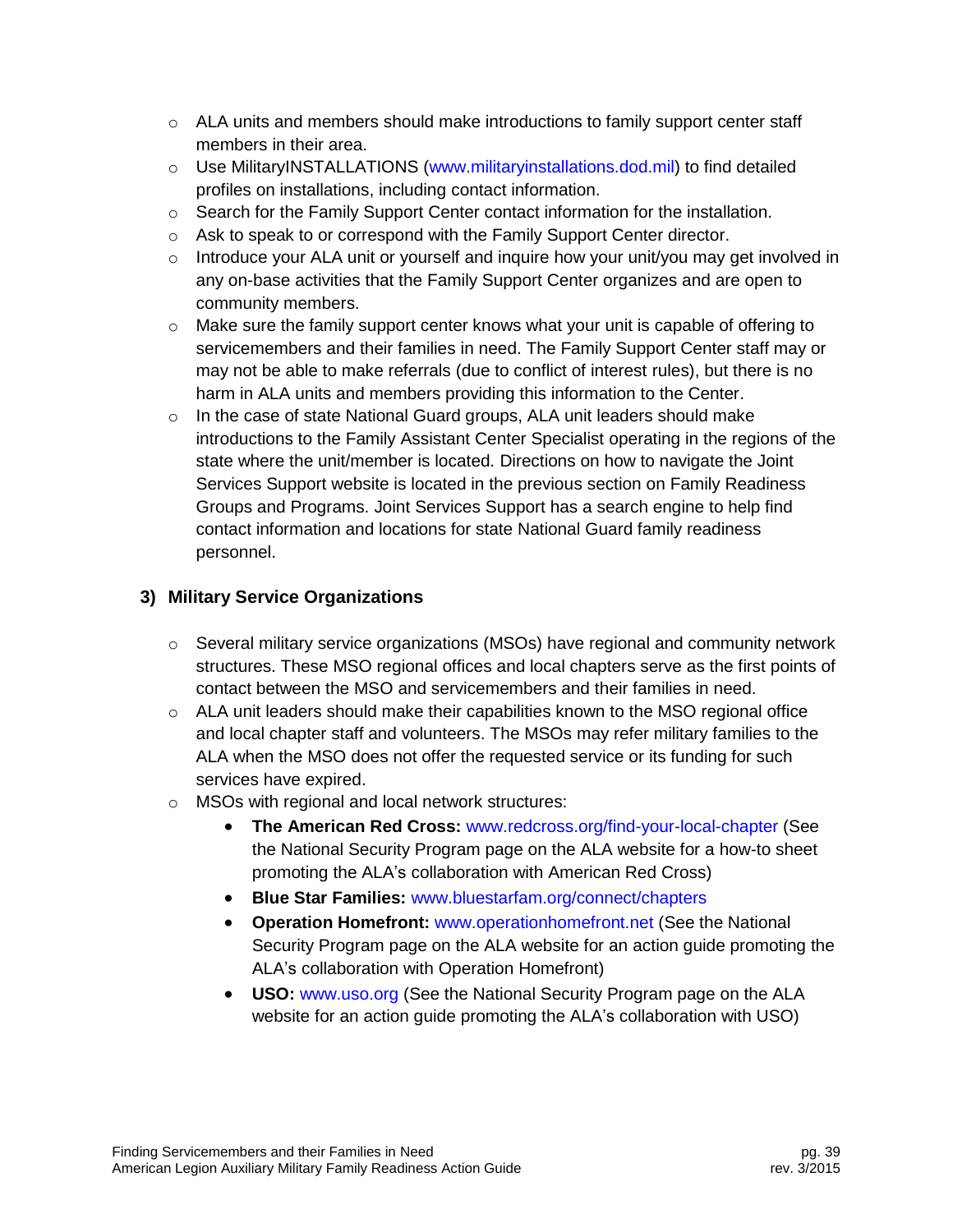- ALA units and members should make introductions to family support center staff members in their area.
- Use MilitaryINSTALLATIONS (www.militaryinstallations.dod.mil) to find detailed profiles on installations, including contact information.
- Search for the Family Support Center contact information for the installation.
- Ask to speak to or correspond with the Family Support Center director.
- Introduce your ALA unit or yourself and inquire how your unit/you may get involved in any on-base activities that the Family Support Center organizes and are open to community members.
- Make sure the family support center knows what your unit is capable of offering to servicemembers and their families in need. The Family Support Center staff may or may not be able to make referrals (due to conflict of interest rules), but there is no harm in ALA units and members providing this information to the Center.
- In the case of state National Guard groups, ALA unit leaders should make introductions to the Family Assistant Center Specialist operating in the regions of the state where the unit/member is located. Directions on how to navigate the Joint Services Support website is located in the previous section on Family Readiness Groups and Programs. Joint Services Support has a search engine to help find contact information and locations for state National Guard family readiness personnel.

### 3) Military Service Organizations

- Several military service organizations (MSOs) have regional and community network structures. These MSO regional offices and local chapters serve as the first points of contact between the MSO and servicemembers and their families in need.
- ALA unit leaders should make their capabilities known to the MSO regional office and local chapter staff and volunteers. The MSOs may refer military families to the ALA when the MSO does not offer the requested service or its funding for such services have expired.
- MSOs with regional and local network structures:
  - **The American Red Cross:** www.redcross.org/find-your-local-chapter (See the National Security Program page on the ALA website for a how-to sheet promoting the ALA's collaboration with American Red Cross)
  - **Blue Star Families:** www.bluestarfam.org/connect/chapters
  - **Operation Homefront:** www.operationhomefront.net (See the National Security Program page on the ALA website for an action guide promoting the ALA's collaboration with Operation Homefront)
  - **USO:** www.uso.org (See the National Security Program page on the ALA website for an action guide promoting the ALA's collaboration with USO)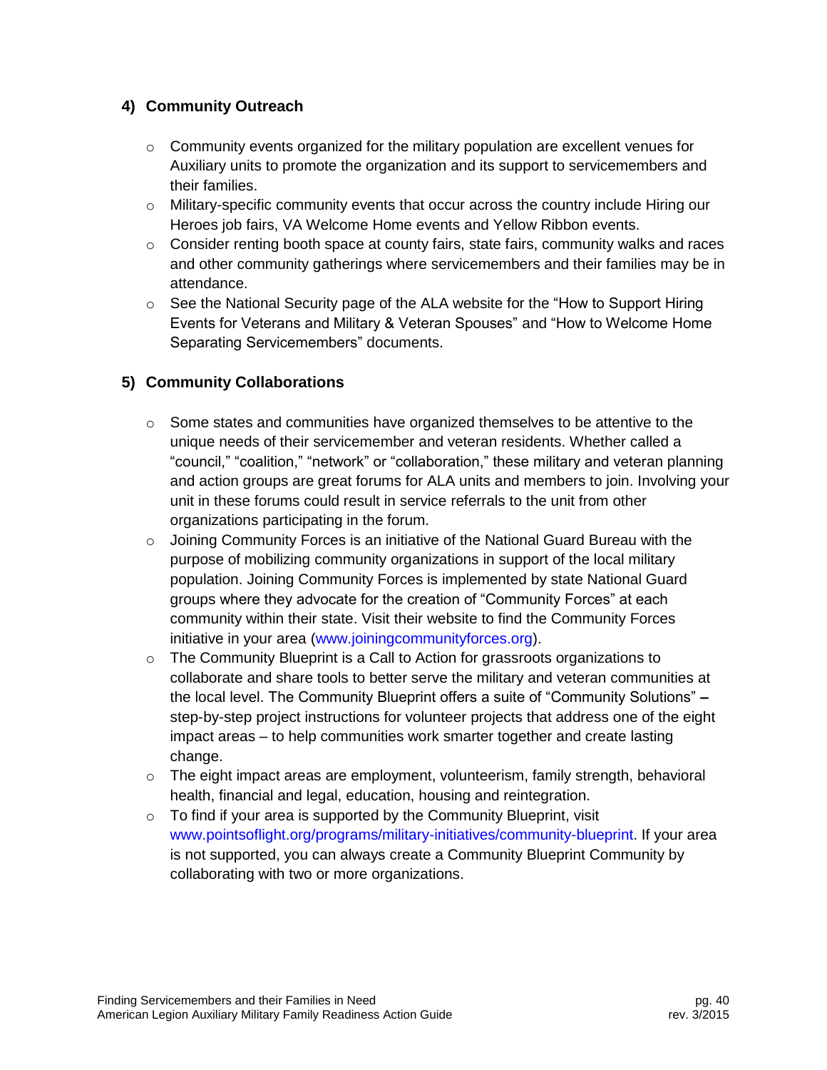## 4) Community Outreach

- Community events organized for the military population are excellent venues for Auxiliary units to promote the organization and its support to servicemembers and their families.
- Military-specific community events that occur across the country include Hiring our Heroes job fairs, VA Welcome Home events and Yellow Ribbon events.
- Consider renting booth space at county fairs, state fairs, community walks and races and other community gatherings where servicemembers and their families may be in attendance.
- See the National Security page of the ALA website for the "How to Support Hiring Events for Veterans and Military & Veteran Spouses" and "How to Welcome Home Separating Servicemembers" documents.

## 5) Community Collaborations

- Some states and communities have organized themselves to be attentive to the unique needs of their servicemember and veteran residents. Whether called a "council," "coalition," "network" or "collaboration," these military and veteran planning and action groups are great forums for ALA units and members to join. Involving your unit in these forums could result in service referrals to the unit from other organizations participating in the forum.
- Joining Community Forces is an initiative of the National Guard Bureau with the purpose of mobilizing community organizations in support of the local military population. Joining Community Forces is implemented by state National Guard groups where they advocate for the creation of "Community Forces" at each community within their state. Visit their website to find the Community Forces initiative in your area (www.joiningcommunityforces.org).
- The Community Blueprint is a Call to Action for grassroots organizations to collaborate and share tools to better serve the military and veteran communities at the local level. The Community Blueprint offers a suite of "Community Solutions" **–** step-by-step project instructions for volunteer projects that address one of the eight impact areas – to help communities work smarter together and create lasting change.
- The eight impact areas are employment, volunteerism, family strength, behavioral health, financial and legal, education, housing and reintegration.
- To find if your area is supported by the Community Blueprint, visit www.pointsoflight.org/programs/military-initiatives/community-blueprint. If your area is not supported, you can always create a Community Blueprint Community by collaborating with two or more organizations.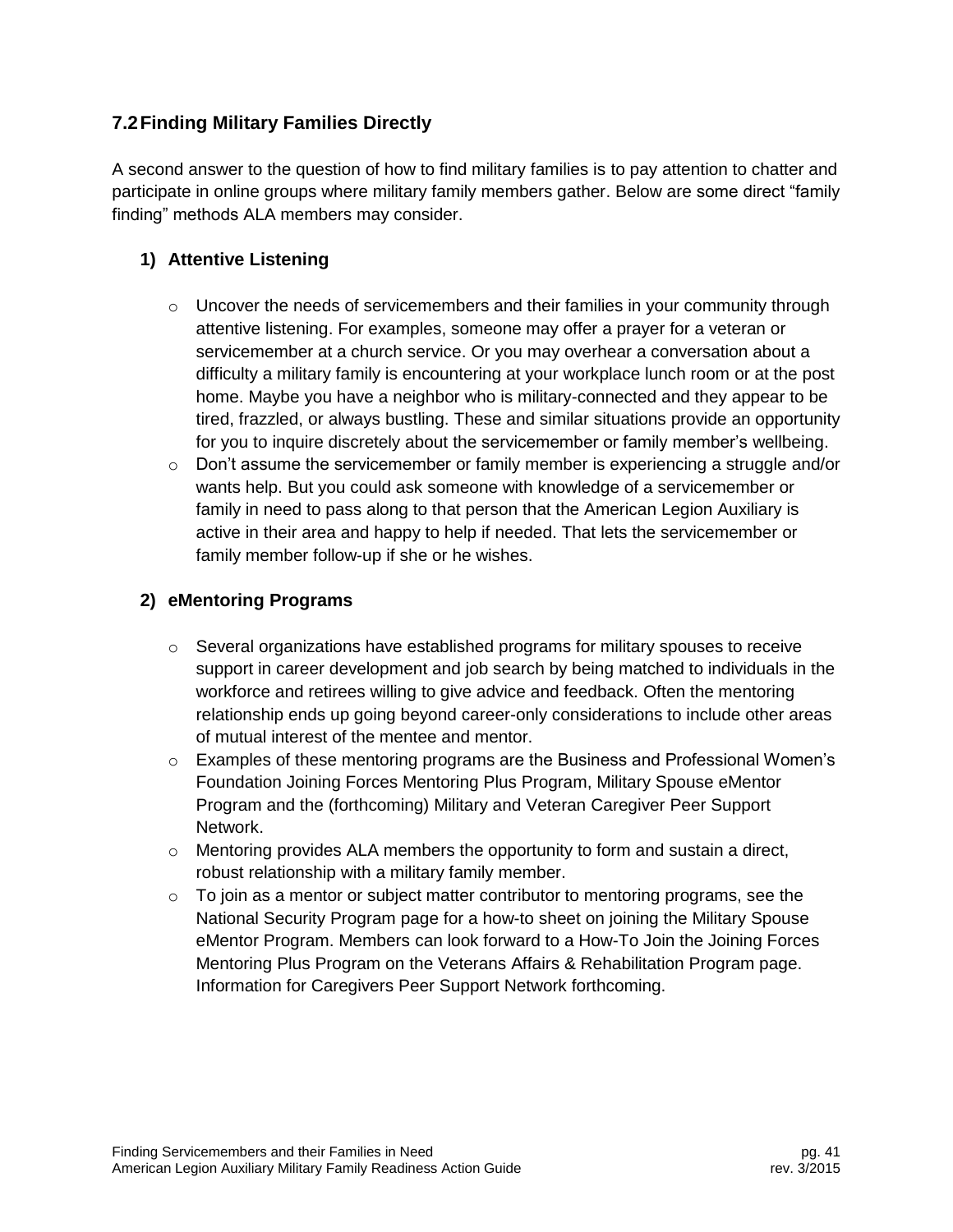## 7.2 Finding Military Families Directly

A second answer to the question of how to find military families is to pay attention to chatter and participate in online groups where military family members gather. Below are some direct "family finding" methods ALA members may consider.

### 1) Attentive Listening

- Uncover the needs of servicemembers and their families in your community through attentive listening. For examples, someone may offer a prayer for a veteran or servicemember at a church service. Or you may overhear a conversation about a difficulty a military family is encountering at your workplace lunch room or at the post home. Maybe you have a neighbor who is military-connected and they appear to be tired, frazzled, or always bustling. These and similar situations provide an opportunity for you to inquire discretely about the servicemember or family member's wellbeing.
- Don't assume the servicemember or family member is experiencing a struggle and/or wants help. But you could ask someone with knowledge of a servicemember or family in need to pass along to that person that the American Legion Auxiliary is active in their area and happy to help if needed. That lets the servicemember or family member follow-up if she or he wishes.

### 2) eMentoring Programs

- Several organizations have established programs for military spouses to receive support in career development and job search by being matched to individuals in the workforce and retirees willing to give advice and feedback. Often the mentoring relationship ends up going beyond career-only considerations to include other areas of mutual interest of the mentee and mentor.
- Examples of these mentoring programs are the Business and Professional Women's Foundation Joining Forces Mentoring Plus Program, Military Spouse eMentor Program and the (forthcoming) Military and Veteran Caregiver Peer Support Network.
- Mentoring provides ALA members the opportunity to form and sustain a direct, robust relationship with a military family member.
- To join as a mentor or subject matter contributor to mentoring programs, see the National Security Program page for a how-to sheet on joining the Military Spouse eMentor Program. Members can look forward to a How-To Join the Joining Forces Mentoring Plus Program on the Veterans Affairs & Rehabilitation Program page. Information for Caregivers Peer Support Network forthcoming.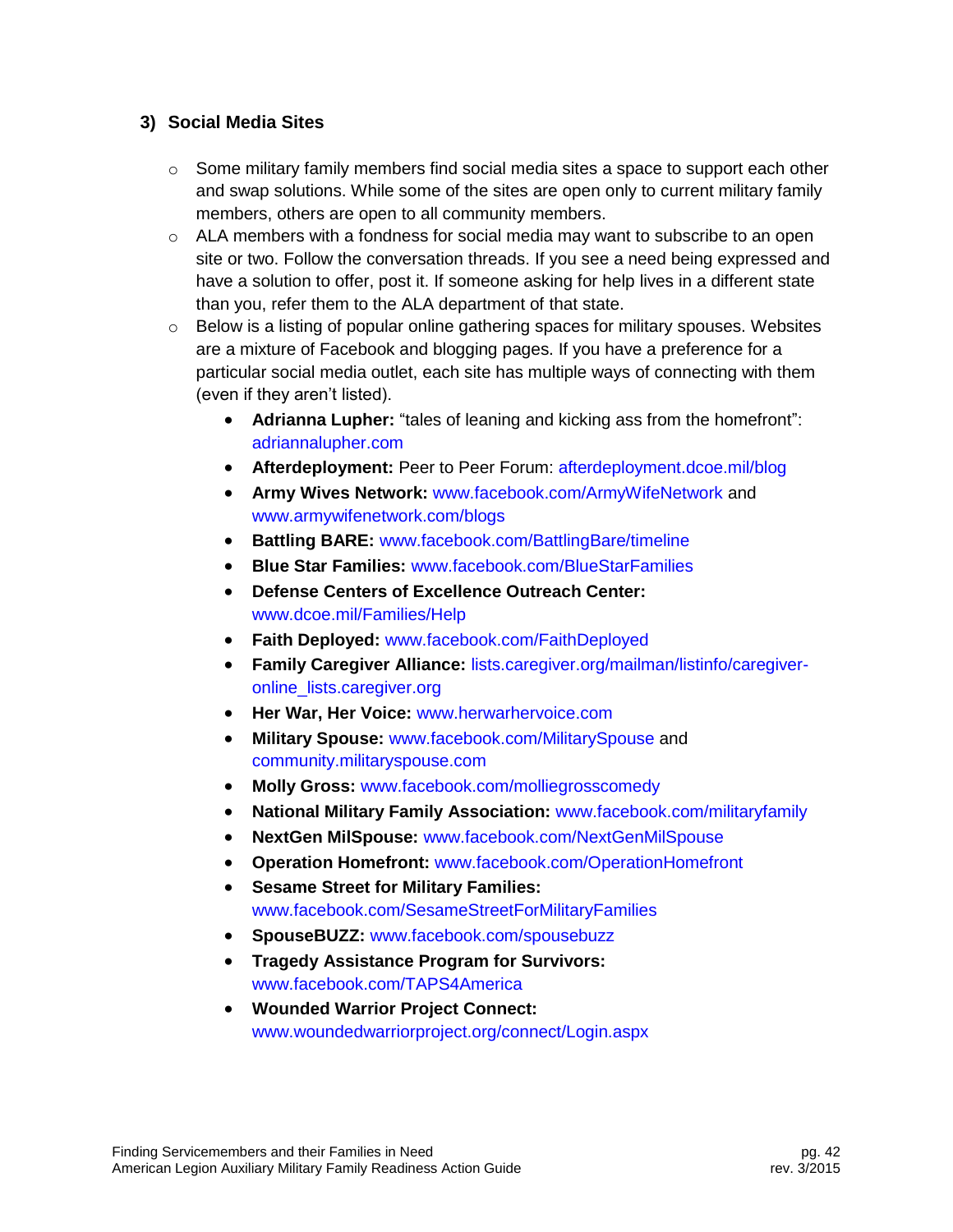### 3) Social Media Sites

- Some military family members find social media sites a space to support each other and swap solutions. While some of the sites are open only to current military family members, others are open to all community members.
- ALA members with a fondness for social media may want to subscribe to an open site or two. Follow the conversation threads. If you see a need being expressed and have a solution to offer, post it. If someone asking for help lives in a different state than you, refer them to the ALA department of that state.
- Below is a listing of popular online gathering spaces for military spouses. Websites are a mixture of Facebook and blogging pages. If you have a preference for a particular social media outlet, each site has multiple ways of connecting with them (even if they aren't listed).
  - **Adrianna Lupher:** "tales of leaning and kicking ass from the homefront": adriannalupher.com
  - **Afterdeployment:** Peer to Peer Forum: afterdeployment.dcoe.mil/blog
  - **Army Wives Network:** www.facebook.com/ArmyWifeNetwork and www.armywifenetwork.com/blogs
  - **Battling BARE:** www.facebook.com/BattlingBare/timeline
  - **Blue Star Families:** www.facebook.com/BlueStarFamilies
  - **Defense Centers of Excellence Outreach Center:** www.dcoe.mil/Families/Help
  - **Faith Deployed:** www.facebook.com/FaithDeployed
  - **Family Caregiver Alliance:** lists.caregiver.org/mailman/listinfo/caregiver-online_lists.caregiver.org
  - **Her War, Her Voice:** www.herwarhervoice.com
  - **Military Spouse:** www.facebook.com/MilitarySpouse and community.militaryspouse.com
  - **Molly Gross:** www.facebook.com/molliegrosscomedy
  - **National Military Family Association:** www.facebook.com/militaryfamily
  - **NextGen MilSpouse:** www.facebook.com/NextGenMilSpouse
  - **Operation Homefront:** www.facebook.com/OperationHomefront
  - **Sesame Street for Military Families:** www.facebook.com/SesameStreetForMilitaryFamilies
  - **SpouseBUZZ:** www.facebook.com/spousebuzz
  - **Tragedy Assistance Program for Survivors:** www.facebook.com/TAPS4America
  - **Wounded Warrior Project Connect:** www.woundedwarriorproject.org/connect/Login.aspx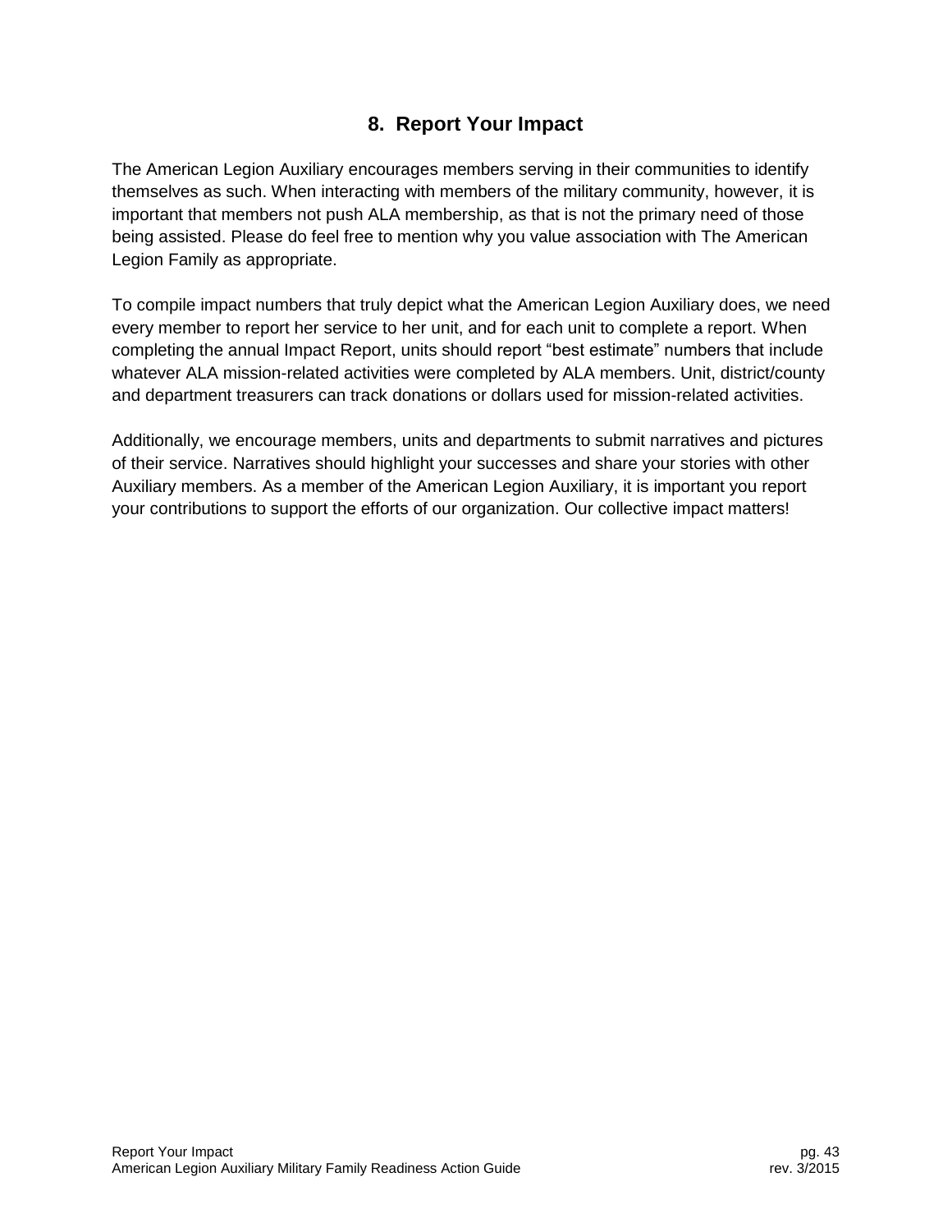## 8. Report Your Impact

The American Legion Auxiliary encourages members serving in their communities to identify themselves as such. When interacting with members of the military community, however, it is important that members not push ALA membership, as that is not the primary need of those being assisted. Please do feel free to mention why you value association with The American Legion Family as appropriate.

To compile impact numbers that truly depict what the American Legion Auxiliary does, we need every member to report her service to her unit, and for each unit to complete a report. When completing the annual Impact Report, units should report "best estimate" numbers that include whatever ALA mission-related activities were completed by ALA members. Unit, district/county and department treasurers can track donations or dollars used for mission-related activities.

Additionally, we encourage members, units and departments to submit narratives and pictures of their service. Narratives should highlight your successes and share your stories with other Auxiliary members. As a member of the American Legion Auxiliary, it is important you report your contributions to support the efforts of our organization. Our collective impact matters!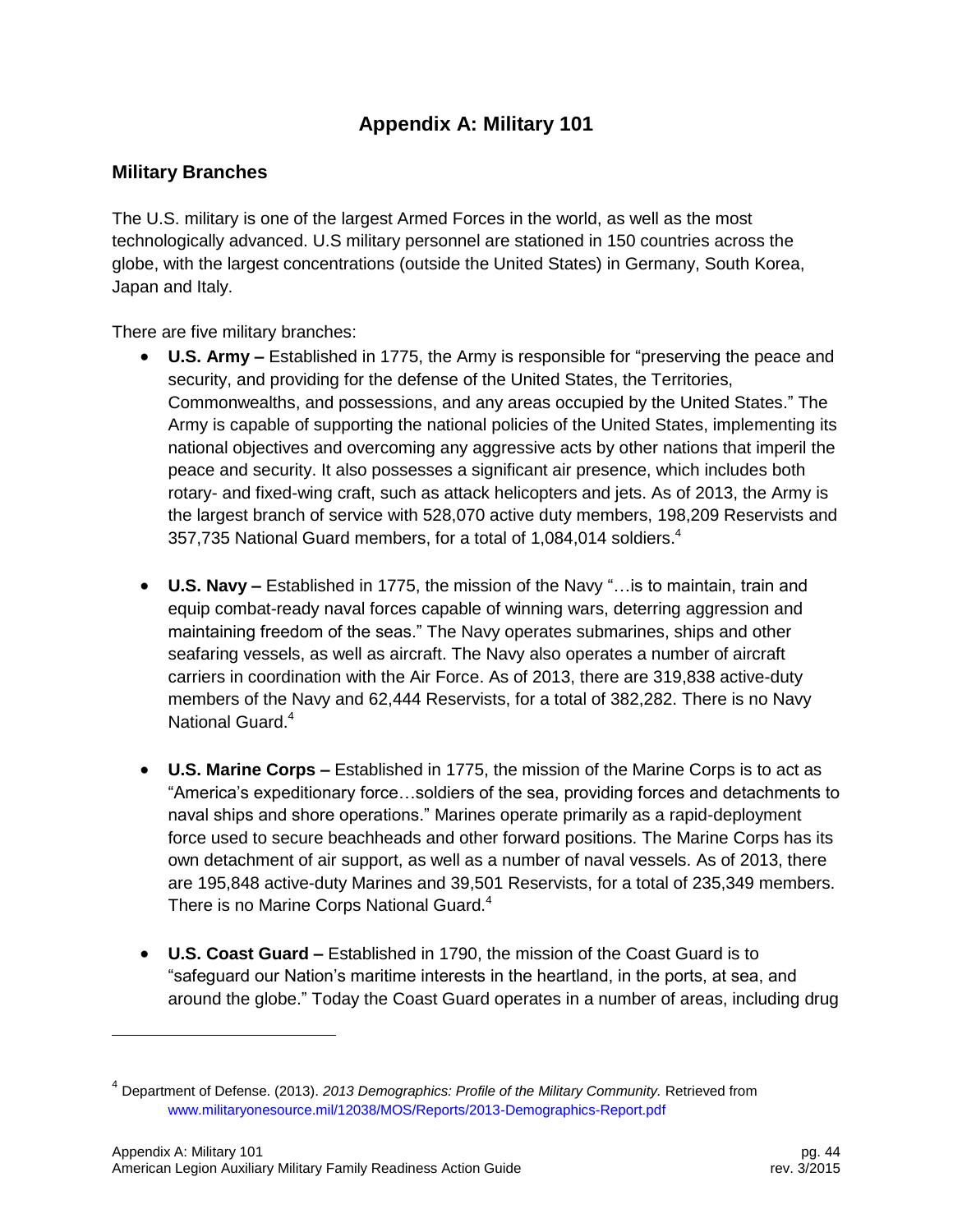# Appendix A: Military 101

## Military Branches

The U.S. military is one of the largest Armed Forces in the world, as well as the most technologically advanced. U.S military personnel are stationed in 150 countries across the globe, with the largest concentrations (outside the United States) in Germany, South Korea, Japan and Italy.

There are five military branches:

- **U.S. Army –** Established in 1775, the Army is responsible for "preserving the peace and security, and providing for the defense of the United States, the Territories, Commonwealths, and possessions, and any areas occupied by the United States." The Army is capable of supporting the national policies of the United States, implementing its national objectives and overcoming any aggressive acts by other nations that imperil the peace and security. It also possesses a significant air presence, which includes both rotary- and fixed-wing craft, such as attack helicopters and jets. As of 2013, the Army is the largest branch of service with 528,070 active duty members, 198,209 Reservists and 357,735 National Guard members, for a total of 1,084,014 soldiers.[4]

- **U.S. Navy –** Established in 1775, the mission of the Navy "…is to maintain, train and equip combat-ready naval forces capable of winning wars, deterring aggression and maintaining freedom of the seas." The Navy operates submarines, ships and other seafaring vessels, as well as aircraft. The Navy also operates a number of aircraft carriers in coordination with the Air Force. As of 2013, there are 319,838 active-duty members of the Navy and 62,444 Reservists, for a total of 382,282. There is no Navy National Guard.[4]

- **U.S. Marine Corps –** Established in 1775, the mission of the Marine Corps is to act as "America's expeditionary force…soldiers of the sea, providing forces and detachments to naval ships and shore operations." Marines operate primarily as a rapid-deployment force used to secure beachheads and other forward positions. The Marine Corps has its own detachment of air support, as well as a number of naval vessels. As of 2013, there are 195,848 active-duty Marines and 39,501 Reservists, for a total of 235,349 members. There is no Marine Corps National Guard.[4]

- **U.S. Coast Guard –** Established in 1790, the mission of the Coast Guard is to "safeguard our Nation's maritime interests in the heartland, in the ports, at sea, and around the globe." Today the Coast Guard operates in a number of areas, including drug

---

[4] Department of Defense. (2013). *2013 Demographics: Profile of the Military Community.* Retrieved from www.militaryonesource.mil/12038/MOS/Reports/2013-Demographics-Report.pdf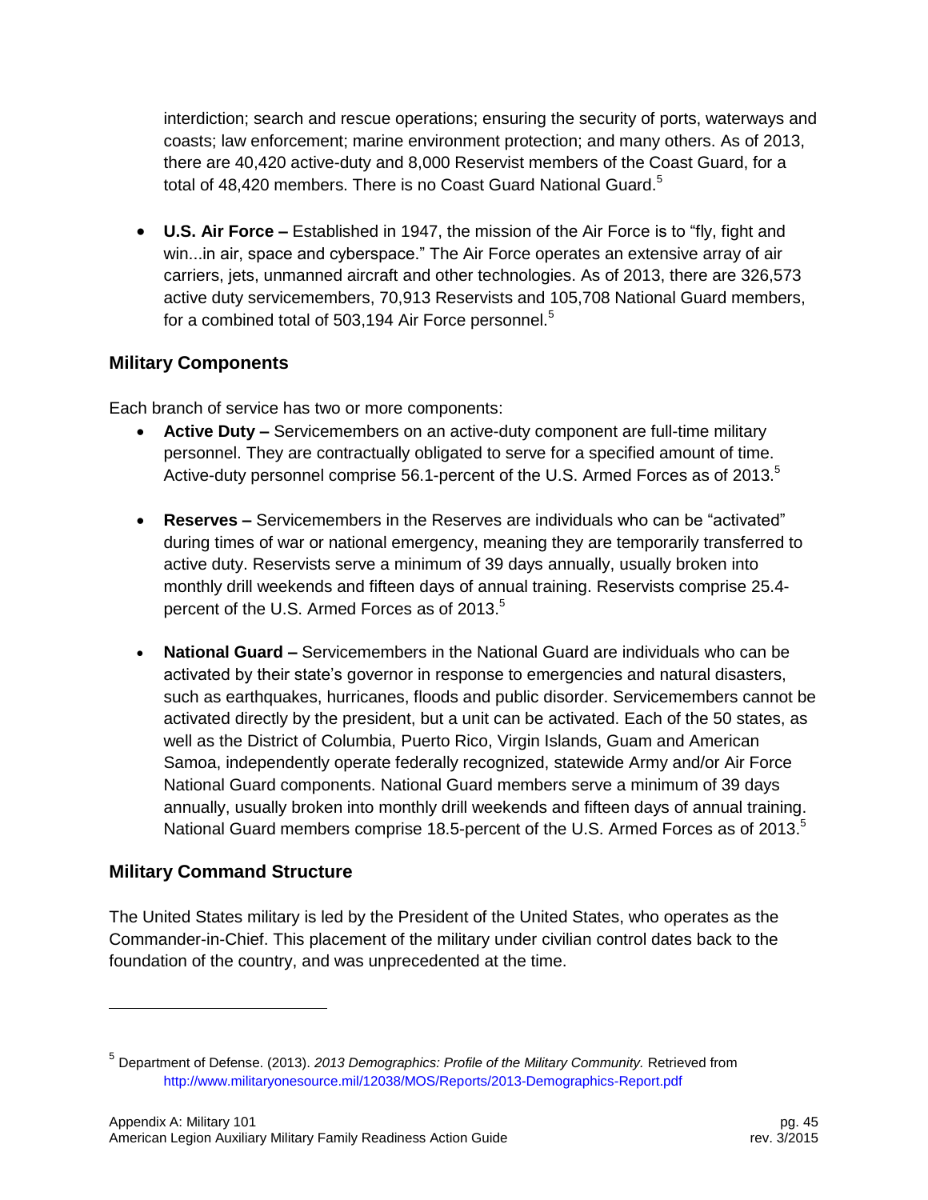interdiction; search and rescue operations; ensuring the security of ports, waterways and coasts; law enforcement; marine environment protection; and many others. As of 2013, there are 40,420 active-duty and 8,000 Reservist members of the Coast Guard, for a total of 48,420 members. There is no Coast Guard National Guard.[5]

- **U.S. Air Force –** Established in 1947, the mission of the Air Force is to "fly, fight and win...in air, space and cyberspace." The Air Force operates an extensive array of air carriers, jets, unmanned aircraft and other technologies. As of 2013, there are 326,573 active duty servicemembers, 70,913 Reservists and 105,708 National Guard members, for a combined total of 503,194 Air Force personnel.[5]

## Military Components

Each branch of service has two or more components:

- **Active Duty –** Servicemembers on an active-duty component are full-time military personnel. They are contractually obligated to serve for a specified amount of time. Active-duty personnel comprise 56.1-percent of the U.S. Armed Forces as of 2013.[5]

- **Reserves –** Servicemembers in the Reserves are individuals who can be "activated" during times of war or national emergency, meaning they are temporarily transferred to active duty. Reservists serve a minimum of 39 days annually, usually broken into monthly drill weekends and fifteen days of annual training. Reservists comprise 25.4-percent of the U.S. Armed Forces as of 2013.[5]

- **National Guard –** Servicemembers in the National Guard are individuals who can be activated by their state's governor in response to emergencies and natural disasters, such as earthquakes, hurricanes, floods and public disorder. Servicemembers cannot be activated directly by the president, but a unit can be activated. Each of the 50 states, as well as the District of Columbia, Puerto Rico, Virgin Islands, Guam and American Samoa, independently operate federally recognized, statewide Army and/or Air Force National Guard components. National Guard members serve a minimum of 39 days annually, usually broken into monthly drill weekends and fifteen days of annual training. National Guard members comprise 18.5-percent of the U.S. Armed Forces as of 2013.[5]

## Military Command Structure

The United States military is led by the President of the United States, who operates as the Commander-in-Chief. This placement of the military under civilian control dates back to the foundation of the country, and was unprecedented at the time.

---

[5] Department of Defense. (2013). *2013 Demographics: Profile of the Military Community.* Retrieved from http://www.militaryonesource.mil/12038/MOS/Reports/2013-Demographics-Report.pdf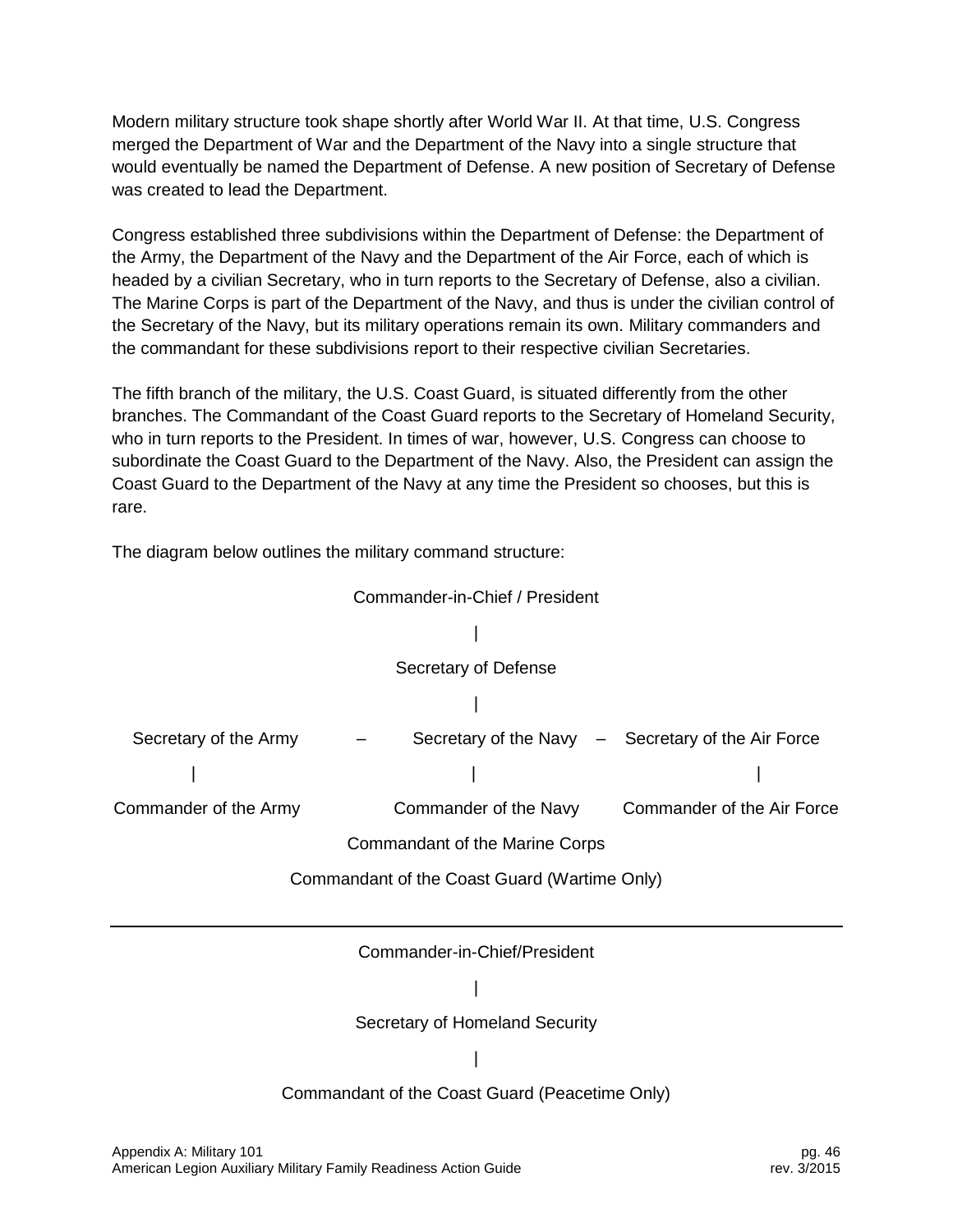Modern military structure took shape shortly after World War II. At that time, U.S. Congress merged the Department of War and the Department of the Navy into a single structure that would eventually be named the Department of Defense. A new position of Secretary of Defense was created to lead the Department.

Congress established three subdivisions within the Department of Defense: the Department of the Army, the Department of the Navy and the Department of the Air Force, each of which is headed by a civilian Secretary, who in turn reports to the Secretary of Defense, also a civilian. The Marine Corps is part of the Department of the Navy, and thus is under the civilian control of the Secretary of the Navy, but its military operations remain its own. Military commanders and the commandant for these subdivisions report to their respective civilian Secretaries.

The fifth branch of the military, the U.S. Coast Guard, is situated differently from the other branches. The Commandant of the Coast Guard reports to the Secretary of Homeland Security, who in turn reports to the President. In times of war, however, U.S. Congress can choose to subordinate the Coast Guard to the Department of the Navy. Also, the President can assign the Coast Guard to the Department of the Navy at any time the President so chooses, but this is rare.

The diagram below outlines the military command structure:

```
                         Commander-in-Chief / President
                                      |
                             Secretary of Defense
                                      |
Secretary of the Army  –  Secretary of the Navy  –  Secretary of the Air Force
          |                          |                          |
Commander of the Army      Commander of the Navy      Commander of the Air Force
                        Commandant of the Marine Corps
                Commandant of the Coast Guard (Wartime Only)
```

---

```
                         Commander-in-Chief/President
                                      |
                         Secretary of Homeland Security
                                      |
               Commandant of the Coast Guard (Peacetime Only)
```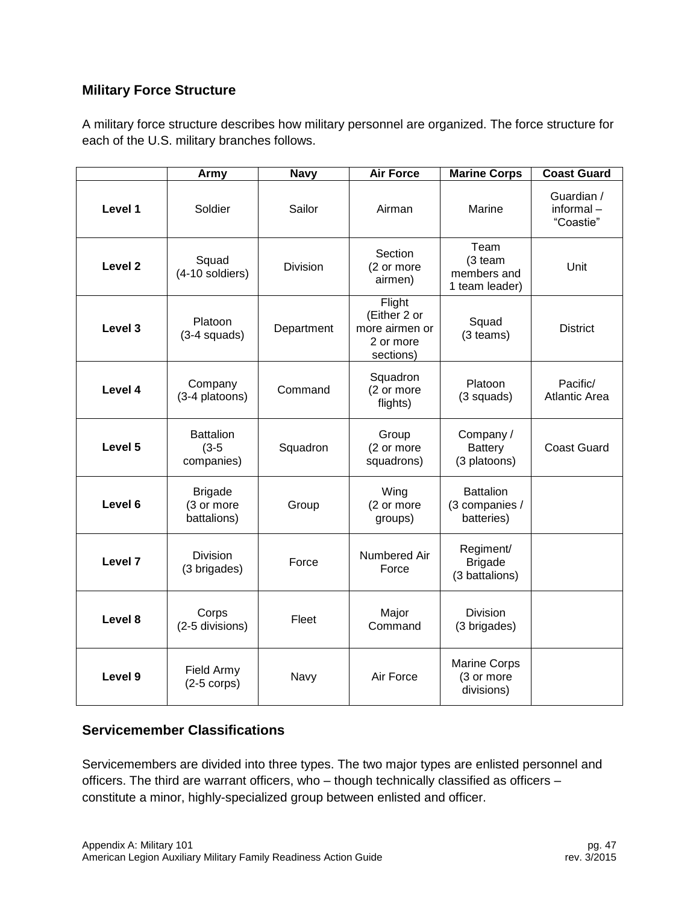## Military Force Structure

A military force structure describes how military personnel are organized. The force structure for each of the U.S. military branches follows.

| | Army | Navy | Air Force | Marine Corps | Coast Guard |
|---|---|---|---|---|---|
| **Level 1** | Soldier | Sailor | Airman | Marine | Guardian / informal – "Coastie" |
| **Level 2** | Squad (4-10 soldiers) | Division | Section (2 or more airmen) | Team (3 team members and 1 team leader) | Unit |
| **Level 3** | Platoon (3-4 squads) | Department | Flight (Either 2 or more airmen or 2 or more sections) | Squad (3 teams) | District |
| **Level 4** | Company (3-4 platoons) | Command | Squadron (2 or more flights) | Platoon (3 squads) | Pacific/ Atlantic Area |
| **Level 5** | Battalion (3-5 companies) | Squadron | Group (2 or more squadrons) | Company / Battery (3 platoons) | Coast Guard |
| **Level 6** | Brigade (3 or more battalions) | Group | Wing (2 or more groups) | Battalion (3 companies / batteries) | |
| **Level 7** | Division (3 brigades) | Force | Numbered Air Force | Regiment/ Brigade (3 battalions) | |
| **Level 8** | Corps (2-5 divisions) | Fleet | Major Command | Division (3 brigades) | |
| **Level 9** | Field Army (2-5 corps) | Navy | Air Force | Marine Corps (3 or more divisions) | |

## Servicemember Classifications

Servicemembers are divided into three types. The two major types are enlisted personnel and officers. The third are warrant officers, who – though technically classified as officers – constitute a minor, highly-specialized group between enlisted and officer.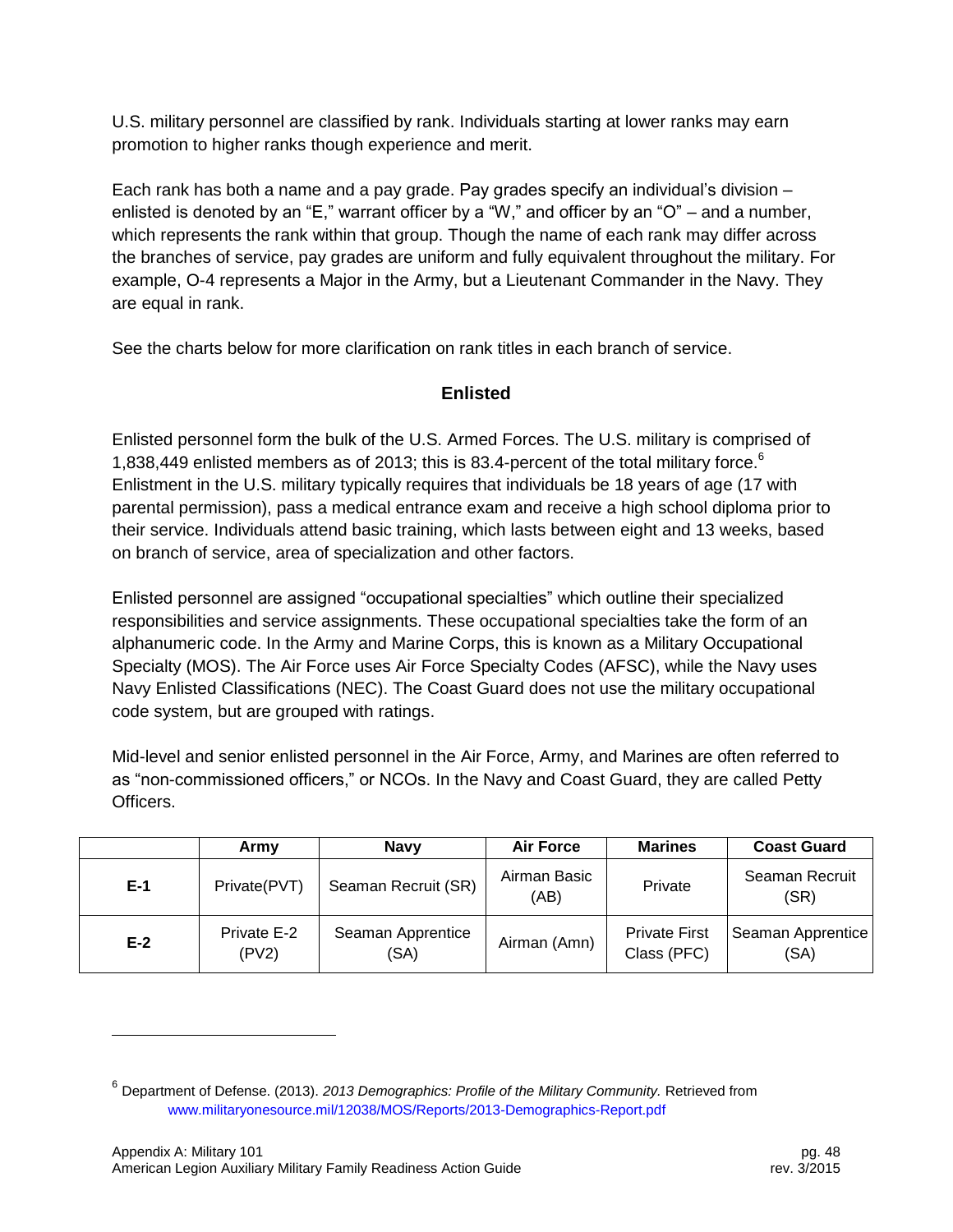U.S. military personnel are classified by rank. Individuals starting at lower ranks may earn promotion to higher ranks though experience and merit.

Each rank has both a name and a pay grade. Pay grades specify an individual's division – enlisted is denoted by an "E," warrant officer by a "W," and officer by an "O" – and a number, which represents the rank within that group. Though the name of each rank may differ across the branches of service, pay grades are uniform and fully equivalent throughout the military. For example, O-4 represents a Major in the Army, but a Lieutenant Commander in the Navy. They are equal in rank.

See the charts below for more clarification on rank titles in each branch of service.

## Enlisted

Enlisted personnel form the bulk of the U.S. Armed Forces. The U.S. military is comprised of 1,838,449 enlisted members as of 2013; this is 83.4-percent of the total military force.[6] Enlistment in the U.S. military typically requires that individuals be 18 years of age (17 with parental permission), pass a medical entrance exam and receive a high school diploma prior to their service. Individuals attend basic training, which lasts between eight and 13 weeks, based on branch of service, area of specialization and other factors.

Enlisted personnel are assigned "occupational specialties" which outline their specialized responsibilities and service assignments. These occupational specialties take the form of an alphanumeric code. In the Army and Marine Corps, this is known as a Military Occupational Specialty (MOS). The Air Force uses Air Force Specialty Codes (AFSC), while the Navy uses Navy Enlisted Classifications (NEC). The Coast Guard does not use the military occupational code system, but are grouped with ratings.

Mid-level and senior enlisted personnel in the Air Force, Army, and Marines are often referred to as "non-commissioned officers," or NCOs. In the Navy and Coast Guard, they are called Petty Officers.

| | Army | Navy | Air Force | Marines | Coast Guard |
|---|---|---|---|---|---|
| **E-1** | Private(PVT) | Seaman Recruit (SR) | Airman Basic (AB) | Private | Seaman Recruit (SR) |
| **E-2** | Private E-2 (PV2) | Seaman Apprentice (SA) | Airman (Amn) | Private First Class (PFC) | Seaman Apprentice (SA) |

[6] Department of Defense. (2013). *2013 Demographics: Profile of the Military Community.* Retrieved from www.militaryonesource.mil/12038/MOS/Reports/2013-Demographics-Report.pdf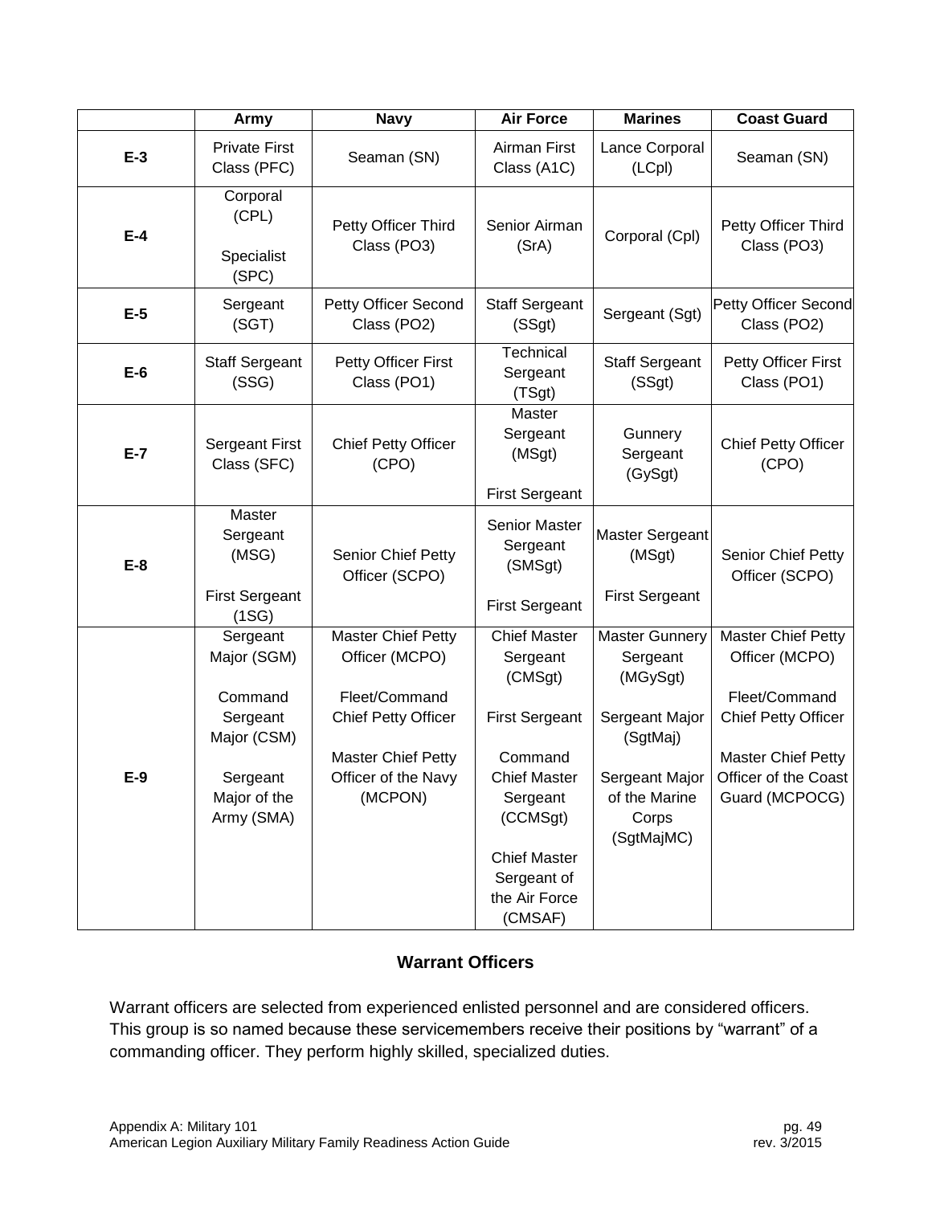| | Army | Navy | Air Force | Marines | Coast Guard |
|---|---|---|---|---|---|
| **E-3** | Private First Class (PFC) | Seaman (SN) | Airman First Class (A1C) | Lance Corporal (LCpl) | Seaman (SN) |
| **E-4** | Corporal (CPL)<br><br>Specialist (SPC) | Petty Officer Third Class (PO3) | Senior Airman (SrA) | Corporal (Cpl) | Petty Officer Third Class (PO3) |
| **E-5** | Sergeant (SGT) | Petty Officer Second Class (PO2) | Staff Sergeant (SSgt) | Sergeant (Sgt) | Petty Officer Second Class (PO2) |
| **E-6** | Staff Sergeant (SSG) | Petty Officer First Class (PO1) | Technical Sergeant (TSgt) | Staff Sergeant (SSgt) | Petty Officer First Class (PO1) |
| **E-7** | Sergeant First Class (SFC) | Chief Petty Officer (CPO) | Master Sergeant (MSgt)<br><br>First Sergeant | Gunnery Sergeant (GySgt) | Chief Petty Officer (CPO) |
| **E-8** | Master Sergeant (MSG)<br><br>First Sergeant (1SG) | Senior Chief Petty Officer (SCPO) | Senior Master Sergeant (SMSgt)<br><br>First Sergeant | Master Sergeant (MSgt)<br><br>First Sergeant | Senior Chief Petty Officer (SCPO) |
| **E-9** | Sergeant Major (SGM)<br><br>Command Sergeant Major (CSM)<br><br>Sergeant Major of the Army (SMA) | Master Chief Petty Officer (MCPO)<br><br>Fleet/Command Chief Petty Officer<br><br>Master Chief Petty Officer of the Navy (MCPON) | Chief Master Sergeant (CMSgt)<br><br>First Sergeant<br><br>Command Chief Master Sergeant (CCMSgt)<br><br>Chief Master Sergeant of the Air Force (CMSAF) | Master Gunnery Sergeant (MGySgt)<br><br>Sergeant Major (SgtMaj)<br><br>Sergeant Major of the Marine Corps (SgtMajMC) | Master Chief Petty Officer (MCPO)<br><br>Fleet/Command Chief Petty Officer<br><br>Master Chief Petty Officer of the Coast Guard (MCPOCG) |

## Warrant Officers

Warrant officers are selected from experienced enlisted personnel and are considered officers. This group is so named because these servicemembers receive their positions by "warrant" of a commanding officer. They perform highly skilled, specialized duties.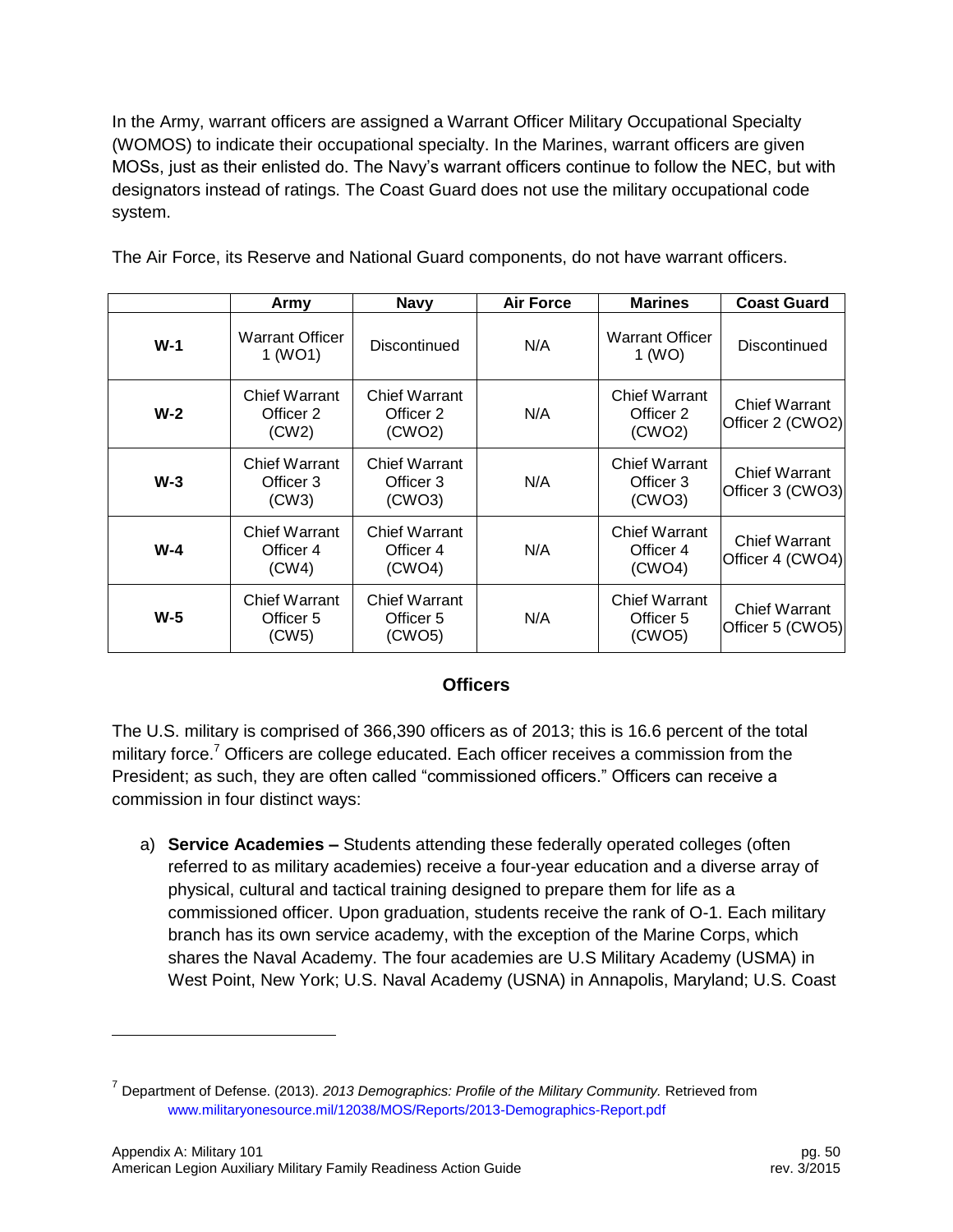In the Army, warrant officers are assigned a Warrant Officer Military Occupational Specialty (WOMOS) to indicate their occupational specialty. In the Marines, warrant officers are given MOSs, just as their enlisted do. The Navy's warrant officers continue to follow the NEC, but with designators instead of ratings. The Coast Guard does not use the military occupational code system.

The Air Force, its Reserve and National Guard components, do not have warrant officers.

| | Army | Navy | Air Force | Marines | Coast Guard |
|---|---|---|---|---|---|
| **W-1** | Warrant Officer 1 (WO1) | Discontinued | N/A | Warrant Officer 1 (WO) | Discontinued |
| **W-2** | Chief Warrant Officer 2 (CW2) | Chief Warrant Officer 2 (CWO2) | N/A | Chief Warrant Officer 2 (CWO2) | Chief Warrant Officer 2 (CWO2) |
| **W-3** | Chief Warrant Officer 3 (CW3) | Chief Warrant Officer 3 (CWO3) | N/A | Chief Warrant Officer 3 (CWO3) | Chief Warrant Officer 3 (CWO3) |
| **W-4** | Chief Warrant Officer 4 (CW4) | Chief Warrant Officer 4 (CWO4) | N/A | Chief Warrant Officer 4 (CWO4) | Chief Warrant Officer 4 (CWO4) |
| **W-5** | Chief Warrant Officer 5 (CW5) | Chief Warrant Officer 5 (CWO5) | N/A | Chief Warrant Officer 5 (CWO5) | Chief Warrant Officer 5 (CWO5) |

## Officers

The U.S. military is comprised of 366,390 officers as of 2013; this is 16.6 percent of the total military force.[7] Officers are college educated. Each officer receives a commission from the President; as such, they are often called "commissioned officers." Officers can receive a commission in four distinct ways:

a) **Service Academies –** Students attending these federally operated colleges (often referred to as military academies) receive a four-year education and a diverse array of physical, cultural and tactical training designed to prepare them for life as a commissioned officer. Upon graduation, students receive the rank of O-1. Each military branch has its own service academy, with the exception of the Marine Corps, which shares the Naval Academy. The four academies are U.S Military Academy (USMA) in West Point, New York; U.S. Naval Academy (USNA) in Annapolis, Maryland; U.S. Coast

[7] Department of Defense. (2013). *2013 Demographics: Profile of the Military Community.* Retrieved from www.militaryonesource.mil/12038/MOS/Reports/2013-Demographics-Report.pdf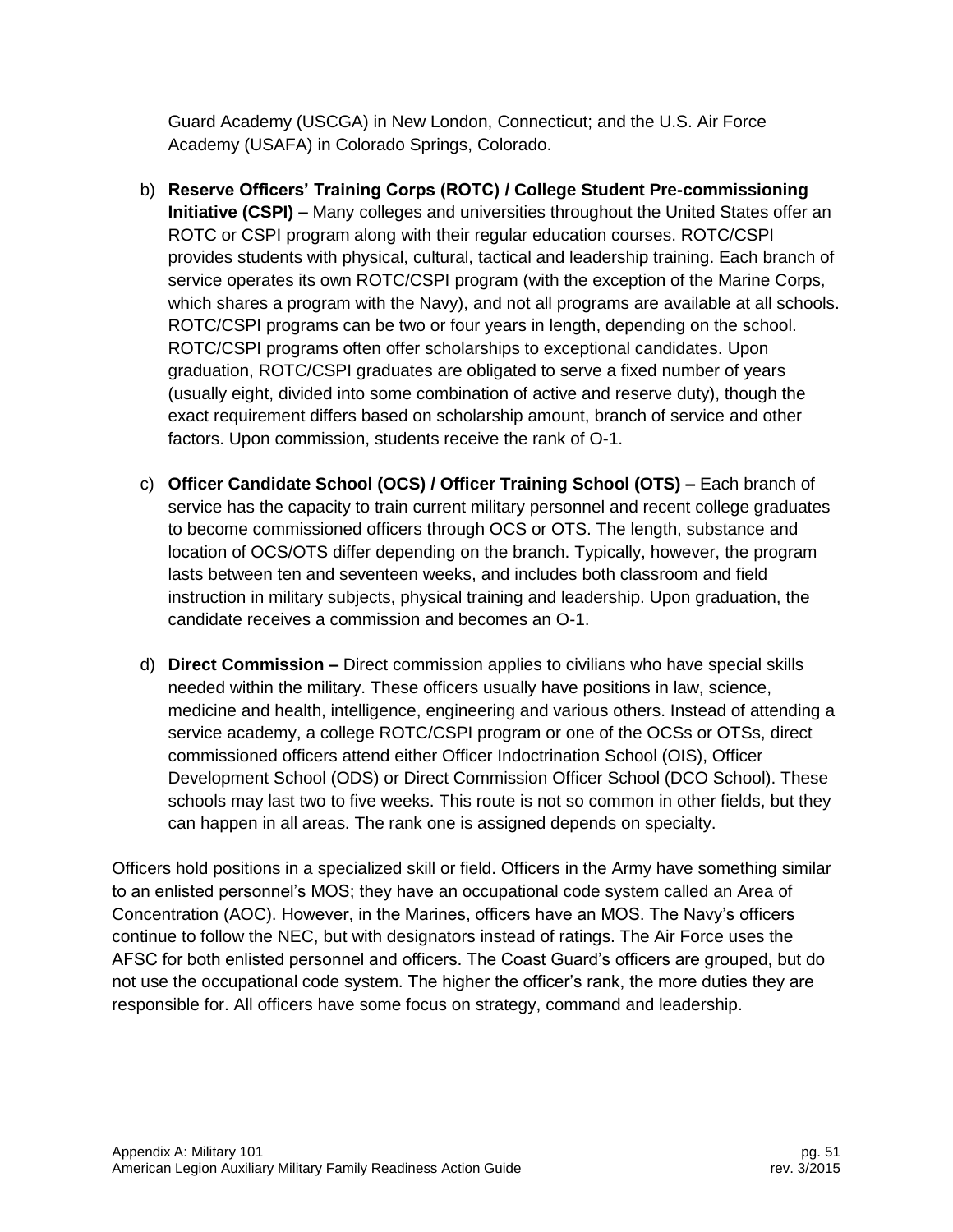Guard Academy (USCGA) in New London, Connecticut; and the U.S. Air Force Academy (USAFA) in Colorado Springs, Colorado.

b) **Reserve Officers' Training Corps (ROTC) / College Student Pre-commissioning Initiative (CSPI) –** Many colleges and universities throughout the United States offer an ROTC or CSPI program along with their regular education courses. ROTC/CSPI provides students with physical, cultural, tactical and leadership training. Each branch of service operates its own ROTC/CSPI program (with the exception of the Marine Corps, which shares a program with the Navy), and not all programs are available at all schools. ROTC/CSPI programs can be two or four years in length, depending on the school. ROTC/CSPI programs often offer scholarships to exceptional candidates. Upon graduation, ROTC/CSPI graduates are obligated to serve a fixed number of years (usually eight, divided into some combination of active and reserve duty), though the exact requirement differs based on scholarship amount, branch of service and other factors. Upon commission, students receive the rank of O-1.

c) **Officer Candidate School (OCS) / Officer Training School (OTS) –** Each branch of service has the capacity to train current military personnel and recent college graduates to become commissioned officers through OCS or OTS. The length, substance and location of OCS/OTS differ depending on the branch. Typically, however, the program lasts between ten and seventeen weeks, and includes both classroom and field instruction in military subjects, physical training and leadership. Upon graduation, the candidate receives a commission and becomes an O-1.

d) **Direct Commission –** Direct commission applies to civilians who have special skills needed within the military. These officers usually have positions in law, science, medicine and health, intelligence, engineering and various others. Instead of attending a service academy, a college ROTC/CSPI program or one of the OCSs or OTSs, direct commissioned officers attend either Officer Indoctrination School (OIS), Officer Development School (ODS) or Direct Commission Officer School (DCO School). These schools may last two to five weeks. This route is not so common in other fields, but they can happen in all areas. The rank one is assigned depends on specialty.

Officers hold positions in a specialized skill or field. Officers in the Army have something similar to an enlisted personnel's MOS; they have an occupational code system called an Area of Concentration (AOC). However, in the Marines, officers have an MOS. The Navy's officers continue to follow the NEC, but with designators instead of ratings. The Air Force uses the AFSC for both enlisted personnel and officers. The Coast Guard's officers are grouped, but do not use the occupational code system. The higher the officer's rank, the more duties they are responsible for. All officers have some focus on strategy, command and leadership.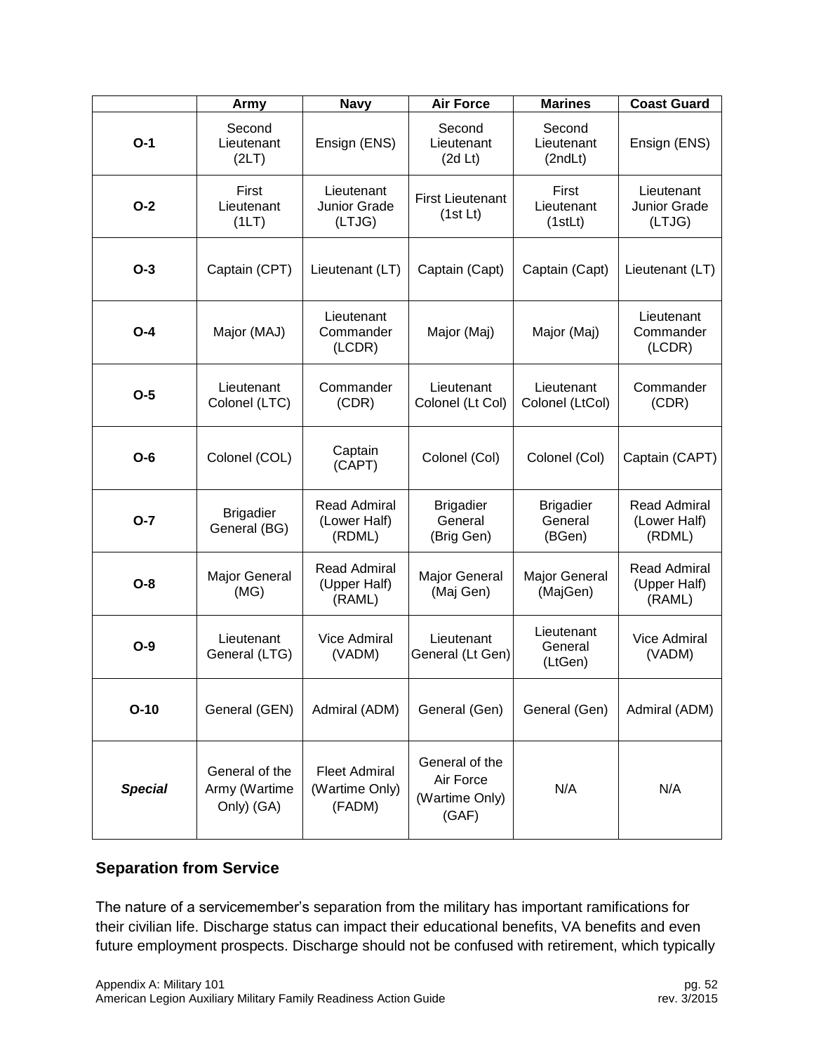| | Army | Navy | Air Force | Marines | Coast Guard |
|---|---|---|---|---|---|
| **O-1** | Second Lieutenant (2LT) | Ensign (ENS) | Second Lieutenant (2d Lt) | Second Lieutenant (2ndLt) | Ensign (ENS) |
| **O-2** | First Lieutenant (1LT) | Lieutenant Junior Grade (LTJG) | First Lieutenant (1st Lt) | First Lieutenant (1stLt) | Lieutenant Junior Grade (LTJG) |
| **O-3** | Captain (CPT) | Lieutenant (LT) | Captain (Capt) | Captain (Capt) | Lieutenant (LT) |
| **O-4** | Major (MAJ) | Lieutenant Commander (LCDR) | Major (Maj) | Major (Maj) | Lieutenant Commander (LCDR) |
| **O-5** | Lieutenant Colonel (LTC) | Commander (CDR) | Lieutenant Colonel (Lt Col) | Lieutenant Colonel (LtCol) | Commander (CDR) |
| **O-6** | Colonel (COL) | Captain (CAPT) | Colonel (Col) | Colonel (Col) | Captain (CAPT) |
| **O-7** | Brigadier General (BG) | Read Admiral (Lower Half) (RDML) | Brigadier General (Brig Gen) | Brigadier General (BGen) | Read Admiral (Lower Half) (RDML) |
| **O-8** | Major General (MG) | Read Admiral (Upper Half) (RAML) | Major General (Maj Gen) | Major General (MajGen) | Read Admiral (Upper Half) (RAML) |
| **O-9** | Lieutenant General (LTG) | Vice Admiral (VADM) | Lieutenant General (Lt Gen) | Lieutenant General (LtGen) | Vice Admiral (VADM) |
| **O-10** | General (GEN) | Admiral (ADM) | General (Gen) | General (Gen) | Admiral (ADM) |
| ***Special*** | General of the Army (Wartime Only) (GA) | Fleet Admiral (Wartime Only) (FADM) | General of the Air Force (Wartime Only) (GAF) | N/A | N/A |

## Separation from Service

The nature of a servicemember's separation from the military has important ramifications for their civilian life. Discharge status can impact their educational benefits, VA benefits and even future employment prospects. Discharge should not be confused with retirement, which typically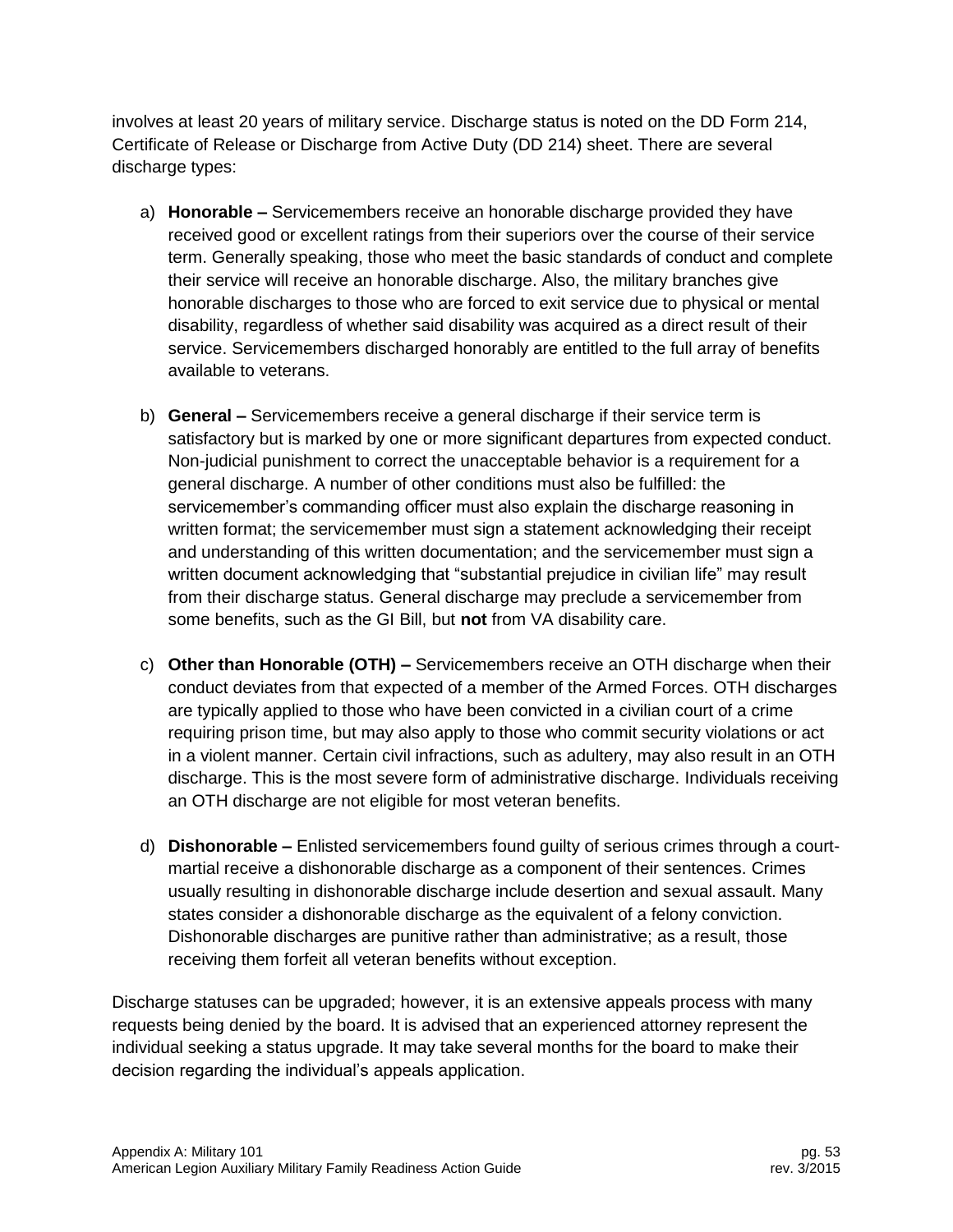involves at least 20 years of military service. Discharge status is noted on the DD Form 214, Certificate of Release or Discharge from Active Duty (DD 214) sheet. There are several discharge types:

a) **Honorable –** Servicemembers receive an honorable discharge provided they have received good or excellent ratings from their superiors over the course of their service term. Generally speaking, those who meet the basic standards of conduct and complete their service will receive an honorable discharge. Also, the military branches give honorable discharges to those who are forced to exit service due to physical or mental disability, regardless of whether said disability was acquired as a direct result of their service. Servicemembers discharged honorably are entitled to the full array of benefits available to veterans.

b) **General –** Servicemembers receive a general discharge if their service term is satisfactory but is marked by one or more significant departures from expected conduct. Non-judicial punishment to correct the unacceptable behavior is a requirement for a general discharge. A number of other conditions must also be fulfilled: the servicemember's commanding officer must also explain the discharge reasoning in written format; the servicemember must sign a statement acknowledging their receipt and understanding of this written documentation; and the servicemember must sign a written document acknowledging that "substantial prejudice in civilian life" may result from their discharge status. General discharge may preclude a servicemember from some benefits, such as the GI Bill, but **not** from VA disability care.

c) **Other than Honorable (OTH) –** Servicemembers receive an OTH discharge when their conduct deviates from that expected of a member of the Armed Forces. OTH discharges are typically applied to those who have been convicted in a civilian court of a crime requiring prison time, but may also apply to those who commit security violations or act in a violent manner. Certain civil infractions, such as adultery, may also result in an OTH discharge. This is the most severe form of administrative discharge. Individuals receiving an OTH discharge are not eligible for most veteran benefits.

d) **Dishonorable –** Enlisted servicemembers found guilty of serious crimes through a court-martial receive a dishonorable discharge as a component of their sentences. Crimes usually resulting in dishonorable discharge include desertion and sexual assault. Many states consider a dishonorable discharge as the equivalent of a felony conviction. Dishonorable discharges are punitive rather than administrative; as a result, those receiving them forfeit all veteran benefits without exception.

Discharge statuses can be upgraded; however, it is an extensive appeals process with many requests being denied by the board. It is advised that an experienced attorney represent the individual seeking a status upgrade. It may take several months for the board to make their decision regarding the individual's appeals application.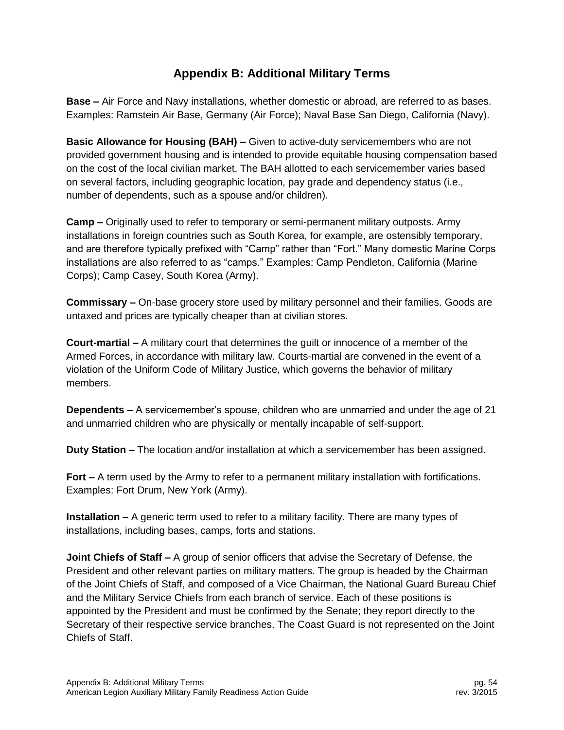# Appendix B: Additional Military Terms

**Base –** Air Force and Navy installations, whether domestic or abroad, are referred to as bases. Examples: Ramstein Air Base, Germany (Air Force); Naval Base San Diego, California (Navy).

**Basic Allowance for Housing (BAH) –** Given to active-duty servicemembers who are not provided government housing and is intended to provide equitable housing compensation based on the cost of the local civilian market. The BAH allotted to each servicemember varies based on several factors, including geographic location, pay grade and dependency status (i.e., number of dependents, such as a spouse and/or children).

**Camp –** Originally used to refer to temporary or semi-permanent military outposts. Army installations in foreign countries such as South Korea, for example, are ostensibly temporary, and are therefore typically prefixed with "Camp" rather than "Fort." Many domestic Marine Corps installations are also referred to as "camps." Examples: Camp Pendleton, California (Marine Corps); Camp Casey, South Korea (Army).

**Commissary –** On-base grocery store used by military personnel and their families. Goods are untaxed and prices are typically cheaper than at civilian stores.

**Court-martial –** A military court that determines the guilt or innocence of a member of the Armed Forces, in accordance with military law. Courts-martial are convened in the event of a violation of the Uniform Code of Military Justice, which governs the behavior of military members.

**Dependents –** A servicemember's spouse, children who are unmarried and under the age of 21 and unmarried children who are physically or mentally incapable of self-support.

**Duty Station –** The location and/or installation at which a servicemember has been assigned.

**Fort –** A term used by the Army to refer to a permanent military installation with fortifications. Examples: Fort Drum, New York (Army).

**Installation –** A generic term used to refer to a military facility. There are many types of installations, including bases, camps, forts and stations.

**Joint Chiefs of Staff –** A group of senior officers that advise the Secretary of Defense, the President and other relevant parties on military matters. The group is headed by the Chairman of the Joint Chiefs of Staff, and composed of a Vice Chairman, the National Guard Bureau Chief and the Military Service Chiefs from each branch of service. Each of these positions is appointed by the President and must be confirmed by the Senate; they report directly to the Secretary of their respective service branches. The Coast Guard is not represented on the Joint Chiefs of Staff.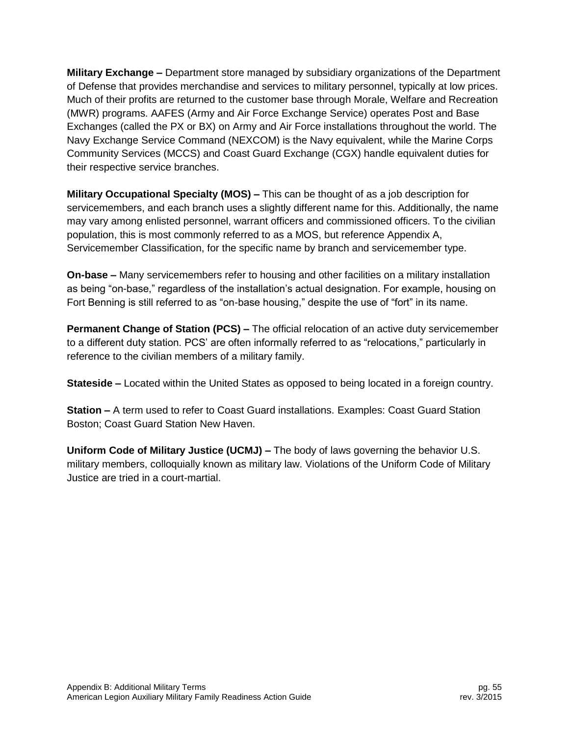**Military Exchange –** Department store managed by subsidiary organizations of the Department of Defense that provides merchandise and services to military personnel, typically at low prices. Much of their profits are returned to the customer base through Morale, Welfare and Recreation (MWR) programs. AAFES (Army and Air Force Exchange Service) operates Post and Base Exchanges (called the PX or BX) on Army and Air Force installations throughout the world. The Navy Exchange Service Command (NEXCOM) is the Navy equivalent, while the Marine Corps Community Services (MCCS) and Coast Guard Exchange (CGX) handle equivalent duties for their respective service branches.

**Military Occupational Specialty (MOS) –** This can be thought of as a job description for servicemembers, and each branch uses a slightly different name for this. Additionally, the name may vary among enlisted personnel, warrant officers and commissioned officers. To the civilian population, this is most commonly referred to as a MOS, but reference Appendix A, Servicemember Classification, for the specific name by branch and servicemember type.

**On-base –** Many servicemembers refer to housing and other facilities on a military installation as being "on-base," regardless of the installation's actual designation. For example, housing on Fort Benning is still referred to as "on-base housing," despite the use of "fort" in its name.

**Permanent Change of Station (PCS) –** The official relocation of an active duty servicemember to a different duty station. PCS' are often informally referred to as "relocations," particularly in reference to the civilian members of a military family.

**Stateside –** Located within the United States as opposed to being located in a foreign country.

**Station –** A term used to refer to Coast Guard installations. Examples: Coast Guard Station Boston; Coast Guard Station New Haven.

**Uniform Code of Military Justice (UCMJ) –** The body of laws governing the behavior U.S. military members, colloquially known as military law. Violations of the Uniform Code of Military Justice are tried in a court-martial.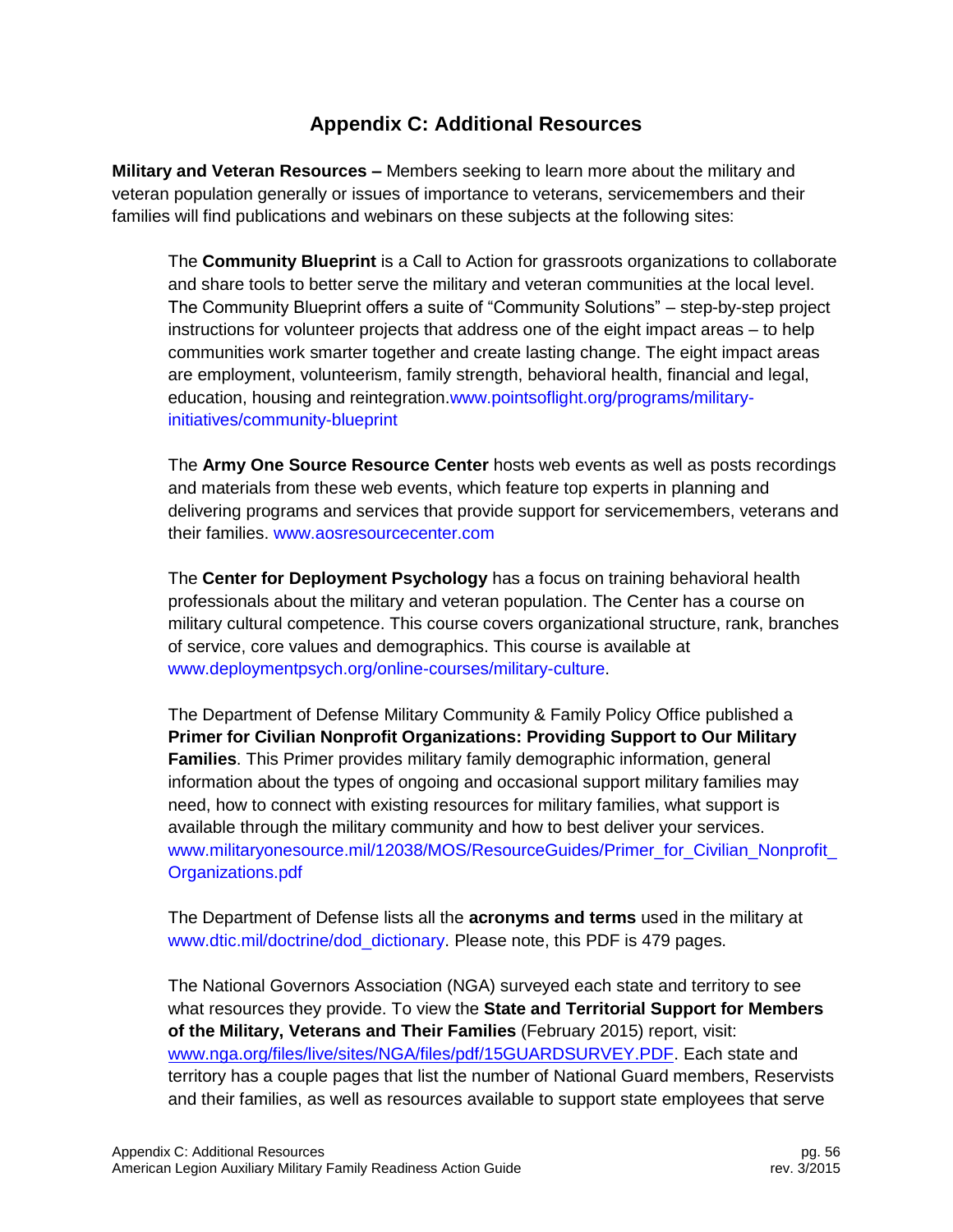# Appendix C: Additional Resources

**Military and Veteran Resources –** Members seeking to learn more about the military and veteran population generally or issues of importance to veterans, servicemembers and their families will find publications and webinars on these subjects at the following sites:

The **Community Blueprint** is a Call to Action for grassroots organizations to collaborate and share tools to better serve the military and veteran communities at the local level. The Community Blueprint offers a suite of "Community Solutions" – step-by-step project instructions for volunteer projects that address one of the eight impact areas – to help communities work smarter together and create lasting change. The eight impact areas are employment, volunteerism, family strength, behavioral health, financial and legal, education, housing and reintegration.www.pointsoflight.org/programs/military-initiatives/community-blueprint

The **Army One Source Resource Center** hosts web events as well as posts recordings and materials from these web events, which feature top experts in planning and delivering programs and services that provide support for servicemembers, veterans and their families. www.aosresourcecenter.com

The **Center for Deployment Psychology** has a focus on training behavioral health professionals about the military and veteran population. The Center has a course on military cultural competence. This course covers organizational structure, rank, branches of service, core values and demographics. This course is available at www.deploymentpsych.org/online-courses/military-culture.

The Department of Defense Military Community & Family Policy Office published a **Primer for Civilian Nonprofit Organizations: Providing Support to Our Military Families**. This Primer provides military family demographic information, general information about the types of ongoing and occasional support military families may need, how to connect with existing resources for military families, what support is available through the military community and how to best deliver your services. www.militaryonesource.mil/12038/MOS/ResourceGuides/Primer_for_Civilian_Nonprofit_Organizations.pdf

The Department of Defense lists all the **acronyms and terms** used in the military at www.dtic.mil/doctrine/dod_dictionary. Please note, this PDF is 479 pages.

The National Governors Association (NGA) surveyed each state and territory to see what resources they provide. To view the **State and Territorial Support for Members of the Military, Veterans and Their Families** (February 2015) report, visit: www.nga.org/files/live/sites/NGA/files/pdf/15GUARDSURVEY.PDF. Each state and territory has a couple pages that list the number of National Guard members, Reservists and their families, as well as resources available to support state employees that serve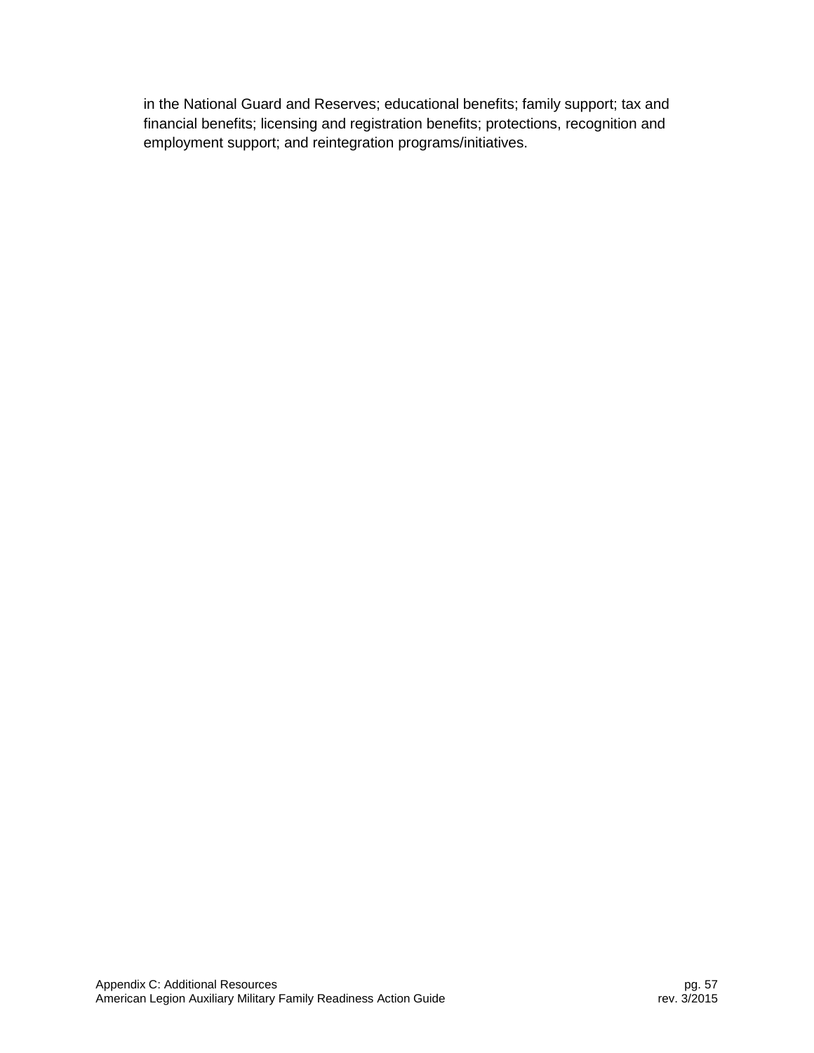in the National Guard and Reserves; educational benefits; family support; tax and financial benefits; licensing and registration benefits; protections, recognition and employment support; and reintegration programs/initiatives.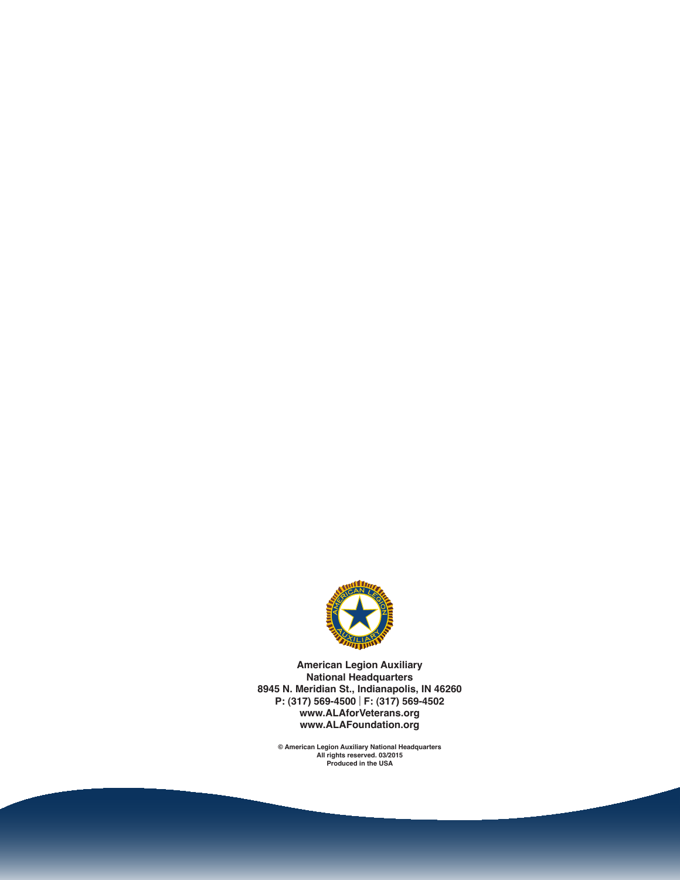**American Legion Auxiliary**
**National Headquarters**
**8945 N. Meridian St., Indianapolis, IN 46260**
**P: (317) 569-4500 | F: (317) 569-4502**
**www.ALAforVeterans.org**
**www.ALAFoundation.org**

© American Legion Auxiliary National Headquarters
All rights reserved. 03/2015
Produced in the USA